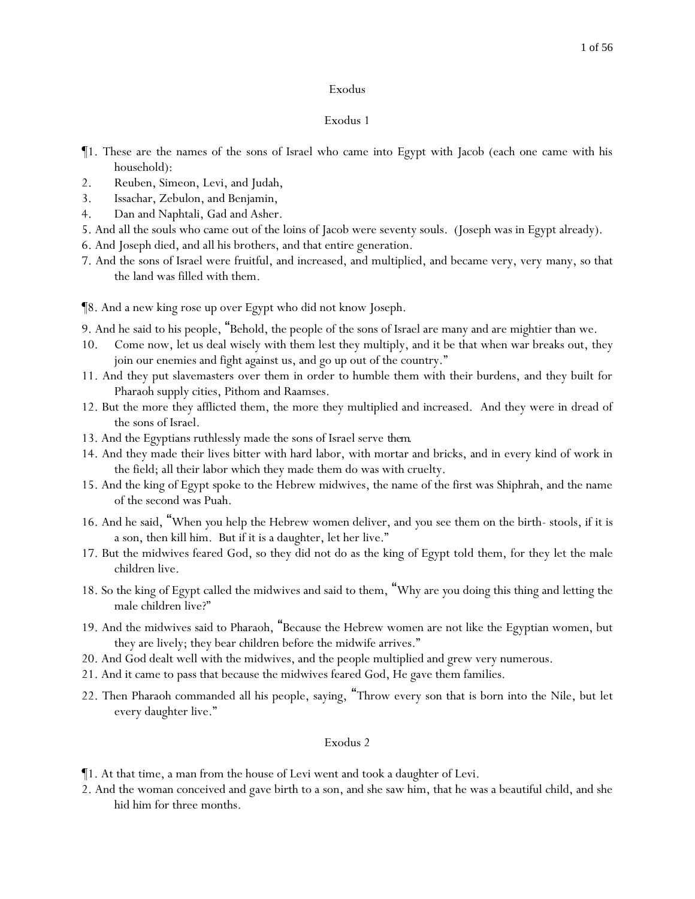# Exodus

## Exodus 1

¶1. These are the names of the sons of Israel who came into Egypt with Jacob (each one came with his household):
2. Reuben, Simeon, Levi, and Judah,
3. Issachar, Zebulon, and Benjamin,
4. Dan and Naphtali, Gad and Asher.
5. And all the souls who came out of the loins of Jacob were seventy souls. (Joseph was in Egypt already).
6. And Joseph died, and all his brothers, and that entire generation.
7. And the sons of Israel were fruitful, and increased, and multiplied, and became very, very many, so that the land was filled with them.

¶8. And a new king rose up over Egypt who did not know Joseph.
9. And he said to his people, "Behold, the people of the sons of Israel are many and are mightier than we.
10. Come now, let us deal wisely with them lest they multiply, and it be that when war breaks out, they join our enemies and fight against us, and go up out of the country."
11. And they put slavemasters over them in order to humble them with their burdens, and they built for Pharaoh supply cities, Pithom and Raamses.
12. But the more they afflicted them, the more they multiplied and increased. And they were in dread of the sons of Israel.
13. And the Egyptians ruthlessly made the sons of Israel serve *them*.
14. And they made their lives bitter with hard labor, with mortar and bricks, and in every kind of work in the field; all their labor which they made them do was with cruelty.
15. And the king of Egypt spoke to the Hebrew midwives, the name of the first was Shiphrah, and the name of the second was Puah.
16. And he said, "When you help the Hebrew women deliver, and you see them on the birth- stools, if it is a son, then kill him. But if it is a daughter, let her live."
17. But the midwives feared God, so they did not do as the king of Egypt told them, for they let the male children live.
18. So the king of Egypt called the midwives and said to them, "Why are you doing this thing and letting the male children live?"
19. And the midwives said to Pharaoh, "Because the Hebrew women are not like the Egyptian women, but they are lively; they bear children before the midwife arrives."
20. And God dealt well with the midwives, and the people multiplied and grew very numerous.
21. And it came to pass that because the midwives feared God, He gave them families.
22. Then Pharaoh commanded all his people, saying, "Throw every son that is born into the Nile, but let every daughter live."

## Exodus 2

¶1. At that time, a man from the house of Levi went and took a daughter of Levi.
2. And the woman conceived and gave birth to a son, and she saw him, that he was a beautiful child, and she hid him for three months.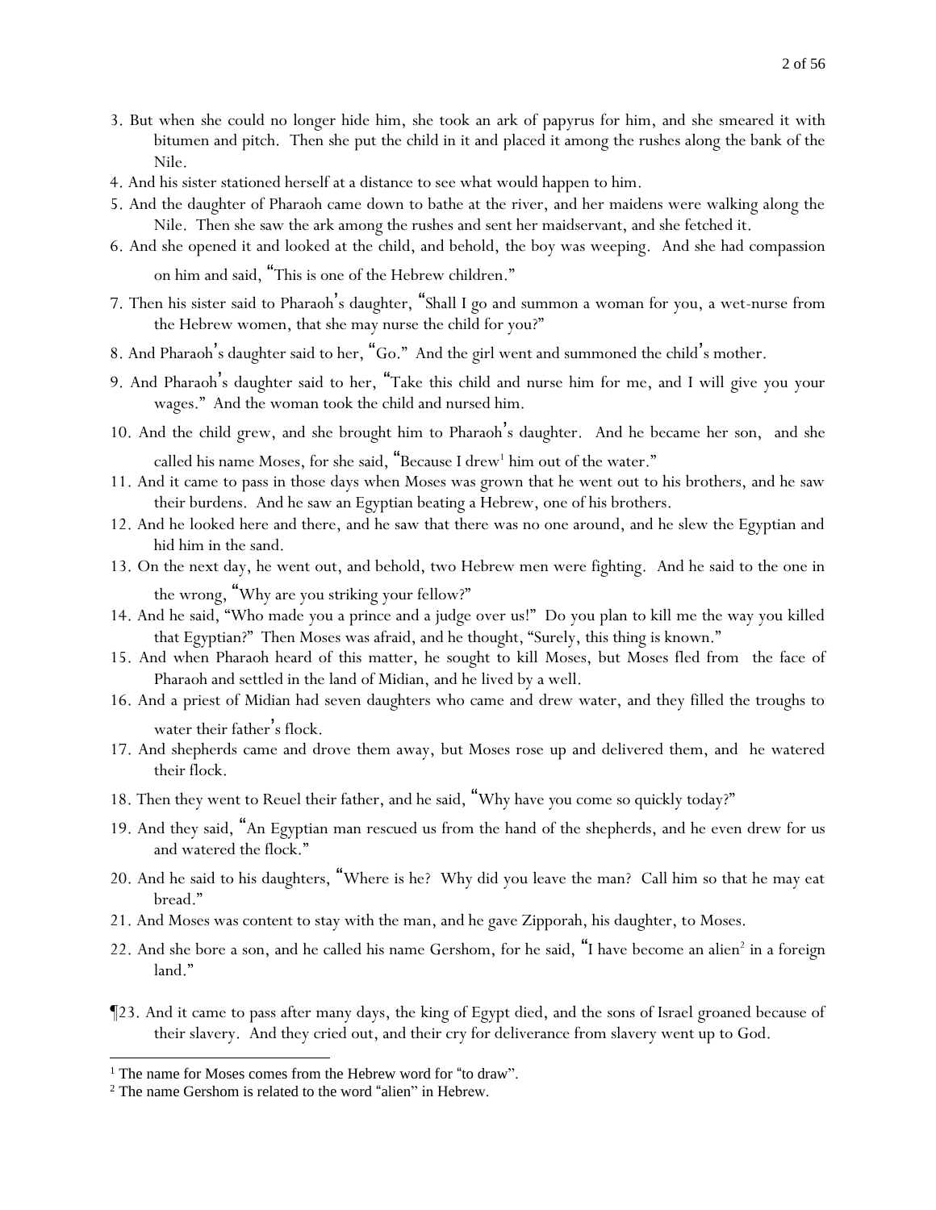3. But when she could no longer hide him, she took an ark of papyrus for him, and she smeared it with bitumen and pitch. Then she put the child in it and placed it among the rushes along the bank of the Nile.

4. And his sister stationed herself at a distance to see what would happen to him.

5. And the daughter of Pharaoh came down to bathe at the river, and her maidens were walking along the Nile. Then she saw the ark among the rushes and sent her maidservant, and she fetched it.

6. And she opened it and looked at the child, and behold, the boy was weeping. And she had compassion on him and said, "This is one of the Hebrew children."

7. Then his sister said to Pharaoh's daughter, "Shall I go and summon a woman for you, a wet-nurse from the Hebrew women, that she may nurse the child for you?"

8. And Pharaoh's daughter said to her, "Go." And the girl went and summoned the child's mother.

9. And Pharaoh's daughter said to her, "Take this child and nurse him for me, and I will give you your wages." And the woman took the child and nursed him.

10. And the child grew, and she brought him to Pharaoh's daughter. And he became her son, and she called his name Moses, for she said, "Because I drew[1] him out of the water."

11. And it came to pass in those days when Moses was grown that he went out to his brothers, and he saw their burdens. And he saw an Egyptian beating a Hebrew, one of his brothers.

12. And he looked here and there, and he saw that there was no one around, and he slew the Egyptian and hid him in the sand.

13. On the next day, he went out, and behold, two Hebrew men were fighting. And he said to the one in the wrong, "Why are you striking your fellow?"

14. And he said, "Who made you a prince and a judge over us!" Do you plan to kill me the way you killed that Egyptian?" Then Moses was afraid, and he thought, "Surely, this thing is known."

15. And when Pharaoh heard of this matter, he sought to kill Moses, but Moses fled from the face of Pharaoh and settled in the land of Midian, and he lived by a well.

16. And a priest of Midian had seven daughters who came and drew water, and they filled the troughs to water their father's flock.

17. And shepherds came and drove them away, but Moses rose up and delivered them, and he watered their flock.

18. Then they went to Reuel their father, and he said, "Why have you come so quickly today?"

19. And they said, "An Egyptian man rescued us from the hand of the shepherds, and he even drew for us and watered the flock."

20. And he said to his daughters, "Where is he? Why did you leave the man? Call him so that he may eat bread."

21. And Moses was content to stay with the man, and he gave Zipporah, his daughter, to Moses.

22. And she bore a son, and he called his name Gershom, for he said, "I have become an alien[2] in a foreign land."

¶23. And it came to pass after many days, the king of Egypt died, and the sons of Israel groaned because of their slavery. And they cried out, and their cry for deliverance from slavery went up to God.

---

[1] The name for Moses comes from the Hebrew word for "to draw".

[2] The name Gershom is related to the word "alien" in Hebrew.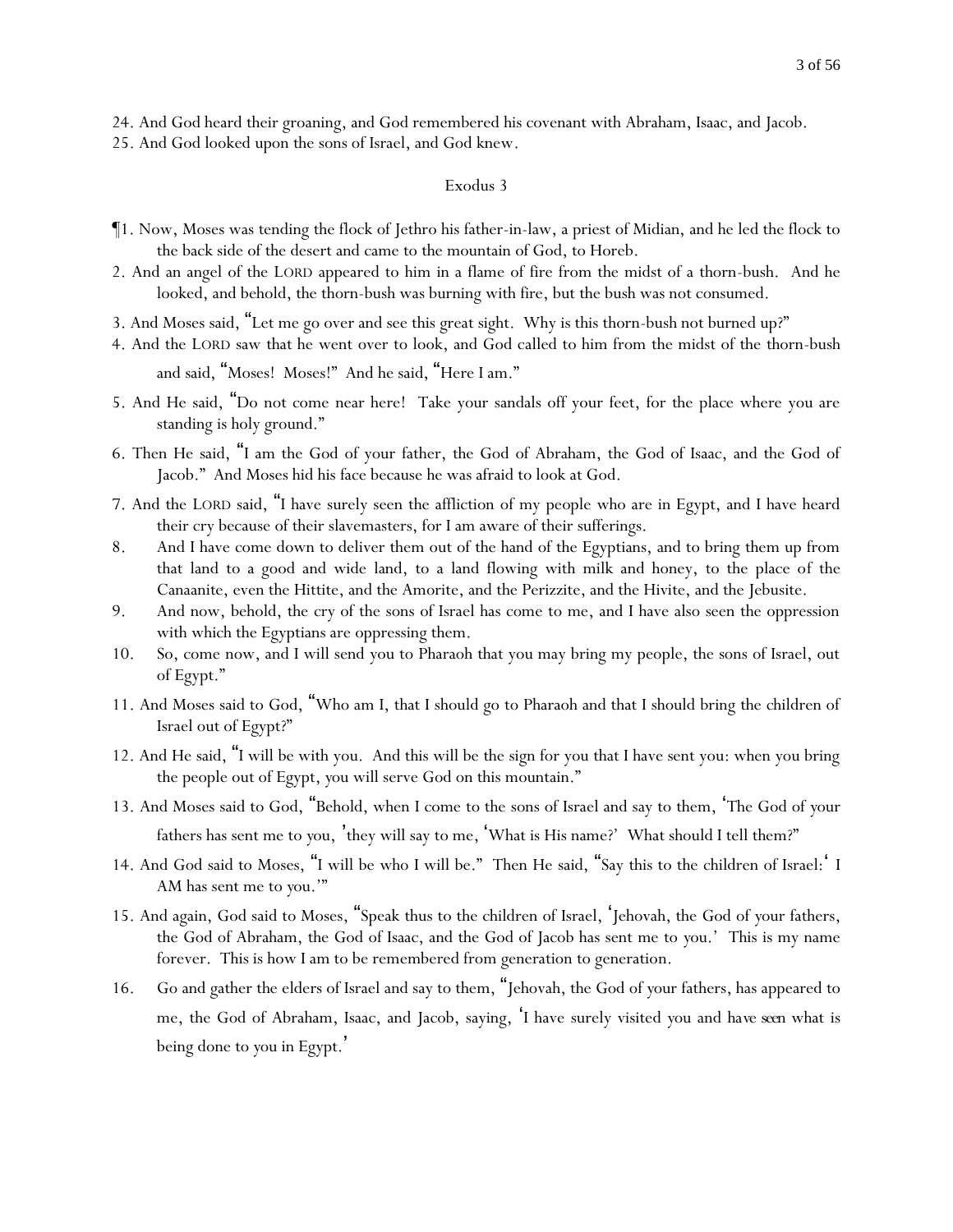24. And God heard their groaning, and God remembered his covenant with Abraham, Isaac, and Jacob.
25. And God looked upon the sons of Israel, and God knew.

## Exodus 3

¶1. Now, Moses was tending the flock of Jethro his father-in-law, a priest of Midian, and he led the flock to the back side of the desert and came to the mountain of God, to Horeb.
2. And an angel of the LORD appeared to him in a flame of fire from the midst of a thorn-bush. And he looked, and behold, the thorn-bush was burning with fire, but the bush was not consumed.
3. And Moses said, "Let me go over and see this great sight. Why is this thorn-bush not burned up?"
4. And the LORD saw that he went over to look, and God called to him from the midst of the thorn-bush and said, "Moses! Moses!" And he said, "Here I am."
5. And He said, "Do not come near here! Take your sandals off your feet, for the place where you are standing is holy ground."
6. Then He said, "I am the God of your father, the God of Abraham, the God of Isaac, and the God of Jacob." And Moses hid his face because he was afraid to look at God.
7. And the LORD said, "I have surely seen the affliction of my people who are in Egypt, and I have heard their cry because of their slavemasters, for I am aware of their sufferings.
8. And I have come down to deliver them out of the hand of the Egyptians, and to bring them up from that land to a good and wide land, to a land flowing with milk and honey, to the place of the Canaanite, even the Hittite, and the Amorite, and the Perizzite, and the Hivite, and the Jebusite.
9. And now, behold, the cry of the sons of Israel has come to me, and I have also seen the oppression with which the Egyptians are oppressing them.
10. So, come now, and I will send you to Pharaoh that you may bring my people, the sons of Israel, out of Egypt."
11. And Moses said to God, "Who am I, that I should go to Pharaoh and that I should bring the children of Israel out of Egypt?"
12. And He said, "I will be with you. And this will be the sign for you that I have sent you: when you bring the people out of Egypt, you will serve God on this mountain."
13. And Moses said to God, "Behold, when I come to the sons of Israel and say to them, 'The God of your fathers has sent me to you,' they will say to me, 'What is His name?' What should I tell them?"
14. And God said to Moses, "I will be who I will be." Then He said, "Say this to the children of Israel: 'I AM has sent me to you.'"
15. And again, God said to Moses, "Speak thus to the children of Israel, 'Jehovah, the God of your fathers, the God of Abraham, the God of Isaac, and the God of Jacob has sent me to you.' This is my name forever. This is how I am to be remembered from generation to generation.
16. Go and gather the elders of Israel and say to them, "Jehovah, the God of your fathers, has appeared to me, the God of Abraham, Isaac, and Jacob, saying, 'I have surely visited you and *have seen* what is being done to you in Egypt.'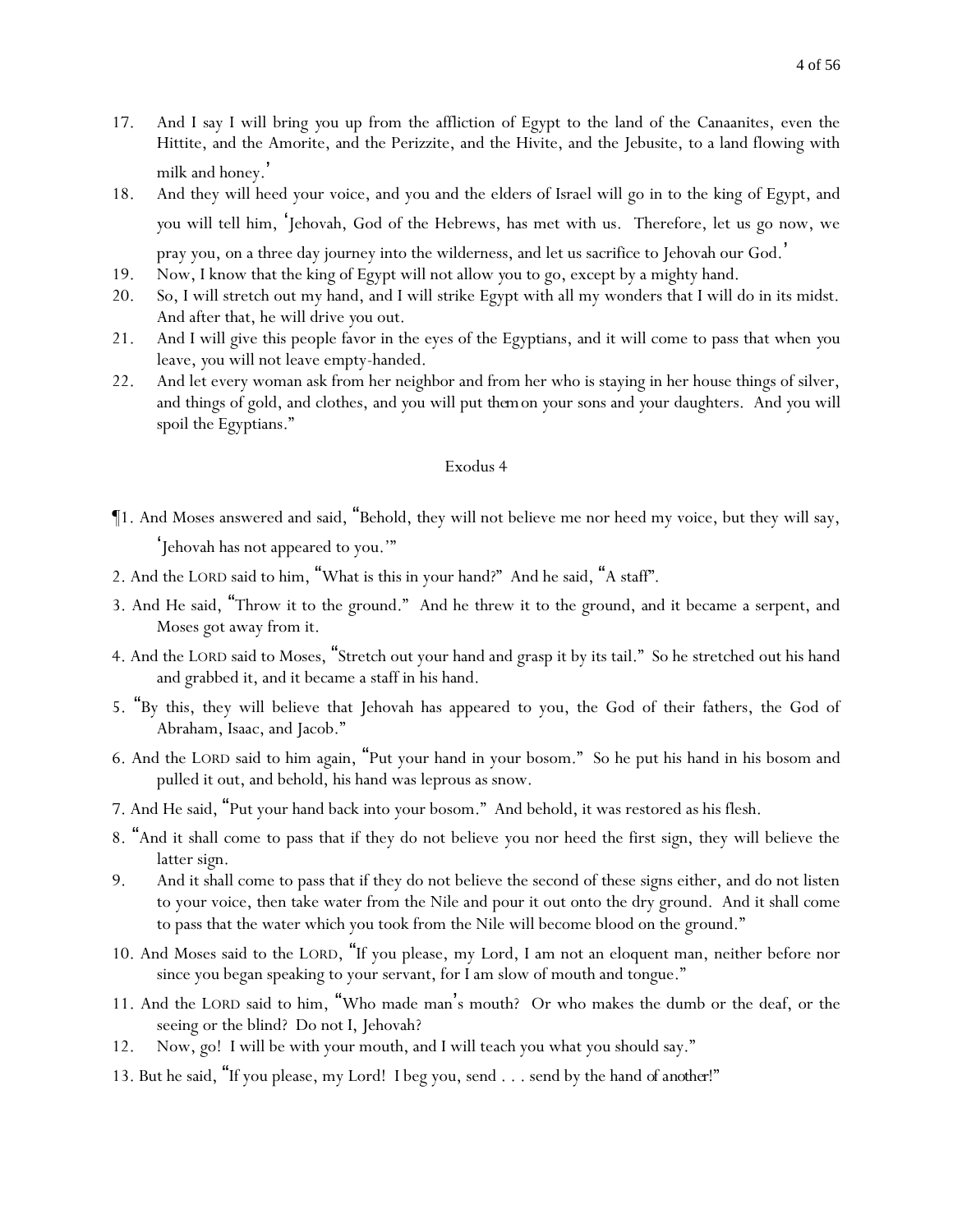17. And I say I will bring you up from the affliction of Egypt to the land of the Canaanites, even the Hittite, and the Amorite, and the Perizzite, and the Hivite, and the Jebusite, to a land flowing with milk and honey.'

18. And they will heed your voice, and you and the elders of Israel will go in to the king of Egypt, and you will tell him, 'Jehovah, God of the Hebrews, has met with us. Therefore, let us go now, we pray you, on a three day journey into the wilderness, and let us sacrifice to Jehovah our God.'

19. Now, I know that the king of Egypt will not allow you to go, except by a mighty hand.

20. So, I will stretch out my hand, and I will strike Egypt with all my wonders that I will do in its midst. And after that, he will drive you out.

21. And I will give this people favor in the eyes of the Egyptians, and it will come to pass that when you leave, you will not leave empty-handed.

22. And let every woman ask from her neighbor and from her who is staying in her house things of silver, and things of gold, and clothes, and you will put *them* on your sons and your daughters. And you will spoil the Egyptians."

## Exodus 4

¶1. And Moses answered and said, "Behold, they will not believe me nor heed my voice, but they will say, 'Jehovah has not appeared to you.'"

2. And the LORD said to him, "What is this in your hand?" And he said, "A staff".

3. And He said, "Throw it to the ground." And he threw it to the ground, and it became a serpent, and Moses got away from it.

4. And the LORD said to Moses, "Stretch out your hand and grasp it by its tail." So he stretched out his hand and grabbed it, and it became a staff in his hand.

5. "By this, they will believe that Jehovah has appeared to you, the God of their fathers, the God of Abraham, Isaac, and Jacob."

6. And the LORD said to him again, "Put your hand in your bosom." So he put his hand in his bosom and pulled it out, and behold, his hand was leprous as snow.

7. And He said, "Put your hand back into your bosom." And behold, it was restored as his flesh.

8. "And it shall come to pass that if they do not believe you nor heed the first sign, they will believe the latter sign.

9. And it shall come to pass that if they do not believe the second of these signs either, and do not listen to your voice, then take water from the Nile and pour it out onto the dry ground. And it shall come to pass that the water which you took from the Nile will become blood on the ground."

10. And Moses said to the LORD, "If you please, my Lord, I am not an eloquent man, neither before nor since you began speaking to your servant, for I am slow of mouth and tongue."

11. And the LORD said to him, "Who made man's mouth? Or who makes the dumb or the deaf, or the seeing or the blind? Do not I, Jehovah?

12. Now, go! I will be with your mouth, and I will teach you what you should say."

13. But he said, "If you please, my Lord! I beg you, send . . . send by the hand *of another*!"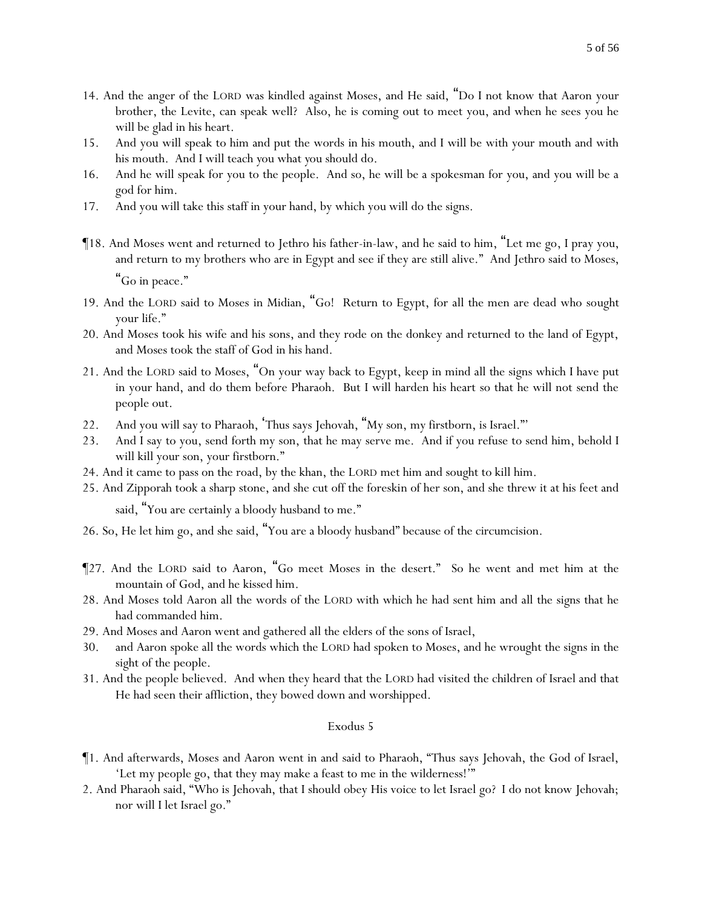14. And the anger of the LORD was kindled against Moses, and He said, "Do I not know that Aaron your brother, the Levite, can speak well? Also, he is coming out to meet you, and when he sees you he will be glad in his heart.

15. And you will speak to him and put the words in his mouth, and I will be with your mouth and with his mouth. And I will teach you what you should do.

16. And he will speak for you to the people. And so, he will be a spokesman for you, and you will be a god for him.

17. And you will take this staff in your hand, by which you will do the signs.

¶18. And Moses went and returned to Jethro his father-in-law, and he said to him, "Let me go, I pray you, and return to my brothers who are in Egypt and see if they are still alive." And Jethro said to Moses, "Go in peace."

19. And the LORD said to Moses in Midian, "Go! Return to Egypt, for all the men are dead who sought your life."

20. And Moses took his wife and his sons, and they rode on the donkey and returned to the land of Egypt, and Moses took the staff of God in his hand.

21. And the LORD said to Moses, "On your way back to Egypt, keep in mind all the signs which I have put in your hand, and do them before Pharaoh. But I will harden his heart so that he will not send the people out.

22. And you will say to Pharaoh, 'Thus says Jehovah, "My son, my firstborn, is Israel."'

23. And I say to you, send forth my son, that he may serve me. And if you refuse to send him, behold I will kill your son, your firstborn."

24. And it came to pass on the road, by the khan, the LORD met him and sought to kill him.

25. And Zipporah took a sharp stone, and she cut off the foreskin of her son, and she threw it at his feet and said, "You are certainly a bloody husband to me."

26. So, He let him go, and she said, "You are a bloody husband" because of the circumcision.

¶27. And the LORD said to Aaron, "Go meet Moses in the desert." So he went and met him at the mountain of God, and he kissed him.

28. And Moses told Aaron all the words of the LORD with which he had sent him and all the signs that he had commanded him.

29. And Moses and Aaron went and gathered all the elders of the sons of Israel,

30. and Aaron spoke all the words which the LORD had spoken to Moses, and he wrought the signs in the sight of the people.

31. And the people believed. And when they heard that the LORD had visited the children of Israel and that He had seen their affliction, they bowed down and worshipped.

## Exodus 5

¶1. And afterwards, Moses and Aaron went in and said to Pharaoh, "Thus says Jehovah, the God of Israel, 'Let my people go, that they may make a feast to me in the wilderness!'"

2. And Pharaoh said, "Who is Jehovah, that I should obey His voice to let Israel go? I do not know Jehovah; nor will I let Israel go."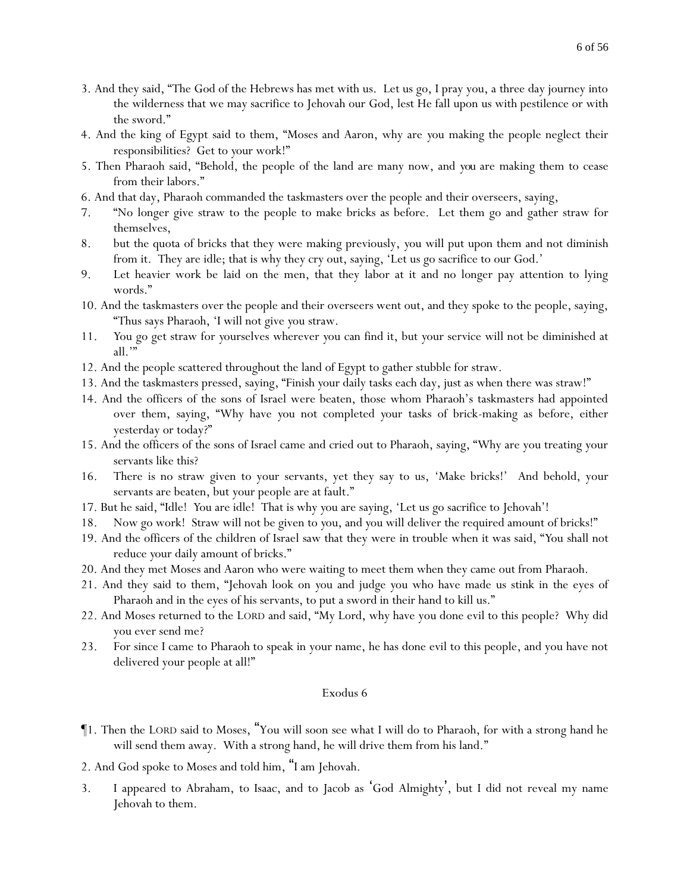3. And they said, "The God of the Hebrews has met with us. Let us go, I pray you, a three day journey into the wilderness that we may sacrifice to Jehovah our God, lest He fall upon us with pestilence or with the sword."

4. And the king of Egypt said to them, "Moses and Aaron, why are you making the people neglect their responsibilities? Get to your work!"

5. Then Pharaoh said, "Behold, the people of the land are many now, and you are making them to cease from their labors."

6. And that day, Pharaoh commanded the taskmasters over the people and their overseers, saying,

7. "No longer give straw to the people to make bricks as before. Let them go and gather straw for themselves,

8. but the quota of bricks that they were making previously, you will put upon them and not diminish from it. They are idle; that is why they cry out, saying, 'Let us go sacrifice to our God.'

9. Let heavier work be laid on the men, that they labor at it and no longer pay attention to lying words."

10. And the taskmasters over the people and their overseers went out, and they spoke to the people, saying, "Thus says Pharaoh, 'I will not give you straw.

11. You go get straw for yourselves wherever you can find it, but your service will not be diminished at all.'"

12. And the people scattered throughout the land of Egypt to gather stubble for straw.

13. And the taskmasters pressed, saying, "Finish your daily tasks each day, just as when there was straw!"

14. And the officers of the sons of Israel were beaten, those whom Pharaoh's taskmasters had appointed over them, saying, "Why have you not completed your tasks of brick-making as before, either yesterday or today?"

15. And the officers of the sons of Israel came and cried out to Pharaoh, saying, "Why are you treating your servants like this?

16. There is no straw given to your servants, yet they say to us, 'Make bricks!' And behold, your servants are beaten, but your people are at fault."

17. But he said, "Idle! You are idle! That is why you are saying, 'Let us go sacrifice to Jehovah'!

18. Now go work! Straw will not be given to you, and you will deliver the required amount of bricks!"

19. And the officers of the children of Israel saw that they were in trouble when it was said, "You shall not reduce your daily amount of bricks."

20. And they met Moses and Aaron who were waiting to meet them when they came out from Pharaoh.

21. And they said to them, "Jehovah look on you and judge you who have made us stink in the eyes of Pharaoh and in the eyes of his servants, to put a sword in their hand to kill us."

22. And Moses returned to the LORD and said, "My Lord, why have you done evil to this people? Why did you ever send me?

23. For since I came to Pharaoh to speak in your name, he has done evil to this people, and you have not delivered your people at all!"

## Exodus 6

¶1. Then the LORD said to Moses, "You will soon see what I will do to Pharaoh, for with a strong hand he will send them away. With a strong hand, he will drive them from his land."

2. And God spoke to Moses and told him, "I am Jehovah.

3. I appeared to Abraham, to Isaac, and to Jacob as 'God Almighty', but I did not reveal my name Jehovah to them.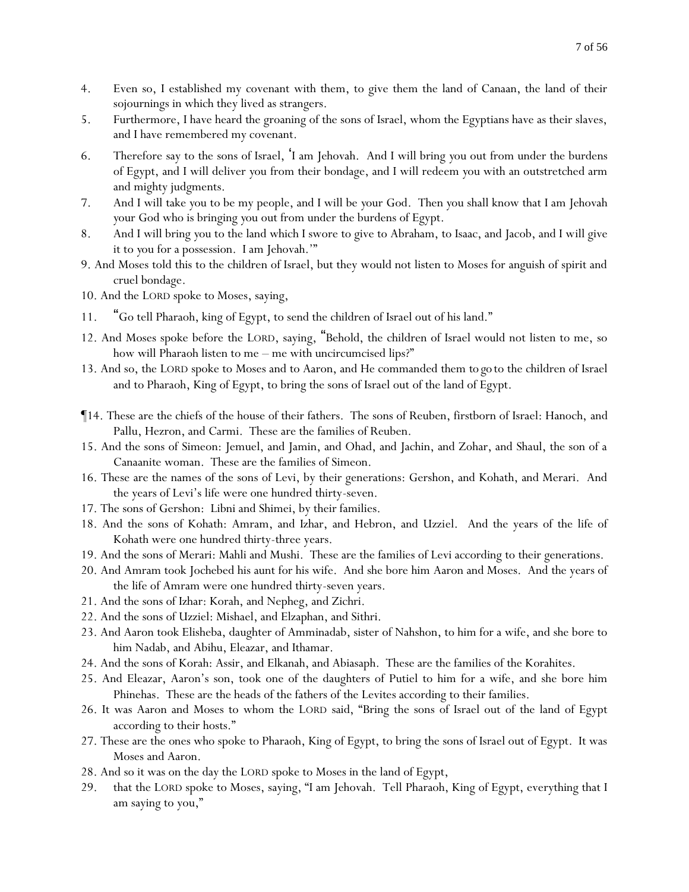4. Even so, I established my covenant with them, to give them the land of Canaan, the land of their sojournings in which they lived as strangers.
5. Furthermore, I have heard the groaning of the sons of Israel, whom the Egyptians have as their slaves, and I have remembered my covenant.
6. Therefore say to the sons of Israel, 'I am Jehovah. And I will bring *y*ou out from under the burdens of Egypt, and I will deliver *y*ou from their bondage, and I will redeem *y*ou with an outstretched arm and mighty judgments.
7. And I will take *y*ou to be my people, and I will be *y*our God. Then *y*ou shall know that I am Jehovah *y*our God who is bringing *y*ou out from under the burdens of Egypt.
8. And I will bring *y*ou to the land which I swore to give to Abraham, to Isaac, and Jacob, and I will give it to *y*ou for a possession. I am Jehovah.'"
9. And Moses told this to the children of Israel, but they would not listen to Moses for anguish of spirit and cruel bondage.
10. And the LORD spoke to Moses, saying,
11. "Go tell Pharaoh, king of Egypt, to send the children of Israel out of his land."
12. And Moses spoke before the LORD, saying, "Behold, the children of Israel would not listen to me, so how will Pharaoh listen to me – me with uncircumcised lips?"
13. And so, the LORD spoke to Moses and to Aaron, and He commanded them to *go* to the children of Israel and to Pharaoh, King of Egypt, to bring the sons of Israel out of the land of Egypt.

¶14. These are the chiefs of the house of their fathers. The sons of Reuben, firstborn of Israel: Hanoch, and Pallu, Hezron, and Carmi. These are the families of Reuben.
15. And the sons of Simeon: Jemuel, and Jamin, and Ohad, and Jachin, and Zohar, and Shaul, the son of a Canaanite woman. These are the families of Simeon.
16. These are the names of the sons of Levi, by their generations: Gershon, and Kohath, and Merari. And the years of Levi's life were one hundred thirty-seven.
17. The sons of Gershon: Libni and Shimei, by their families.
18. And the sons of Kohath: Amram, and Izhar, and Hebron, and Uzziel. And the years of the life of Kohath were one hundred thirty-three years.
19. And the sons of Merari: Mahli and Mushi. These are the families of Levi according to their generations.
20. And Amram took Jochebed his aunt for his wife. And she bore him Aaron and Moses. And the years of the life of Amram were one hundred thirty-seven years.
21. And the sons of Izhar: Korah, and Nepheg, and Zichri.
22. And the sons of Uzziel: Mishael, and Elzaphan, and Sithri.
23. And Aaron took Elisheba, daughter of Amminadab, sister of Nahshon, to him for a wife, and she bore to him Nadab, and Abihu, Eleazar, and Ithamar.
24. And the sons of Korah: Assir, and Elkanah, and Abiasaph. These are the families of the Korahites.
25. And Eleazar, Aaron's son, took one of the daughters of Putiel to him for a wife, and she bore him Phinehas. These are the heads of the fathers of the Levites according to their families.
26. It was Aaron and Moses to whom the LORD said, "Bring the sons of Israel out of the land of Egypt according to their hosts."
27. These are the ones who spoke to Pharaoh, King of Egypt, to bring the sons of Israel out of Egypt. It was Moses and Aaron.
28. And so it was on the day the LORD spoke to Moses in the land of Egypt,
29. that the LORD spoke to Moses, saying, "I am Jehovah. Tell Pharaoh, King of Egypt, everything that I am saying to you,"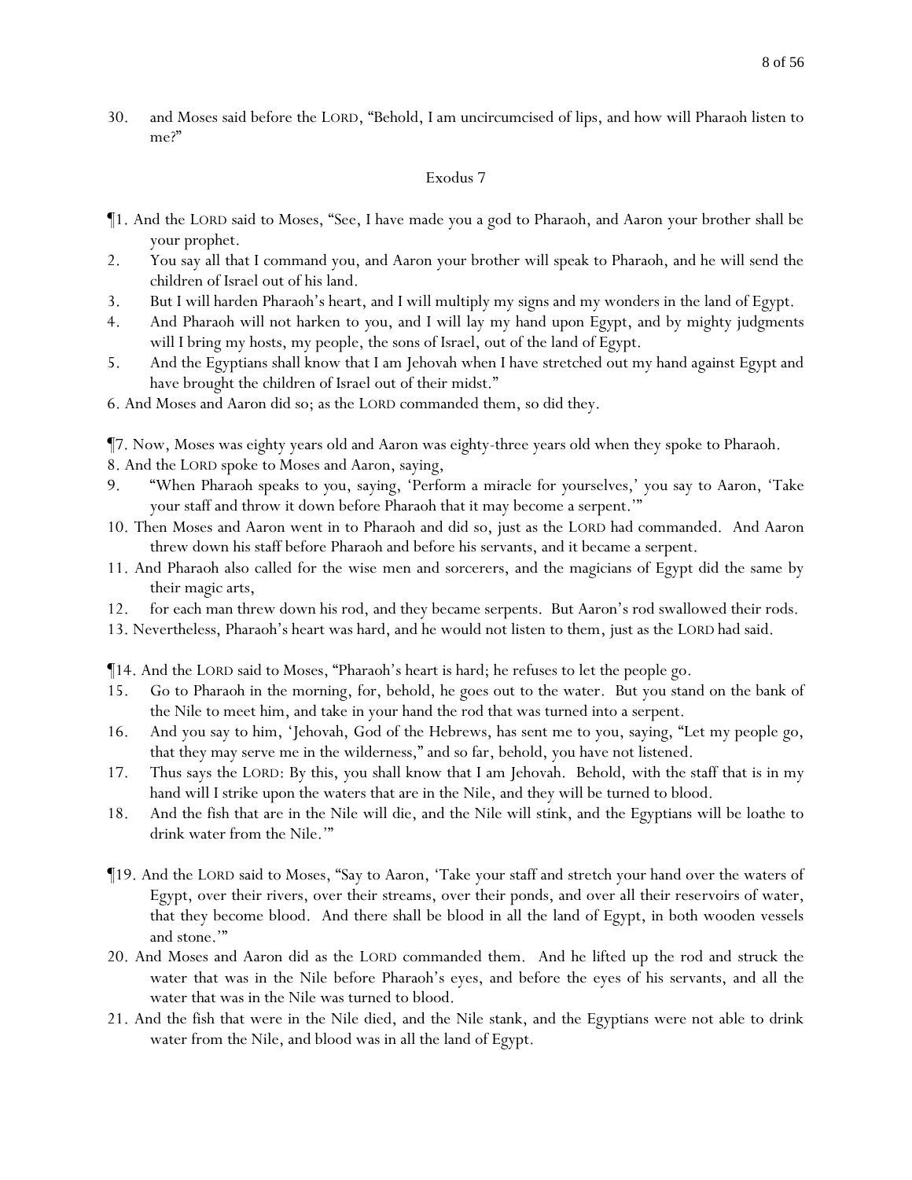30. and Moses said before the LORD, "Behold, I am uncircumcised of lips, and how will Pharaoh listen to me?"

## Exodus 7

¶1. And the LORD said to Moses, "See, I have made you a god to Pharaoh, and Aaron your brother shall be your prophet.

2. You say all that I command you, and Aaron your brother will speak to Pharaoh, and he will send the children of Israel out of his land.

3. But I will harden Pharaoh's heart, and I will multiply my signs and my wonders in the land of Egypt.

4. And Pharaoh will not harken to you, and I will lay my hand upon Egypt, and by mighty judgments will I bring my hosts, my people, the sons of Israel, out of the land of Egypt.

5. And the Egyptians shall know that I am Jehovah when I have stretched out my hand against Egypt and have brought the children of Israel out of their midst."

6. And Moses and Aaron did so; as the LORD commanded them, so did they.

¶7. Now, Moses was eighty years old and Aaron was eighty-three years old when they spoke to Pharaoh.

8. And the LORD spoke to Moses and Aaron, saying,

9. "When Pharaoh speaks to you, saying, 'Perform a miracle for yourselves,' you say to Aaron, 'Take your staff and throw it down before Pharaoh that it may become a serpent.'"

10. Then Moses and Aaron went in to Pharaoh and did so, just as the LORD had commanded. And Aaron threw down his staff before Pharaoh and before his servants, and it became a serpent.

11. And Pharaoh also called for the wise men and sorcerers, and the magicians of Egypt did the same by their magic arts,

12. for each man threw down his rod, and they became serpents. But Aaron's rod swallowed their rods.

13. Nevertheless, Pharaoh's heart was hard, and he would not listen to them, just as the LORD had said.

¶14. And the LORD said to Moses, "Pharaoh's heart is hard; he refuses to let the people go.

15. Go to Pharaoh in the morning, for, behold, he goes out to the water. But you stand on the bank of the Nile to meet him, and take in your hand the rod that was turned into a serpent.

16. And you say to him, 'Jehovah, God of the Hebrews, has sent me to you, saying, "Let my people go, that they may serve me in the wilderness," and so far, behold, you have not listened.

17. Thus says the LORD: By this, you shall know that I am Jehovah. Behold, with the staff that is in my hand will I strike upon the waters that are in the Nile, and they will be turned to blood.

18. And the fish that are in the Nile will die, and the Nile will stink, and the Egyptians will be loathe to drink water from the Nile.'"

¶19. And the LORD said to Moses, "Say to Aaron, 'Take your staff and stretch your hand over the waters of Egypt, over their rivers, over their streams, over their ponds, and over all their reservoirs of water, that they become blood. And there shall be blood in all the land of Egypt, in both wooden vessels and stone.'"

20. And Moses and Aaron did as the LORD commanded them. And he lifted up the rod and struck the water that was in the Nile before Pharaoh's eyes, and before the eyes of his servants, and all the water that was in the Nile was turned to blood.

21. And the fish that were in the Nile died, and the Nile stank, and the Egyptians were not able to drink water from the Nile, and blood was in all the land of Egypt.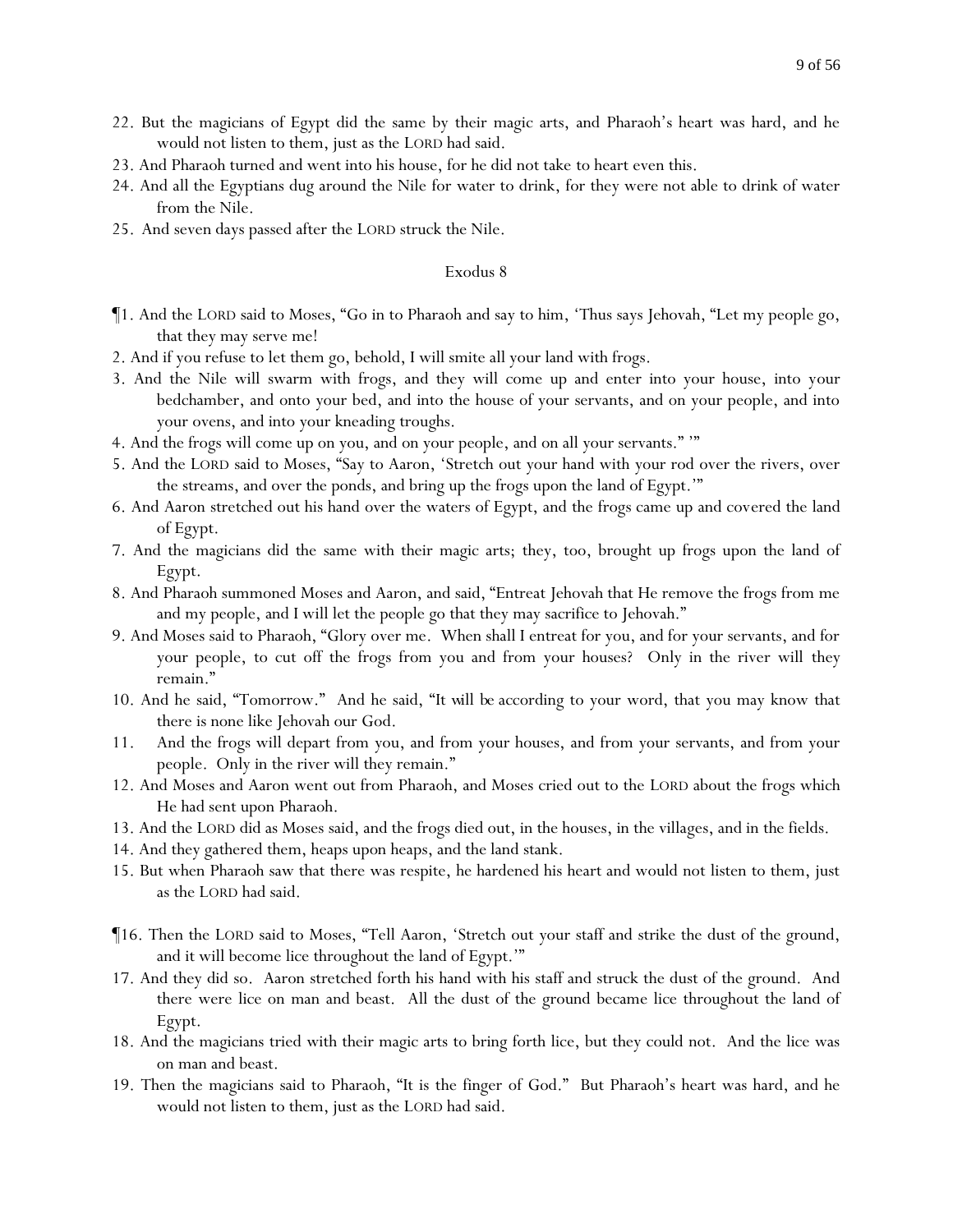22. But the magicians of Egypt did the same by their magic arts, and Pharaoh's heart was hard, and he would not listen to them, just as the LORD had said.
23. And Pharaoh turned and went into his house, for he did not take to heart even this.
24. And all the Egyptians dug around the Nile for water to drink, for they were not able to drink of water from the Nile.
25. And seven days passed after the LORD struck the Nile.

## Exodus 8

¶1. And the LORD said to Moses, "Go in to Pharaoh and say to him, 'Thus says Jehovah, "Let my people go, that they may serve me!
2. And if you refuse to let them go, behold, I will smite all your land with frogs.
3. And the Nile will swarm with frogs, and they will come up and enter into your house, into your bedchamber, and onto your bed, and into the house of your servants, and on your people, and into your ovens, and into your kneading troughs.
4. And the frogs will come up on you, and on your people, and on all your servants." '"
5. And the LORD said to Moses, "Say to Aaron, 'Stretch out your hand with your rod over the rivers, over the streams, and over the ponds, and bring up the frogs upon the land of Egypt.'"
6. And Aaron stretched out his hand over the waters of Egypt, and the frogs came up and covered the land of Egypt.
7. And the magicians did the same with their magic arts; they, too, brought up frogs upon the land of Egypt.
8. And Pharaoh summoned Moses and Aaron, and said, "Entreat Jehovah that He remove the frogs from me and my people, and I will let the people go that they may sacrifice to Jehovah."
9. And Moses said to Pharaoh, "Glory over me. When shall I entreat for you, and for your servants, and for your people, to cut off the frogs from you and from your houses? Only in the river will they remain."
10. And he said, "Tomorrow." And he said, "It *will be* according to your word, that you may know that there is none like Jehovah our God.
11. And the frogs will depart from you, and from your houses, and from your servants, and from your people. Only in the river will they remain."
12. And Moses and Aaron went out from Pharaoh, and Moses cried out to the LORD about the frogs which He had sent upon Pharaoh.
13. And the LORD did as Moses said, and the frogs died out, in the houses, in the villages, and in the fields.
14. And they gathered them, heaps upon heaps, and the land stank.
15. But when Pharaoh saw that there was respite, he hardened his heart and would not listen to them, just as the LORD had said.

¶16. Then the LORD said to Moses, "Tell Aaron, 'Stretch out your staff and strike the dust of the ground, and it will become lice throughout the land of Egypt.'"
17. And they did so. Aaron stretched forth his hand with his staff and struck the dust of the ground. And there were lice on man and beast. All the dust of the ground became lice throughout the land of Egypt.
18. And the magicians tried with their magic arts to bring forth lice, but they could not. And the lice was on man and beast.
19. Then the magicians said to Pharaoh, "It is the finger of God." But Pharaoh's heart was hard, and he would not listen to them, just as the LORD had said.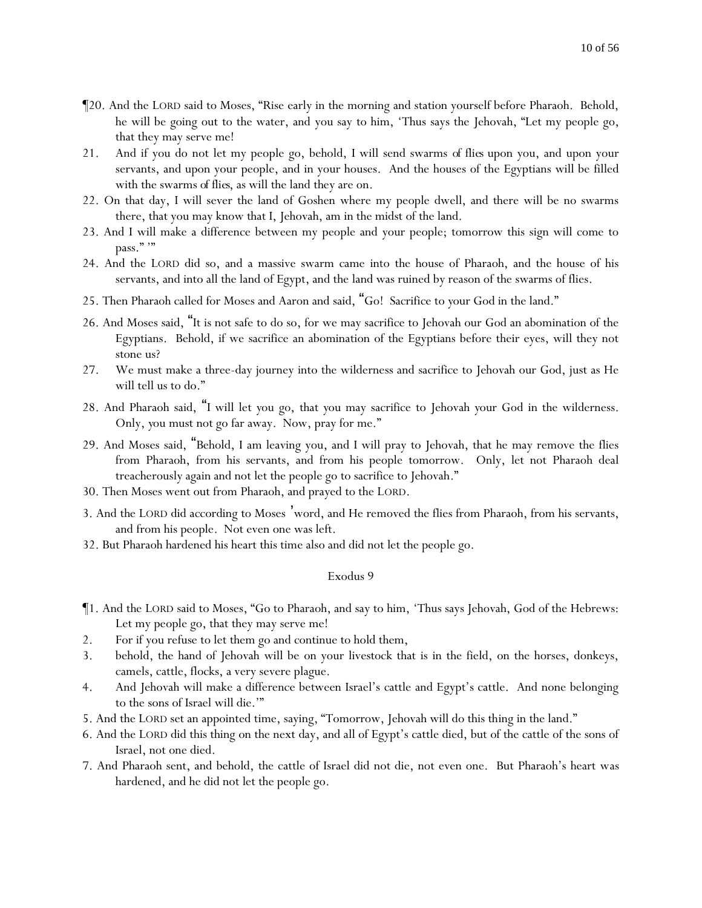¶20. And the LORD said to Moses, "Rise early in the morning and station yourself before Pharaoh. Behold, he will be going out to the water, and you say to him, 'Thus says the Jehovah, "Let my people go, that they may serve me!

21. And if you do not let my people go, behold, I will send swarms *of flies* upon you, and upon your servants, and upon your people, and in your houses. And the houses of the Egyptians will be filled with the swarms *of flies*, as will the land they are on.

22. On that day, I will sever the land of Goshen where my people dwell, and there will be no swarms there, that you may know that I, Jehovah, am in the midst of the land.

23. And I will make a difference between my people and your people; tomorrow this sign will come to pass." '"

24. And the LORD did so, and a massive swarm came into the house of Pharaoh, and the house of his servants, and into all the land of Egypt, and the land was ruined by reason of the swarms of flies.

25. Then Pharaoh called for Moses and Aaron and said, "Go! Sacrifice to your God in the land."

26. And Moses said, "It is not safe to do so, for we may sacrifice to Jehovah our God an abomination of the Egyptians. Behold, if we sacrifice an abomination of the Egyptians before their eyes, will they not stone us?

27. We must make a three-day journey into the wilderness and sacrifice to Jehovah our God, just as He will tell us to do."

28. And Pharaoh said, "I will let you go, that you may sacrifice to Jehovah your God in the wilderness. Only, you must not go far away. Now, pray for me."

29. And Moses said, "Behold, I am leaving you, and I will pray to Jehovah, that he may remove the flies from Pharaoh, from his servants, and from his people tomorrow. Only, let not Pharaoh deal treacherously again and not let the people go to sacrifice to Jehovah."

30. Then Moses went out from Pharaoh, and prayed to the LORD.

3. And the LORD did according to Moses 'word, and He removed the flies from Pharaoh, from his servants, and from his people. Not even one was left.

32. But Pharaoh hardened his heart this time also and did not let the people go.

## Exodus 9

¶1. And the LORD said to Moses, "Go to Pharaoh, and say to him, 'Thus says Jehovah, God of the Hebrews: Let my people go, that they may serve me!

2. For if you refuse to let them go and continue to hold them,

3. behold, the hand of Jehovah will be on your livestock that is in the field, on the horses, donkeys, camels, cattle, flocks, a very severe plague.

4. And Jehovah will make a difference between Israel's cattle and Egypt's cattle. And none belonging to the sons of Israel will die.'"

5. And the LORD set an appointed time, saying, "Tomorrow, Jehovah will do this thing in the land."

6. And the LORD did this thing on the next day, and all of Egypt's cattle died, but of the cattle of the sons of Israel, not one died.

7. And Pharaoh sent, and behold, the cattle of Israel did not die, not even one. But Pharaoh's heart was hardened, and he did not let the people go.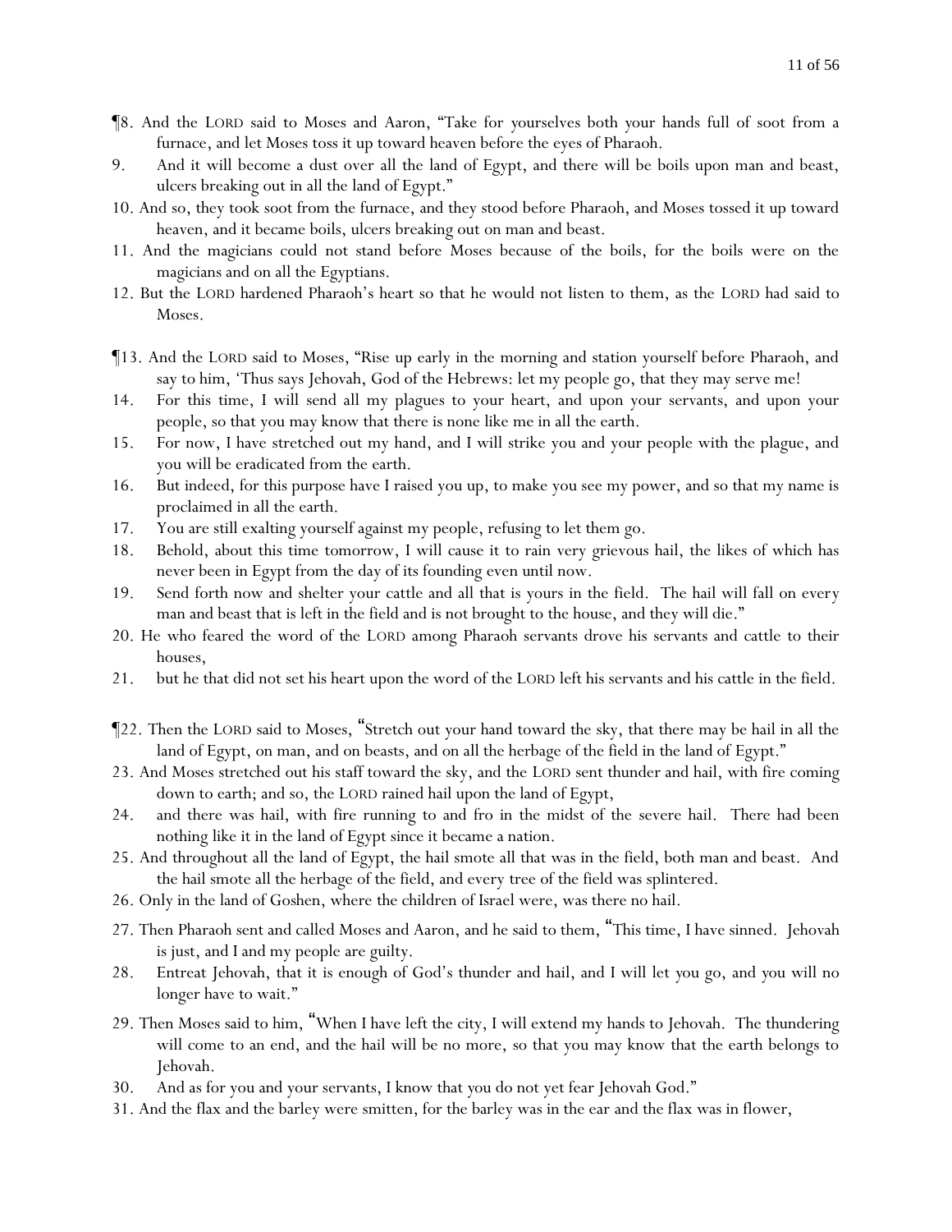¶8. And the LORD said to Moses and Aaron, "Take for yourselves both your hands full of soot from a furnace, and let Moses toss it up toward heaven before the eyes of Pharaoh.

9. And it will become a dust over all the land of Egypt, and there will be boils upon man and beast, ulcers breaking out in all the land of Egypt."

10. And so, they took soot from the furnace, and they stood before Pharaoh, and Moses tossed it up toward heaven, and it became boils, ulcers breaking out on man and beast.

11. And the magicians could not stand before Moses because of the boils, for the boils were on the magicians and on all the Egyptians.

12. But the LORD hardened Pharaoh's heart so that he would not listen to them, as the LORD had said to Moses.

¶13. And the LORD said to Moses, "Rise up early in the morning and station yourself before Pharaoh, and say to him, 'Thus says Jehovah, God of the Hebrews: let my people go, that they may serve me!

14. For this time, I will send all my plagues to your heart, and upon your servants, and upon your people, so that you may know that there is none like me in all the earth.

15. For now, I have stretched out my hand, and I will strike you and your people with the plague, and you will be eradicated from the earth.

16. But indeed, for this purpose have I raised you up, to make you see my power, and so that my name is proclaimed in all the earth.

17. You are still exalting yourself against my people, refusing to let them go.

18. Behold, about this time tomorrow, I will cause it to rain very grievous hail, the likes of which has never been in Egypt from the day of its founding even until now.

19. Send forth now and shelter your cattle and all that is yours in the field. The hail will fall on every man and beast that is left in the field and is not brought to the house, and they will die."

20. He who feared the word of the LORD among Pharaoh servants drove his servants and cattle to their houses,

21. but he that did not set his heart upon the word of the LORD left his servants and his cattle in the field.

¶22. Then the LORD said to Moses, "Stretch out your hand toward the sky, that there may be hail in all the land of Egypt, on man, and on beasts, and on all the herbage of the field in the land of Egypt."

23. And Moses stretched out his staff toward the sky, and the LORD sent thunder and hail, with fire coming down to earth; and so, the LORD rained hail upon the land of Egypt,

24. and there was hail, with fire running to and fro in the midst of the severe hail. There had been nothing like it in the land of Egypt since it became a nation.

25. And throughout all the land of Egypt, the hail smote all that was in the field, both man and beast. And the hail smote all the herbage of the field, and every tree of the field was splintered.

26. Only in the land of Goshen, where the children of Israel were, was there no hail.

27. Then Pharaoh sent and called Moses and Aaron, and he said to them, "This time, I have sinned. Jehovah is just, and I and my people are guilty.

28. Entreat Jehovah, that it is enough of God's thunder and hail, and I will let *y*ou go, and *y*ou will no longer have to wait."

29. Then Moses said to him, "When I have left the city, I will extend my hands to Jehovah. The thundering will come to an end, and the hail will be no more, so that you may know that the earth belongs to Jehovah.

30. And as for you and your servants, I know that *y*ou do not yet fear Jehovah God."

31. And the flax and the barley were smitten, for the barley was in the ear and the flax was in flower,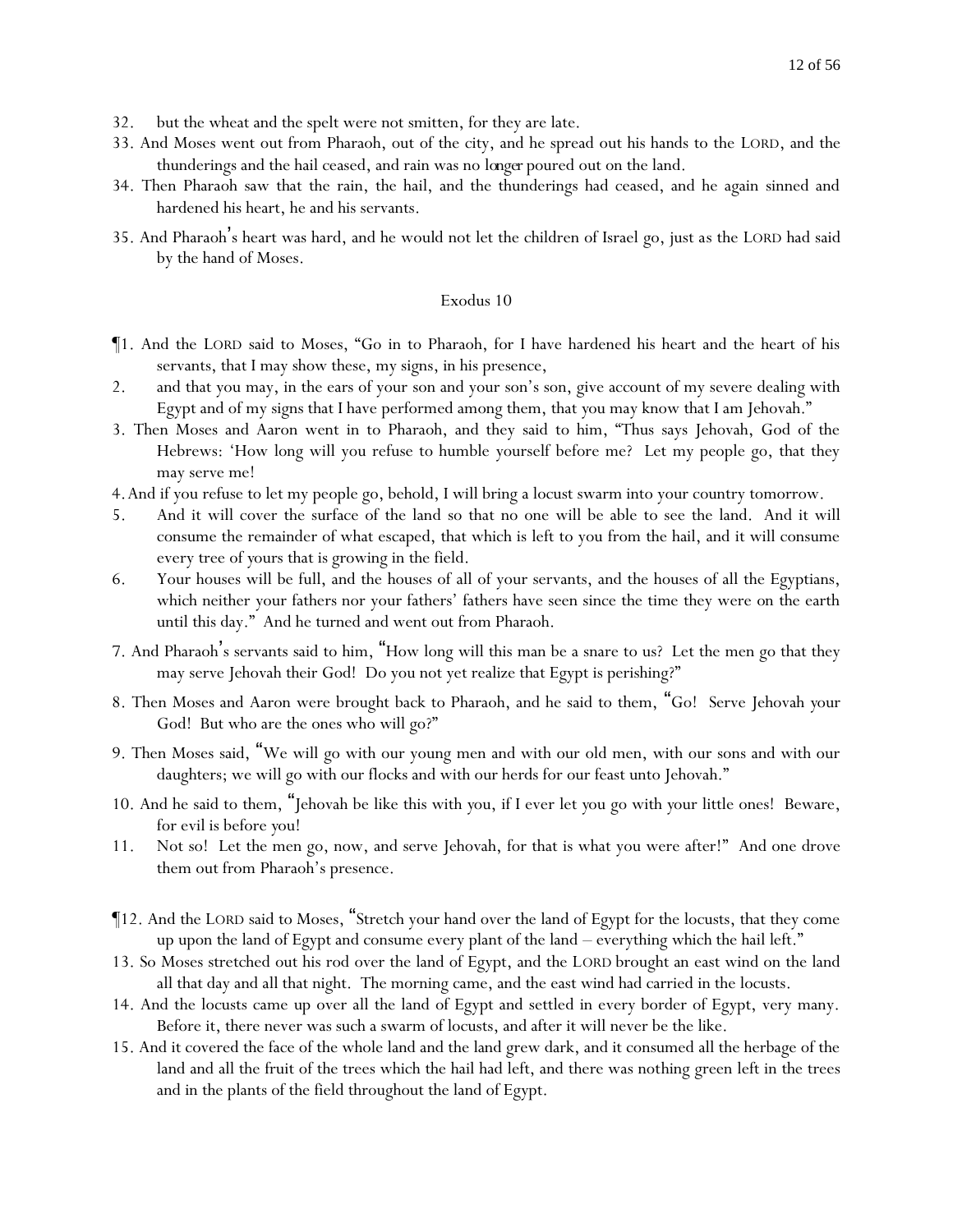32. but the wheat and the spelt were not smitten, for they are late.

33. And Moses went out from Pharaoh, out of the city, and he spread out his hands to the LORD, and the thunderings and the hail ceased, and rain was no *longer* poured out on the land.

34. Then Pharaoh saw that the rain, the hail, and the thunderings had ceased, and he again sinned and hardened his heart, he and his servants.

35. And Pharaoh's heart was hard, and he would not let the children of Israel go, just as the LORD had said by the hand of Moses.

## Exodus 10

¶1. And the LORD said to Moses, "Go in to Pharaoh, for I have hardened his heart and the heart of his servants, that I may show these, my signs, in his presence,

2. and that you may, in the ears of your son and your son's son, give account of my severe dealing with Egypt and of my signs that I have performed among them, that you may know that I am Jehovah."

3. Then Moses and Aaron went in to Pharaoh, and they said to him, "Thus says Jehovah, God of the Hebrews: 'How long will you refuse to humble yourself before me? Let my people go, that they may serve me!

4. And if you refuse to let my people go, behold, I will bring a locust swarm into your country tomorrow.

5. And it will cover the surface of the land so that no one will be able to see the land. And it will consume the remainder of what escaped, that which is left to you from the hail, and it will consume every tree of yours that is growing in the field.

6. Your houses will be full, and the houses of all of your servants, and the houses of all the Egyptians, which neither your fathers nor your fathers' fathers have seen since the time they were on the earth until this day." And he turned and went out from Pharaoh.

7. And Pharaoh's servants said to him, "How long will this man be a snare to us? Let the men go that they may serve Jehovah their God! Do you not yet realize that Egypt is perishing?"

8. Then Moses and Aaron were brought back to Pharaoh, and he said to them, "Go! Serve Jehovah your God! But who are the ones who will go?"

9. Then Moses said, "We will go with our young men and with our old men, with our sons and with our daughters; we will go with our flocks and with our herds for our feast unto Jehovah."

10. And he said to them, "Jehovah be like this with you, if I ever let you go with your little ones! Beware, for evil is before you!

11. Not so! Let the men go, now, and serve Jehovah, for that is what you were after!" And one drove them out from Pharaoh's presence.

¶12. And the LORD said to Moses, "Stretch your hand over the land of Egypt for the locusts, that they come up upon the land of Egypt and consume every plant of the land – everything which the hail left."

13. So Moses stretched out his rod over the land of Egypt, and the LORD brought an east wind on the land all that day and all that night. The morning came, and the east wind had carried in the locusts.

14. And the locusts came up over all the land of Egypt and settled in every border of Egypt, very many. Before it, there never was such a swarm of locusts, and after it will never be the like.

15. And it covered the face of the whole land and the land grew dark, and it consumed all the herbage of the land and all the fruit of the trees which the hail had left, and there was nothing green left in the trees and in the plants of the field throughout the land of Egypt.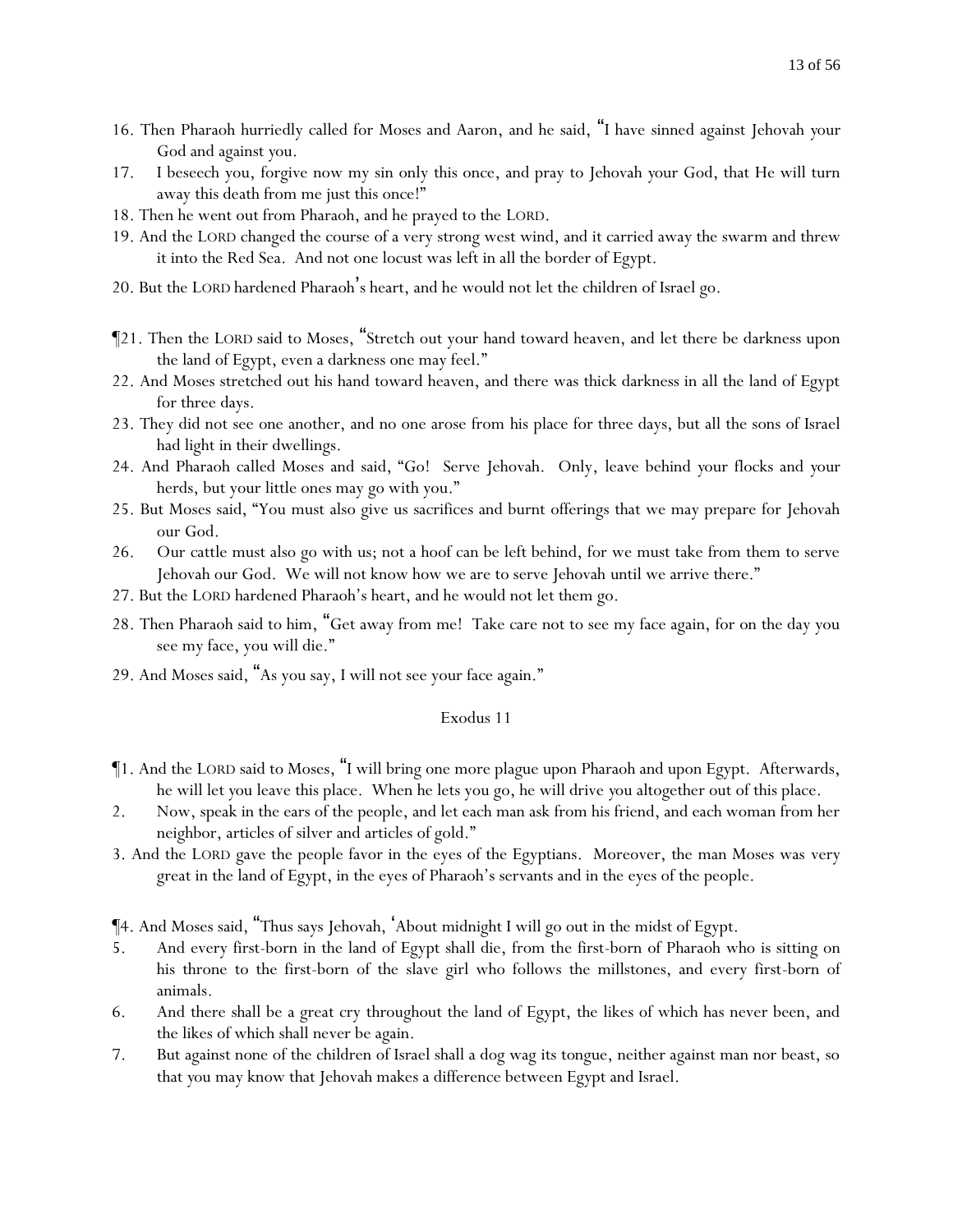16. Then Pharaoh hurriedly called for Moses and Aaron, and he said, "I have sinned against Jehovah your God and against you.
17. I beseech you, forgive now my sin only this once, and pray to Jehovah your God, that He will turn away this death from me just this once!"
18. Then he went out from Pharaoh, and he prayed to the LORD.
19. And the LORD changed the course of a very strong west wind, and it carried away the swarm and threw it into the Red Sea. And not one locust was left in all the border of Egypt.
20. But the LORD hardened Pharaoh's heart, and he would not let the children of Israel go.

¶21. Then the LORD said to Moses, "Stretch out your hand toward heaven, and let there be darkness upon the land of Egypt, even a darkness one may feel."
22. And Moses stretched out his hand toward heaven, and there was thick darkness in all the land of Egypt for three days.
23. They did not see one another, and no one arose from his place for three days, but all the sons of Israel had light in their dwellings.
24. And Pharaoh called Moses and said, "Go! Serve Jehovah. Only, leave behind your flocks and your herds, but your little ones may go with you."
25. But Moses said, "You must also give us sacrifices and burnt offerings that we may prepare for Jehovah our God.
26. Our cattle must also go with us; not a hoof can be left behind, for we must take from them to serve Jehovah our God. We will not know how we are to serve Jehovah until we arrive there."
27. But the LORD hardened Pharaoh's heart, and he would not let them go.
28. Then Pharaoh said to him, "Get away from me! Take care not to see my face again, for on the day you see my face, you will die."
29. And Moses said, "As you say, I will not see your face again."

## Exodus 11

¶1. And the LORD said to Moses, "I will bring one more plague upon Pharaoh and upon Egypt. Afterwards, he will let you leave this place. When he lets you go, he will drive you altogether out of this place.
2. Now, speak in the ears of the people, and let each man ask from his friend, and each woman from her neighbor, articles of silver and articles of gold."
3. And the LORD gave the people favor in the eyes of the Egyptians. Moreover, the man Moses was very great in the land of Egypt, in the eyes of Pharaoh's servants and in the eyes of the people.

¶4. And Moses said, "Thus says Jehovah, 'About midnight I will go out in the midst of Egypt.
5. And every first-born in the land of Egypt shall die, from the first-born of Pharaoh who is sitting on his throne to the first-born of the slave girl who follows the millstones, and every first-born of animals.
6. And there shall be a great cry throughout the land of Egypt, the likes of which has never been, and the likes of which shall never be again.
7. But against none of the children of Israel shall a dog wag its tongue, neither against man nor beast, so that you may know that Jehovah makes a difference between Egypt and Israel.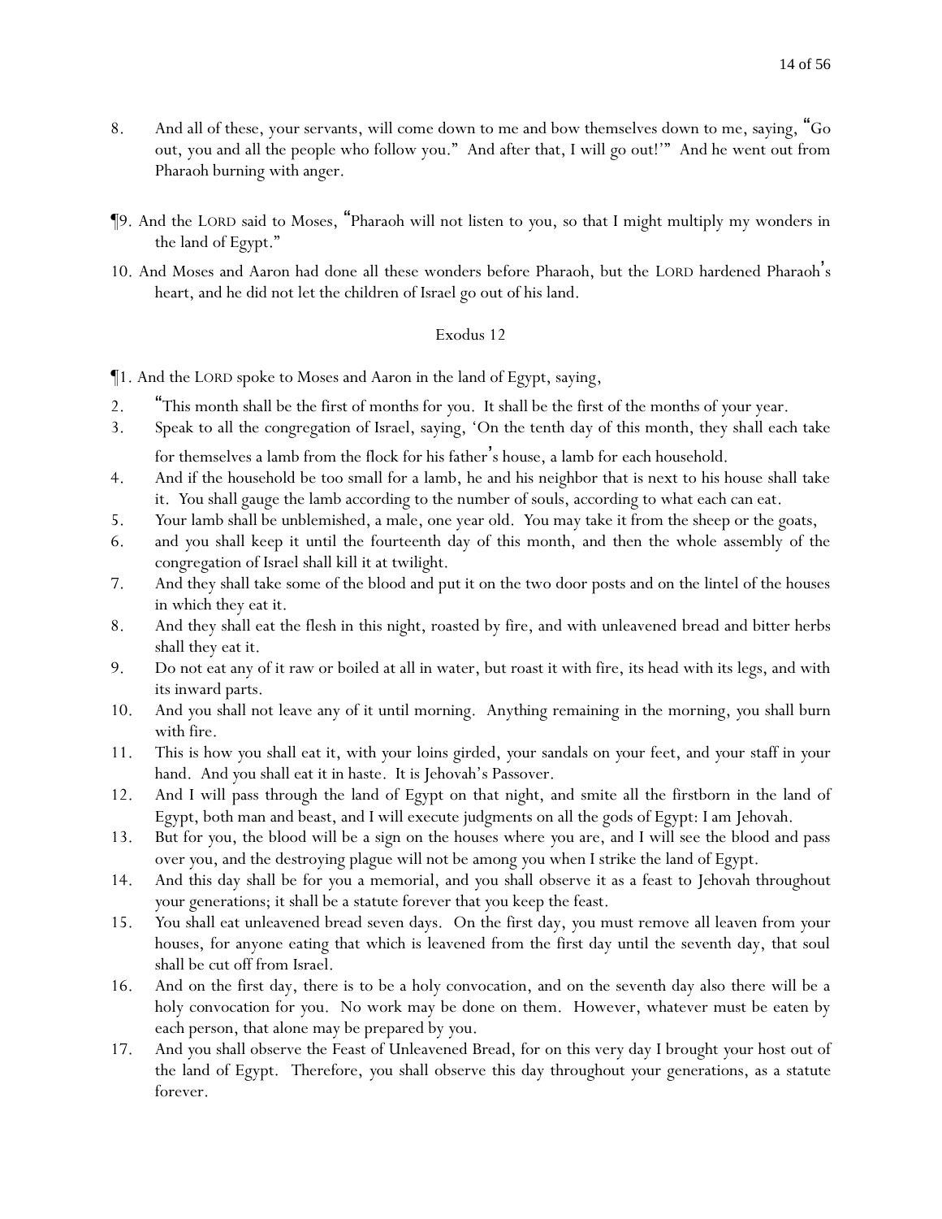8. And all of these, your servants, will come down to me and bow themselves down to me, saying, "Go out, you and all the people who follow you." And after that, I will go out!'" And he went out from Pharaoh burning with anger.

¶9. And the LORD said to Moses, "Pharaoh will not listen to you, so that I might multiply my wonders in the land of Egypt."

10. And Moses and Aaron had done all these wonders before Pharaoh, but the LORD hardened Pharaoh's heart, and he did not let the children of Israel go out of his land.

## Exodus 12

¶1. And the LORD spoke to Moses and Aaron in the land of Egypt, saying,

2. "This month shall be the first of months for you. It shall be the first of the months of your year.
3. Speak to all the congregation of Israel, saying, 'On the tenth day of this month, they shall each take for themselves a lamb from the flock for his father's house, a lamb for each household.
4. And if the household be too small for a lamb, he and his neighbor that is next to his house shall take it. You shall gauge the lamb according to the number of souls, according to what each can eat.
5. Your lamb shall be unblemished, a male, one year old. You may take it from the sheep or the goats,
6. and you shall keep it until the fourteenth day of this month, and then the whole assembly of the congregation of Israel shall kill it at twilight.
7. And they shall take some of the blood and put it on the two door posts and on the lintel of the houses in which they eat it.
8. And they shall eat the flesh in this night, roasted by fire, and with unleavened bread and bitter herbs shall they eat it.
9. Do not eat any of it raw or boiled at all in water, but roast it with fire, its head with its legs, and with its inward parts.
10. And you shall not leave any of it until morning. Anything remaining in the morning, you shall burn with fire.
11. This is how you shall eat it, with your loins girded, your sandals on your feet, and your staff in your hand. And you shall eat it in haste. It is Jehovah's Passover.
12. And I will pass through the land of Egypt on that night, and smite all the firstborn in the land of Egypt, both man and beast, and I will execute judgments on all the gods of Egypt: I am Jehovah.
13. But for you, the blood will be a sign on the houses where you are, and I will see the blood and pass over you, and the destroying plague will not be among you when I strike the land of Egypt.
14. And this day shall be for you a memorial, and you shall observe it as a feast to Jehovah throughout your generations; it shall be a statute forever that you keep the feast.
15. You shall eat unleavened bread seven days. On the first day, you must remove all leaven from your houses, for anyone eating that which is leavened from the first day until the seventh day, that soul shall be cut off from Israel.
16. And on the first day, there is to be a holy convocation, and on the seventh day also there will be a holy convocation for you. No work may be done on them. However, whatever must be eaten by each person, that alone may be prepared by you.
17. And you shall observe the Feast of Unleavened Bread, for on this very day I brought your host out of the land of Egypt. Therefore, you shall observe this day throughout your generations, as a statute forever.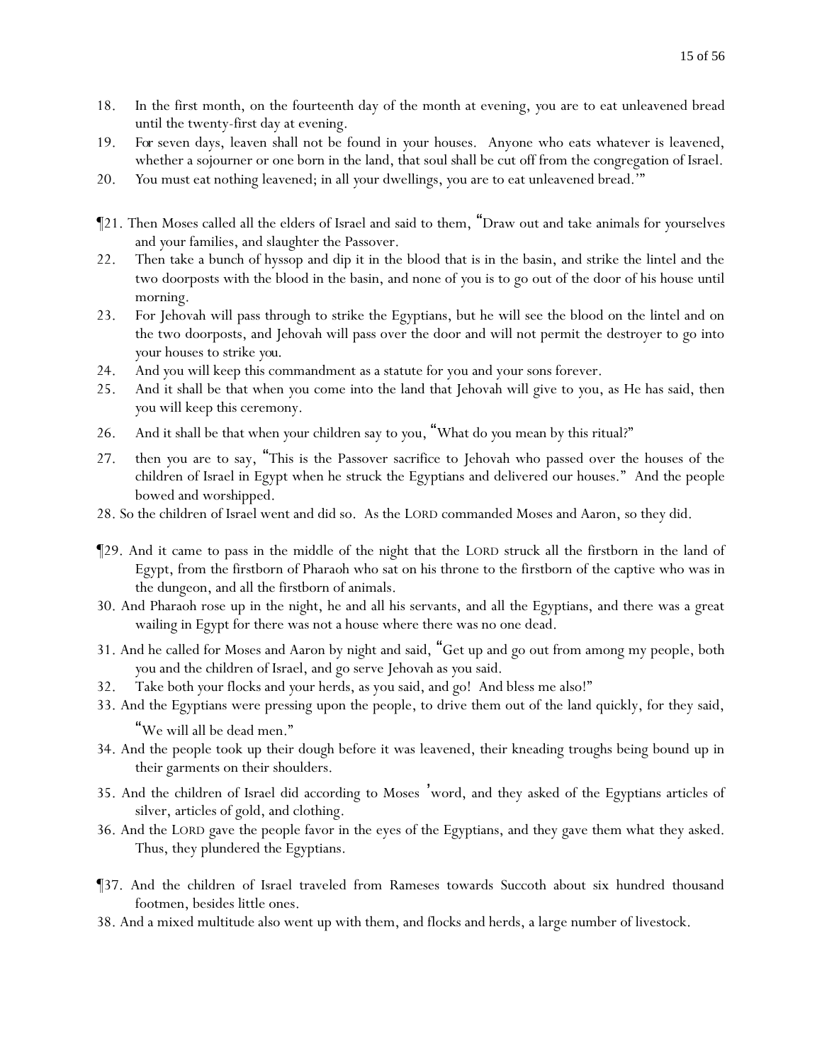18. In the first month, on the fourteenth day of the month at evening, you are to eat unleavened bread until the twenty-first day at evening.
19. For seven days, leaven shall not be found in your houses. Anyone who eats whatever is leavened, whether a sojourner or one born in the land, that soul shall be cut off from the congregation of Israel.
20. You must eat nothing leavened; in all your dwellings, you are to eat unleavened bread.'"

¶21. Then Moses called all the elders of Israel and said to them, "Draw out and take animals for yourselves and your families, and slaughter the Passover.
22. Then take a bunch of hyssop and dip it in the blood that is in the basin, and strike the lintel and the two doorposts with the blood in the basin, and none of you is to go out of the door of his house until morning.
23. For Jehovah will pass through to strike the Egyptians, but he will see the blood on the lintel and on the two doorposts, and Jehovah will pass over the door and will not permit the destroyer to go into your houses to strike you.
24. And you will keep this commandment as a statute for you and your sons forever.
25. And it shall be that when you come into the land that Jehovah will give to you, as He has said, then you will keep this ceremony.
26. And it shall be that when your children say to you, "What do you mean by this ritual?"
27. then you are to say, "This is the Passover sacrifice to Jehovah who passed over the houses of the children of Israel in Egypt when he struck the Egyptians and delivered our houses." And the people bowed and worshipped.
28. So the children of Israel went and did so. As the LORD commanded Moses and Aaron, so they did.

¶29. And it came to pass in the middle of the night that the LORD struck all the firstborn in the land of Egypt, from the firstborn of Pharaoh who sat on his throne to the firstborn of the captive who was in the dungeon, and all the firstborn of animals.
30. And Pharaoh rose up in the night, he and all his servants, and all the Egyptians, and there was a great wailing in Egypt for there was not a house where there was no one dead.
31. And he called for Moses and Aaron by night and said, "Get up and go out from among my people, both you and the children of Israel, and go serve Jehovah as you said.
32. Take both your flocks and your herds, as you said, and go! And bless me also!"
33. And the Egyptians were pressing upon the people, to drive them out of the land quickly, for they said, "We will all be dead men."
34. And the people took up their dough before it was leavened, their kneading troughs being bound up in their garments on their shoulders.
35. And the children of Israel did according to Moses 'word, and they asked of the Egyptians articles of silver, articles of gold, and clothing.
36. And the LORD gave the people favor in the eyes of the Egyptians, and they gave them what they asked. Thus, they plundered the Egyptians.

¶37. And the children of Israel traveled from Rameses towards Succoth about six hundred thousand footmen, besides little ones.
38. And a mixed multitude also went up with them, and flocks and herds, a large number of livestock.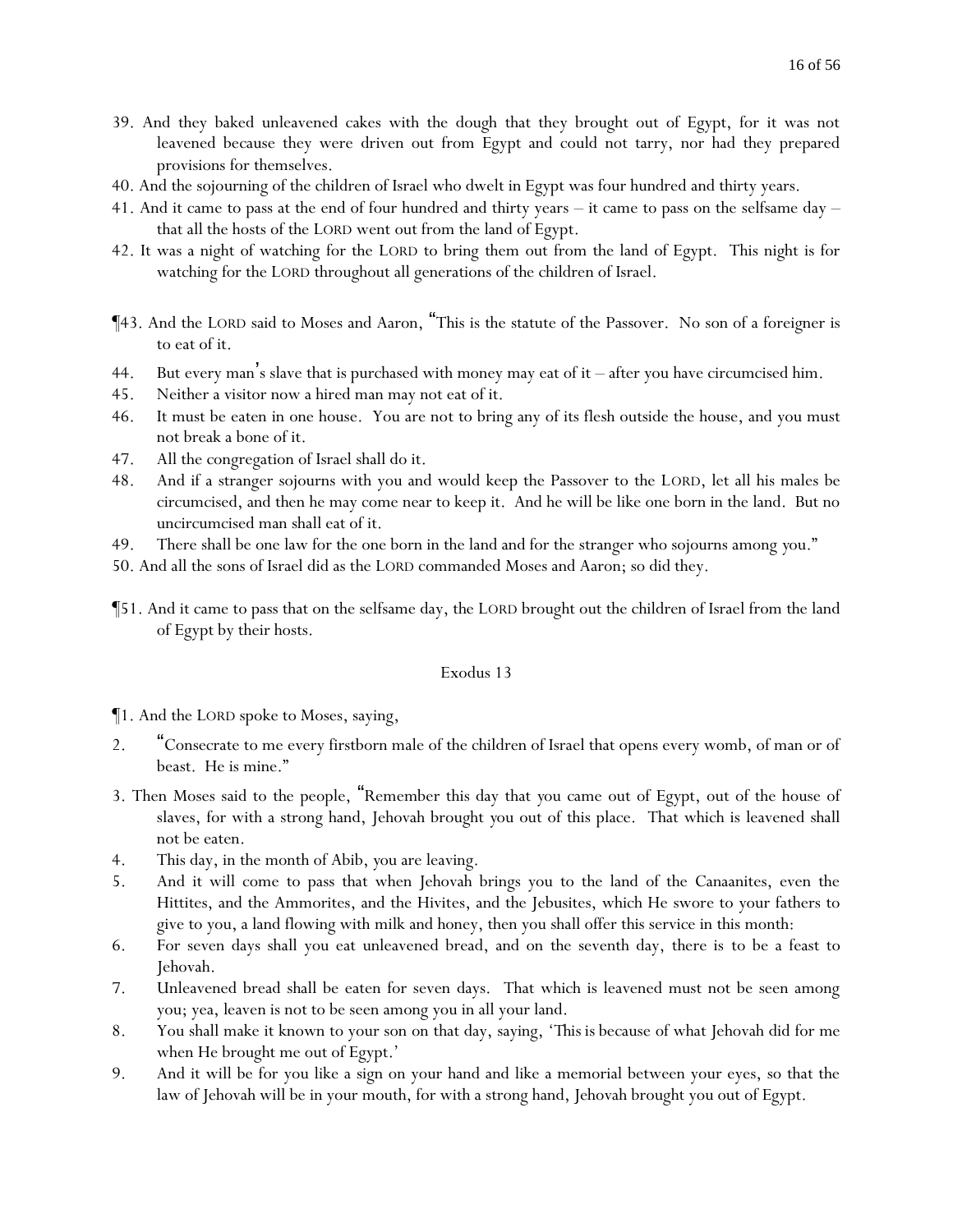39. And they baked unleavened cakes with the dough that they brought out of Egypt, for it was not leavened because they were driven out from Egypt and could not tarry, nor had they prepared provisions for themselves.

40. And the sojourning of the children of Israel who dwelt in Egypt was four hundred and thirty years.

41. And it came to pass at the end of four hundred and thirty years – it came to pass on the selfsame day – that all the hosts of the LORD went out from the land of Egypt.

42. It was a night of watching for the LORD to bring them out from the land of Egypt. This night is for watching for the LORD throughout all generations of the children of Israel.

¶43. And the LORD said to Moses and Aaron, "This is the statute of the Passover. No son of a foreigner is to eat of it.

44. But every man's slave that is purchased with money may eat of it – after you have circumcised him.

45. Neither a visitor now a hired man may not eat of it.

46. It must be eaten in one house. You are not to bring any of its flesh outside the house, and you must not break a bone of it.

47. All the congregation of Israel shall do it.

48. And if a stranger sojourns with you and would keep the Passover to the LORD, let all his males be circumcised, and then he may come near to keep it. And he will be like one born in the land. But no uncircumcised man shall eat of it.

49. There shall be one law for the one born in the land and for the stranger who sojourns among you."

50. And all the sons of Israel did as the LORD commanded Moses and Aaron; so did they.

¶51. And it came to pass that on the selfsame day, the LORD brought out the children of Israel from the land of Egypt by their hosts.

## Exodus 13

¶1. And the LORD spoke to Moses, saying,

2. "Consecrate to me every firstborn male of the children of Israel that opens every womb, of man or of beast. He is mine."

3. Then Moses said to the people, "Remember this day that you came out of Egypt, out of the house of slaves, for with a strong hand, Jehovah brought you out of this place. That which is leavened shall not be eaten.

4. This day, in the month of Abib, you are leaving.

5. And it will come to pass that when Jehovah brings you to the land of the Canaanites, even the Hittites, and the Ammorites, and the Hivites, and the Jebusites, which He swore to your fathers to give to you, a land flowing with milk and honey, then you shall offer this service in this month:

6. For seven days shall you eat unleavened bread, and on the seventh day, there is to be a feast to Jehovah.

7. Unleavened bread shall be eaten for seven days. That which is leavened must not be seen among you; yea, leaven is not to be seen among you in all your land.

8. You shall make it known to your son on that day, saying, 'This is because of what Jehovah did for me when He brought me out of Egypt.'

9. And it will be for you like a sign on your hand and like a memorial between your eyes, so that the law of Jehovah will be in your mouth, for with a strong hand, Jehovah brought you out of Egypt.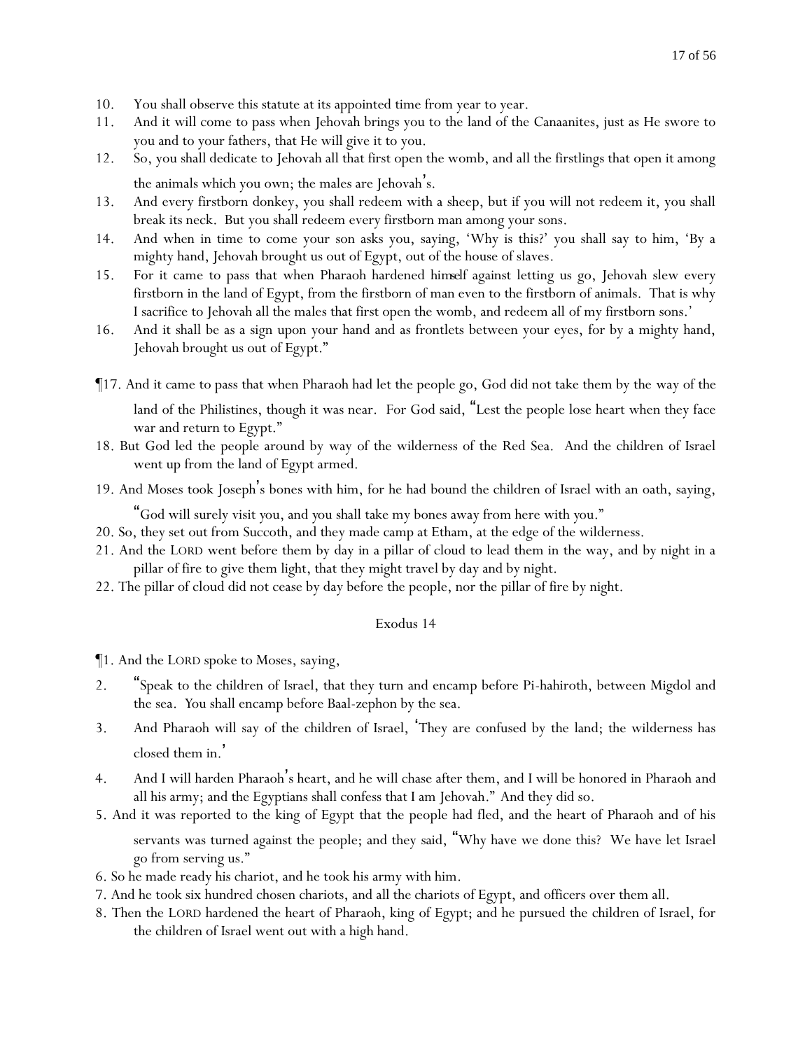10. You shall observe this statute at its appointed time from year to year.
11. And it will come to pass when Jehovah brings you to the land of the Canaanites, just as He swore to you and to your fathers, that He will give it to you.
12. So, you shall dedicate to Jehovah all that first open the womb, and all the firstlings that open it among the animals which you own; the males are Jehovah's.
13. And every firstborn donkey, you shall redeem with a sheep, but if you will not redeem it, you shall break its neck. But you shall redeem every firstborn man among your sons.
14. And when in time to come your son asks you, saying, 'Why is this?' you shall say to him, 'By a mighty hand, Jehovah brought us out of Egypt, out of the house of slaves.
15. For it came to pass that when Pharaoh hardened himself against letting us go, Jehovah slew every firstborn in the land of Egypt, from the firstborn of man even to the firstborn of animals. That is why I sacrifice to Jehovah all the males that first open the womb, and redeem all of my firstborn sons.'
16. And it shall be as a sign upon your hand and as frontlets between your eyes, for by a mighty hand, Jehovah brought us out of Egypt."

¶17. And it came to pass that when Pharaoh had let the people go, God did not take them by the way of the land of the Philistines, though it was near. For God said, "Lest the people lose heart when they face war and return to Egypt."
18. But God led the people around by way of the wilderness of the Red Sea. And the children of Israel went up from the land of Egypt armed.
19. And Moses took Joseph's bones with him, for he had bound the children of Israel with an oath, saying, "God will surely visit you, and you shall take my bones away from here with you."
20. So, they set out from Succoth, and they made camp at Etham, at the edge of the wilderness.
21. And the LORD went before them by day in a pillar of cloud to lead them in the way, and by night in a pillar of fire to give them light, that they might travel by day and by night.
22. The pillar of cloud did not cease by day before the people, nor the pillar of fire by night.

## Exodus 14

¶1. And the LORD spoke to Moses, saying,
2. "Speak to the children of Israel, that they turn and encamp before Pi-hahiroth, between Migdol and the sea. You shall encamp before Baal-zephon by the sea.
3. And Pharaoh will say of the children of Israel, 'They are confused by the land; the wilderness has closed them in.'
4. And I will harden Pharaoh's heart, and he will chase after them, and I will be honored in Pharaoh and all his army; and the Egyptians shall confess that I am Jehovah." And they did so.
5. And it was reported to the king of Egypt that the people had fled, and the heart of Pharaoh and of his servants was turned against the people; and they said, "Why have we done this? We have let Israel go from serving us."
6. So he made ready his chariot, and he took his army with him.
7. And he took six hundred chosen chariots, and all the chariots of Egypt, and officers over them all.
8. Then the LORD hardened the heart of Pharaoh, king of Egypt; and he pursued the children of Israel, for the children of Israel went out with a high hand.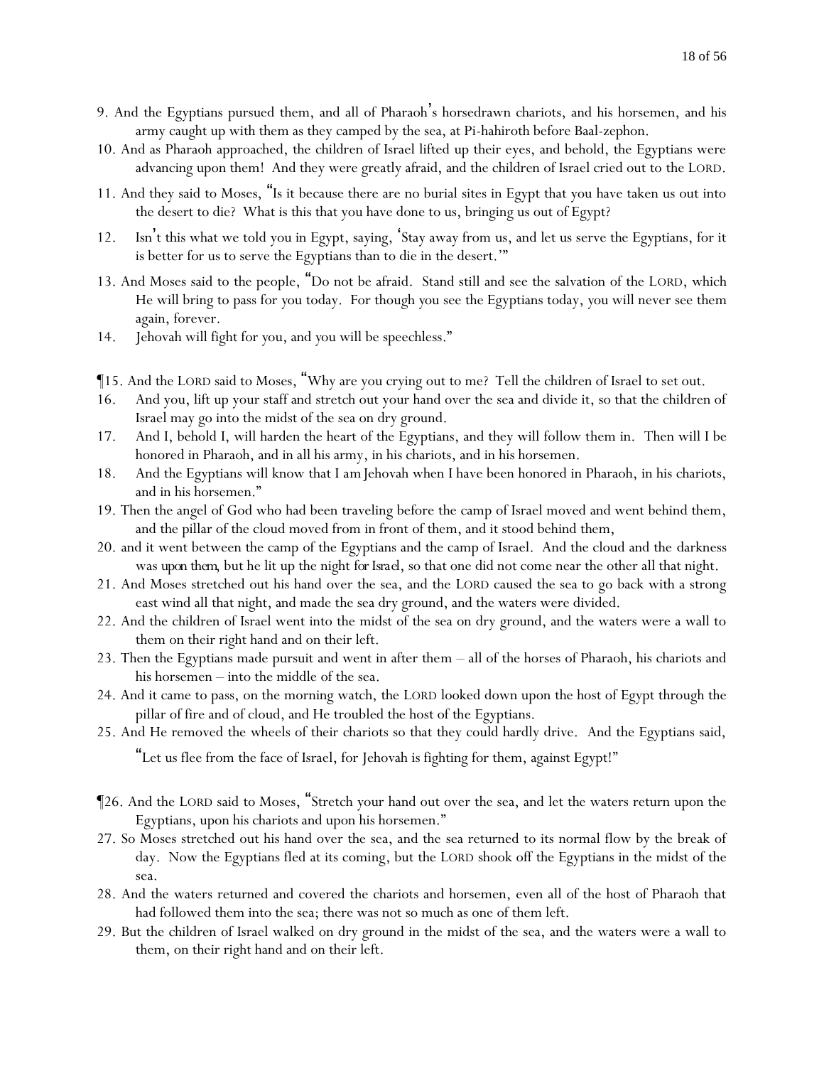9. And the Egyptians pursued them, and all of Pharaoh's horsedrawn chariots, and his horsemen, and his army caught up with them as they camped by the sea, at Pi-hahiroth before Baal-zephon.

10. And as Pharaoh approached, the children of Israel lifted up their eyes, and behold, the Egyptians were advancing upon them! And they were greatly afraid, and the children of Israel cried out to the LORD.

11. And they said to Moses, "Is it because there are no burial sites in Egypt that you have taken us out into the desert to die? What is this that you have done to us, bringing us out of Egypt?

12. Isn't this what we told you in Egypt, saying, 'Stay away from us, and let us serve the Egyptians, for it is better for us to serve the Egyptians than to die in the desert.'"

13. And Moses said to the people, "Do not be afraid. Stand still and see the salvation of the LORD, which He will bring to pass for you today. For though you see the Egyptians today, you will never see them again, forever.

14. Jehovah will fight for you, and you will be speechless."

¶15. And the LORD said to Moses, "Why are you crying out to me? Tell the children of Israel to set out.

16. And you, lift up your staff and stretch out your hand over the sea and divide it, so that the children of Israel may go into the midst of the sea on dry ground.

17. And I, behold I, will harden the heart of the Egyptians, and they will follow them in. Then will I be honored in Pharaoh, and in all his army, in his chariots, and in his horsemen.

18. And the Egyptians will know that I am Jehovah when I have been honored in Pharaoh, in his chariots, and in his horsemen."

19. Then the angel of God who had been traveling before the camp of Israel moved and went behind them, and the pillar of the cloud moved from in front of them, and it stood behind them,

20. and it went between the camp of the Egyptians and the camp of Israel. And the cloud and the darkness was *upon them*, but he lit up the night *for Israel*, so that one did not come near the other all that night.

21. And Moses stretched out his hand over the sea, and the LORD caused the sea to go back with a strong east wind all that night, and made the sea dry ground, and the waters were divided.

22. And the children of Israel went into the midst of the sea on dry ground, and the waters were a wall to them on their right hand and on their left.

23. Then the Egyptians made pursuit and went in after them – all of the horses of Pharaoh, his chariots and his horsemen – into the middle of the sea.

24. And it came to pass, on the morning watch, the LORD looked down upon the host of Egypt through the pillar of fire and of cloud, and He troubled the host of the Egyptians.

25. And He removed the wheels of their chariots so that they could hardly drive. And the Egyptians said, "Let us flee from the face of Israel, for Jehovah is fighting for them, against Egypt!"

¶26. And the LORD said to Moses, "Stretch your hand out over the sea, and let the waters return upon the Egyptians, upon his chariots and upon his horsemen."

27. So Moses stretched out his hand over the sea, and the sea returned to its normal flow by the break of day. Now the Egyptians fled at its coming, but the LORD shook off the Egyptians in the midst of the sea.

28. And the waters returned and covered the chariots and horsemen, even all of the host of Pharaoh that had followed them into the sea; there was not so much as one of them left.

29. But the children of Israel walked on dry ground in the midst of the sea, and the waters were a wall to them, on their right hand and on their left.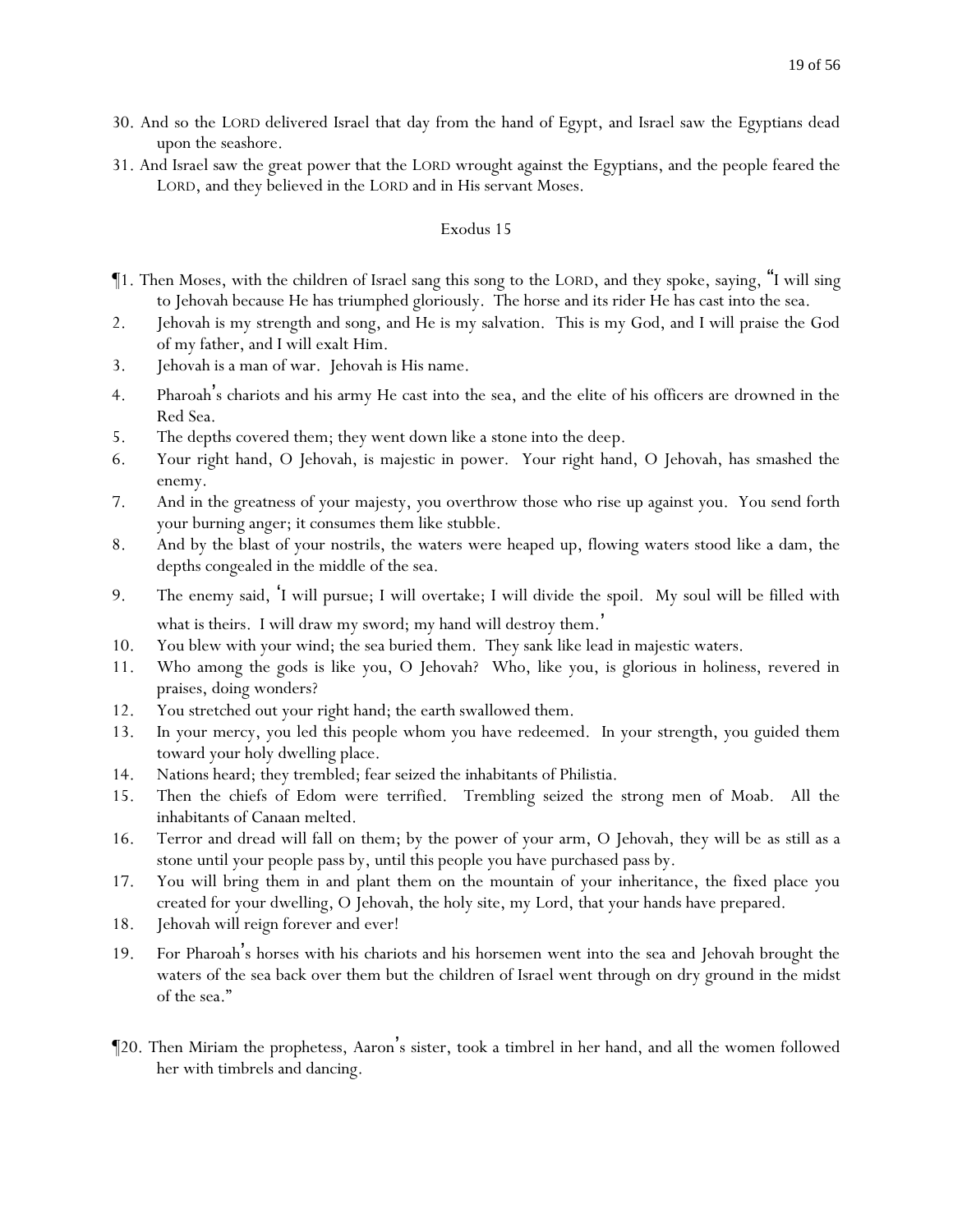30. And so the LORD delivered Israel that day from the hand of Egypt, and Israel saw the Egyptians dead upon the seashore.
31. And Israel saw the great power that the LORD wrought against the Egyptians, and the people feared the LORD, and they believed in the LORD and in His servant Moses.

## Exodus 15

¶1. Then Moses, with the children of Israel sang this song to the LORD, and they spoke, saying, "I will sing to Jehovah because He has triumphed gloriously. The horse and its rider He has cast into the sea.
2. Jehovah is my strength and song, and He is my salvation. This is my God, and I will praise the God of my father, and I will exalt Him.
3. Jehovah is a man of war. Jehovah is His name.
4. Pharoah's chariots and his army He cast into the sea, and the elite of his officers are drowned in the Red Sea.
5. The depths covered them; they went down like a stone into the deep.
6. Your right hand, O Jehovah, is majestic in power. Your right hand, O Jehovah, has smashed the enemy.
7. And in the greatness of your majesty, you overthrow those who rise up against you. You send forth your burning anger; it consumes them like stubble.
8. And by the blast of your nostrils, the waters were heaped up, flowing waters stood like a dam, the depths congealed in the middle of the sea.
9. The enemy said, 'I will pursue; I will overtake; I will divide the spoil. My soul will be filled with what is theirs. I will draw my sword; my hand will destroy them.'
10. You blew with your wind; the sea buried them. They sank like lead in majestic waters.
11. Who among the gods is like you, O Jehovah? Who, like you, is glorious in holiness, revered in praises, doing wonders?
12. You stretched out your right hand; the earth swallowed them.
13. In your mercy, you led this people whom you have redeemed. In your strength, you guided them toward your holy dwelling place.
14. Nations heard; they trembled; fear seized the inhabitants of Philistia.
15. Then the chiefs of Edom were terrified. Trembling seized the strong men of Moab. All the inhabitants of Canaan melted.
16. Terror and dread will fall on them; by the power of your arm, O Jehovah, they will be as still as a stone until your people pass by, until this people you have purchased pass by.
17. You will bring them in and plant them on the mountain of your inheritance, the fixed place you created for your dwelling, O Jehovah, the holy site, my Lord, that your hands have prepared.
18. Jehovah will reign forever and ever!
19. For Pharoah's horses with his chariots and his horsemen went into the sea and Jehovah brought the waters of the sea back over them but the children of Israel went through on dry ground in the midst of the sea."

¶20. Then Miriam the prophetess, Aaron's sister, took a timbrel in her hand, and all the women followed her with timbrels and dancing.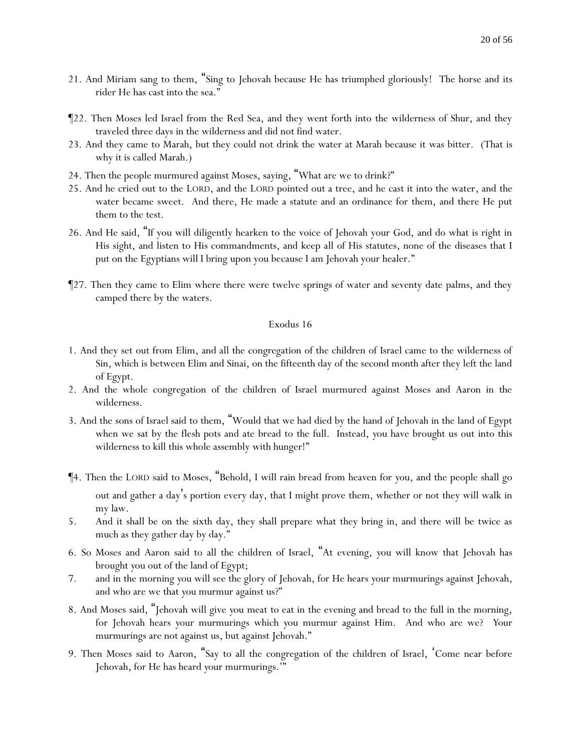21. And Miriam sang to them, "Sing to Jehovah because He has triumphed gloriously! The horse and its rider He has cast into the sea."

¶22. Then Moses led Israel from the Red Sea, and they went forth into the wilderness of Shur, and they traveled three days in the wilderness and did not find water.

23. And they came to Marah, but they could not drink the water at Marah because it was bitter. (That is why it is called Marah.)

24. Then the people murmured against Moses, saying, "What are we to drink?"

25. And he cried out to the LORD, and the LORD pointed out a tree, and he cast it into the water, and the water became sweet. And there, He made a statute and an ordinance for them, and there He put them to the test.

26. And He said, "If you will diligently hearken to the voice of Jehovah your God, and do what is right in His sight, and listen to His commandments, and keep all of His statutes, none of the diseases that I put on the Egyptians will I bring upon you because I am Jehovah your healer."

¶27. Then they came to Elim where there were twelve springs of water and seventy date palms, and they camped there by the waters.

## Exodus 16

1. And they set out from Elim, and all the congregation of the children of Israel came to the wilderness of Sin, which is between Elim and Sinai, on the fifteenth day of the second month after they left the land of Egypt.

2. And the whole congregation of the children of Israel murmured against Moses and Aaron in the wilderness.

3. And the sons of Israel said to them, "Would that we had died by the hand of Jehovah in the land of Egypt when we sat by the flesh pots and ate bread to the full. Instead, you have brought us out into this wilderness to kill this whole assembly with hunger!"

¶4. Then the LORD said to Moses, "Behold, I will rain bread from heaven for you, and the people shall go out and gather a day's portion every day, that I might prove them, whether or not they will walk in my law.

5. And it shall be on the sixth day, they shall prepare what they bring in, and there will be twice as much as they gather day by day."

6. So Moses and Aaron said to all the children of Israel, "At evening, you will know that Jehovah has brought you out of the land of Egypt;

7. and in the morning you will see the glory of Jehovah, for He hears your murmurings against Jehovah, and who are we that you murmur against us?"

8. And Moses said, "Jehovah will give you meat to eat in the evening and bread to the full in the morning, for Jehovah hears your murmurings which you murmur against Him. And who are we? Your murmurings are not against us, but against Jehovah."

9. Then Moses said to Aaron, "Say to all the congregation of the children of Israel, 'Come near before Jehovah, for He has heard your murmurings.'"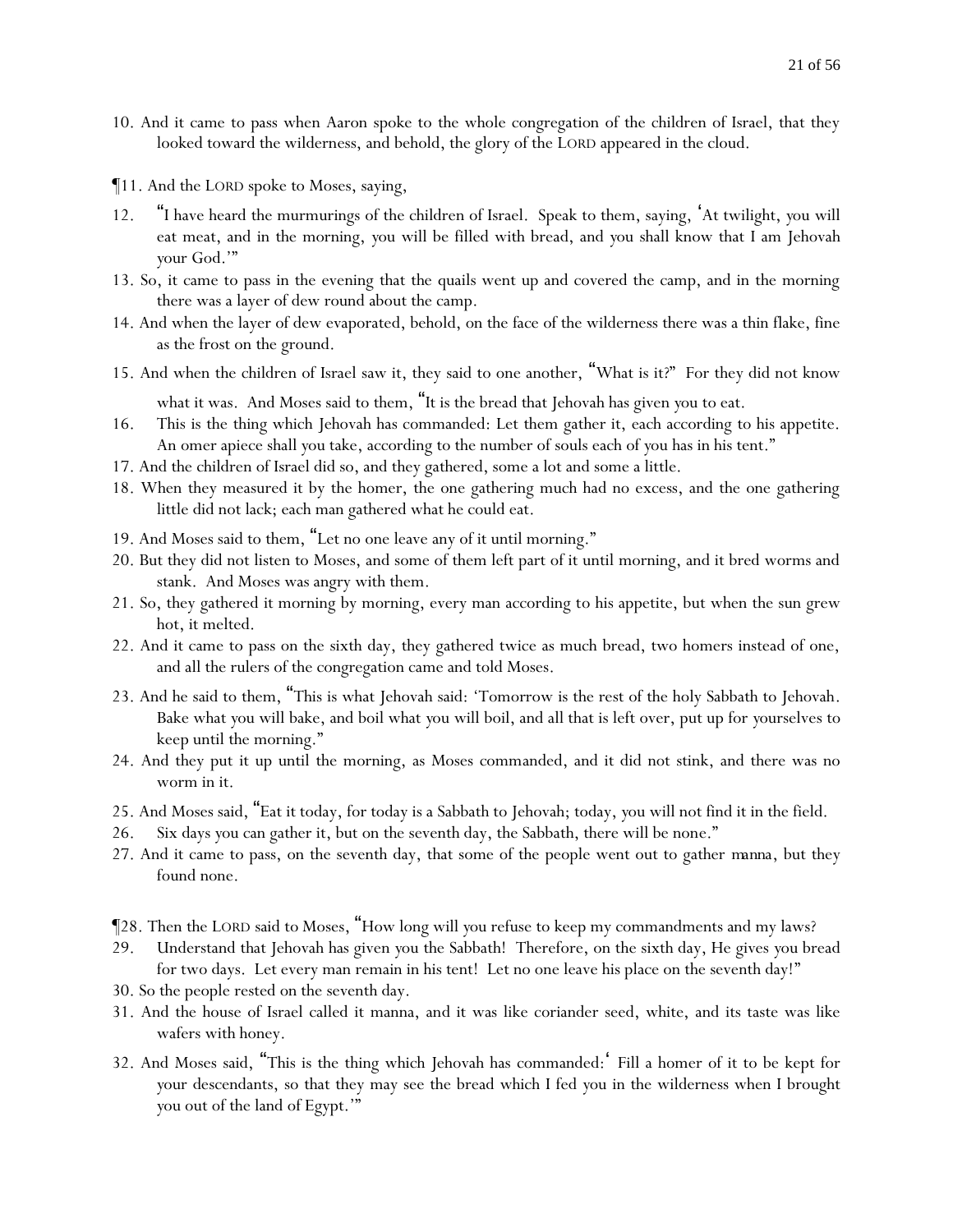10. And it came to pass when Aaron spoke to the whole congregation of the children of Israel, that they looked toward the wilderness, and behold, the glory of the LORD appeared in the cloud.

¶11. And the LORD spoke to Moses, saying,

12. "I have heard the murmurings of the children of Israel. Speak to them, saying, 'At twilight, you will eat meat, and in the morning, you will be filled with bread, and you shall know that I am Jehovah your God.'"

13. So, it came to pass in the evening that the quails went up and covered the camp, and in the morning there was a layer of dew round about the camp.

14. And when the layer of dew evaporated, behold, on the face of the wilderness there was a thin flake, fine as the frost on the ground.

15. And when the children of Israel saw it, they said to one another, "What is it?" For they did not know what it was. And Moses said to them, "It is the bread that Jehovah has given you to eat.

16. This is the thing which Jehovah has commanded: Let them gather it, each according to his appetite. An omer apiece shall you take, according to the number of souls each of you has in his tent."

17. And the children of Israel did so, and they gathered, some a lot and some a little.

18. When they measured it by the homer, the one gathering much had no excess, and the one gathering little did not lack; each man gathered what he could eat.

19. And Moses said to them, "Let no one leave any of it until morning."

20. But they did not listen to Moses, and some of them left part of it until morning, and it bred worms and stank. And Moses was angry with them.

21. So, they gathered it morning by morning, every man according to his appetite, but when the sun grew hot, it melted.

22. And it came to pass on the sixth day, they gathered twice as much bread, two homers instead of one, and all the rulers of the congregation came and told Moses.

23. And he said to them, "This is what Jehovah said: 'Tomorrow is the rest of the holy Sabbath to Jehovah. Bake what you will bake, and boil what you will boil, and all that is left over, put up for yourselves to keep until the morning."

24. And they put it up until the morning, as Moses commanded, and it did not stink, and there was no worm in it.

25. And Moses said, "Eat it today, for today is a Sabbath to Jehovah; today, you will not find it in the field.

26. Six days you can gather it, but on the seventh day, the Sabbath, there will be none."

27. And it came to pass, on the seventh day, that some of the people went out to gather *manna*, but they found none.

¶28. Then the LORD said to Moses, "How long will you refuse to keep my commandments and my laws?

29. Understand that Jehovah has given you the Sabbath! Therefore, on the sixth day, He gives you bread for two days. Let every man remain in his tent! Let no one leave his place on the seventh day!"

30. So the people rested on the seventh day.

31. And the house of Israel called it manna, and it was like coriander seed, white, and its taste was like wafers with honey.

32. And Moses said, "This is the thing which Jehovah has commanded:' Fill a homer of it to be kept for your descendants, so that they may see the bread which I fed you in the wilderness when I brought you out of the land of Egypt.'"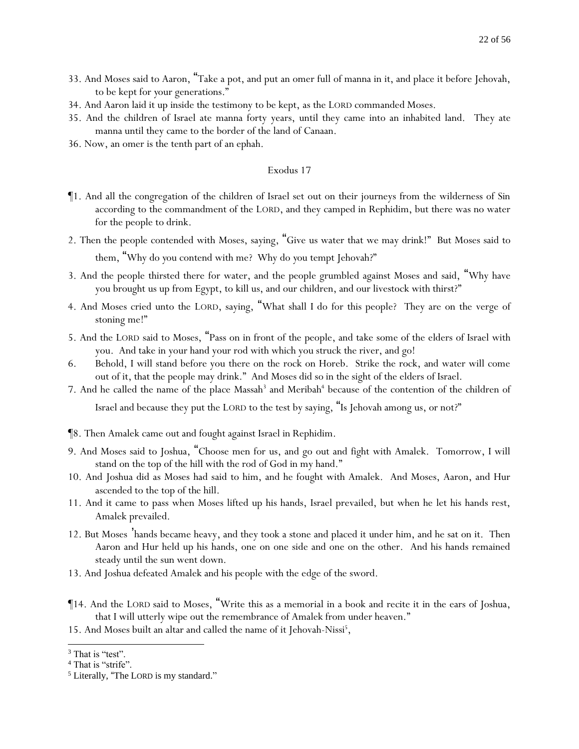33. And Moses said to Aaron, "Take a pot, and put an omer full of manna in it, and place it before Jehovah, to be kept for your generations."

34. And Aaron laid it up inside the testimony to be kept, as the LORD commanded Moses.

35. And the children of Israel ate manna forty years, until they came into an inhabited land. They ate manna until they came to the border of the land of Canaan.

36. Now, an omer is the tenth part of an ephah.

## Exodus 17

¶1. And all the congregation of the children of Israel set out on their journeys from the wilderness of Sin according to the commandment of the LORD, and they camped in Rephidim, but there was no water for the people to drink.

2. Then the people contended with Moses, saying, "Give us water that we may drink!" But Moses said to them, "Why do you contend with me? Why do you tempt Jehovah?"

3. And the people thirsted there for water, and the people grumbled against Moses and said, "Why have you brought us up from Egypt, to kill us, and our children, and our livestock with thirst?"

4. And Moses cried unto the LORD, saying, "What shall I do for this people? They are on the verge of stoning me!"

5. And the LORD said to Moses, "Pass on in front of the people, and take some of the elders of Israel with you. And take in your hand your rod with which you struck the river, and go!

6. Behold, I will stand before you there on the rock on Horeb. Strike the rock, and water will come out of it, that the people may drink." And Moses did so in the sight of the elders of Israel.

7. And he called the name of the place Massah[3] and Meribah[4] because of the contention of the children of Israel and because they put the LORD to the test by saying, "Is Jehovah among us, or not?"

¶8. Then Amalek came out and fought against Israel in Rephidim.

9. And Moses said to Joshua, "Choose men for us, and go out and fight with Amalek. Tomorrow, I will stand on the top of the hill with the rod of God in my hand."

10. And Joshua did as Moses had said to him, and he fought with Amalek. And Moses, Aaron, and Hur ascended to the top of the hill.

11. And it came to pass when Moses lifted up his hands, Israel prevailed, but when he let his hands rest, Amalek prevailed.

12. But Moses' hands became heavy, and they took a stone and placed it under him, and he sat on it. Then Aaron and Hur held up his hands, one on one side and one on the other. And his hands remained steady until the sun went down.

13. And Joshua defeated Amalek and his people with the edge of the sword.

¶14. And the LORD said to Moses, "Write this as a memorial in a book and recite it in the ears of Joshua, that I will utterly wipe out the remembrance of Amalek from under heaven."

15. And Moses built an altar and called the name of it Jehovah-Nissi[5],

---

[3] That is "test".

[4] That is "strife".

[5] Literally, "The LORD is my standard."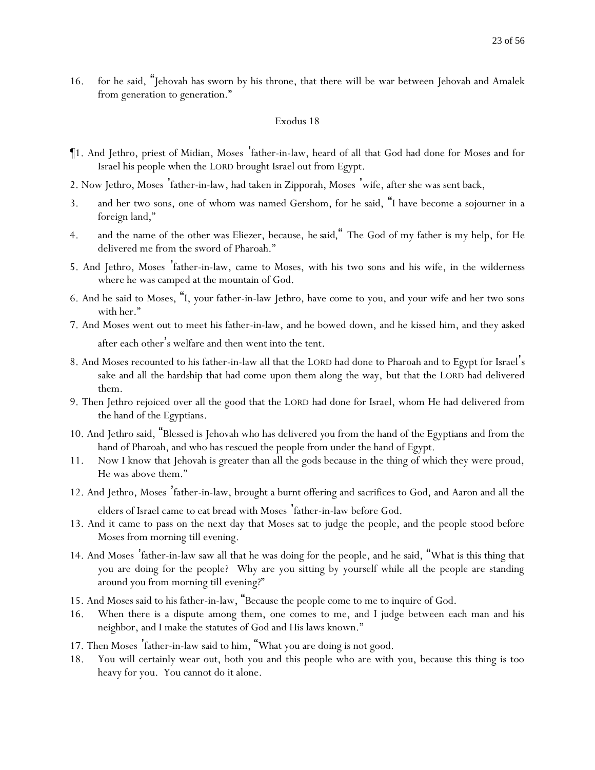16. for he said, "Jehovah has sworn by his throne, that there will be war between Jehovah and Amalek from generation to generation."

## Exodus 18

¶1. And Jethro, priest of Midian, Moses' father-in-law, heard of all that God had done for Moses and for Israel his people when the LORD brought Israel out from Egypt.

2. Now Jethro, Moses' father-in-law, had taken in Zipporah, Moses' wife, after she was sent back,

3. and her two sons, one of whom was named Gershom, for he said, "I have become a sojourner in a foreign land,"

4. and the name of the other was Eliezer, because, he said," The God of my father is my help, for He delivered me from the sword of Pharoah."

5. And Jethro, Moses' father-in-law, came to Moses, with his two sons and his wife, in the wilderness where he was camped at the mountain of God.

6. And he said to Moses, "I, your father-in-law Jethro, have come to you, and your wife and her two sons with her."

7. And Moses went out to meet his father-in-law, and he bowed down, and he kissed him, and they asked after each other's welfare and then went into the tent.

8. And Moses recounted to his father-in-law all that the LORD had done to Pharoah and to Egypt for Israel's sake and all the hardship that had come upon them along the way, but that the LORD had delivered them.

9. Then Jethro rejoiced over all the good that the LORD had done for Israel, whom He had delivered from the hand of the Egyptians.

10. And Jethro said, "Blessed is Jehovah who has delivered you from the hand of the Egyptians and from the hand of Pharoah, and who has rescued the people from under the hand of Egypt.

11. Now I know that Jehovah is greater than all the gods because in the thing of which they were proud, He was above them."

12. And Jethro, Moses' father-in-law, brought a burnt offering and sacrifices to God, and Aaron and all the elders of Israel came to eat bread with Moses' father-in-law before God.

13. And it came to pass on the next day that Moses sat to judge the people, and the people stood before Moses from morning till evening.

14. And Moses' father-in-law saw all that he was doing for the people, and he said, "What is this thing that you are doing for the people? Why are you sitting by yourself while all the people are standing around you from morning till evening?"

15. And Moses said to his father-in-law, "Because the people come to me to inquire of God.

16. When there is a dispute among them, one comes to me, and I judge between each man and his neighbor, and I make the statutes of God and His laws known."

17. Then Moses' father-in-law said to him, "What you are doing is not good.

18. You will certainly wear out, both you and this people who are with you, because this thing is too heavy for you. You cannot do it alone.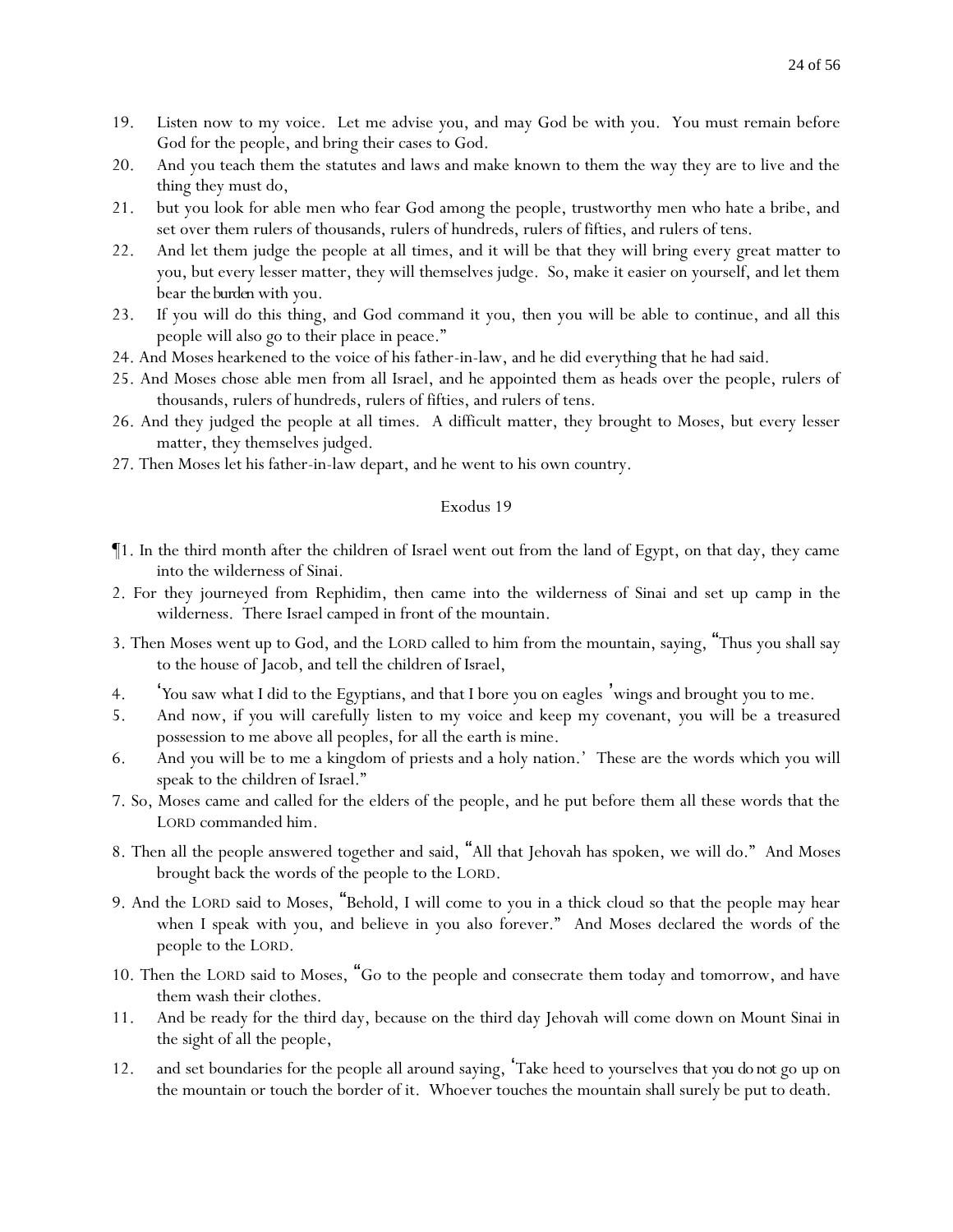19. Listen now to my voice. Let me advise you, and may God be with you. You must remain before God for the people, and bring their cases to God.
20. And you teach them the statutes and laws and make known to them the way they are to live and the thing they must do,
21. but you look for able men who fear God among the people, trustworthy men who hate a bribe, and set over them rulers of thousands, rulers of hundreds, rulers of fifties, and rulers of tens.
22. And let them judge the people at all times, and it will be that they will bring every great matter to you, but every lesser matter, they will themselves judge. So, make it easier on yourself, and let them bear *the burden* with you.
23. If you will do this thing, and God command it you, then you will be able to continue, and all this people will also go to their place in peace."
24. And Moses hearkened to the voice of his father-in-law, and he did everything that he had said.
25. And Moses chose able men from all Israel, and he appointed them as heads over the people, rulers of thousands, rulers of hundreds, rulers of fifties, and rulers of tens.
26. And they judged the people at all times. A difficult matter, they brought to Moses, but every lesser matter, they themselves judged.
27. Then Moses let his father-in-law depart, and he went to his own country.

## Exodus 19

¶1. In the third month after the children of Israel went out from the land of Egypt, on that day, they came into the wilderness of Sinai.
2. For they journeyed from Rephidim, then came into the wilderness of Sinai and set up camp in the wilderness. There Israel camped in front of the mountain.
3. Then Moses went up to God, and the LORD called to him from the mountain, saying, "Thus you shall say to the house of Jacob, and tell the children of Israel,
4. 'You saw what I did to the Egyptians, and that I bore you on eagles' wings and brought you to me.
5. And now, if you will carefully listen to my voice and keep my covenant, you will be a treasured possession to me above all peoples, for all the earth is mine.
6. And you will be to me a kingdom of priests and a holy nation.' These are the words which you will speak to the children of Israel."
7. So, Moses came and called for the elders of the people, and he put before them all these words that the LORD commanded him.
8. Then all the people answered together and said, "All that Jehovah has spoken, we will do." And Moses brought back the words of the people to the LORD.
9. And the LORD said to Moses, "Behold, I will come to you in a thick cloud so that the people may hear when I speak with you, and believe in you also forever." And Moses declared the words of the people to the LORD.
10. Then the LORD said to Moses, "Go to the people and consecrate them today and tomorrow, and have them wash their clothes.
11. And be ready for the third day, because on the third day Jehovah will come down on Mount Sinai in the sight of all the people,
12. and set boundaries for the people all around saying, 'Take heed to yourselves that *you do not* go up on the mountain or touch the border of it. Whoever touches the mountain shall surely be put to death.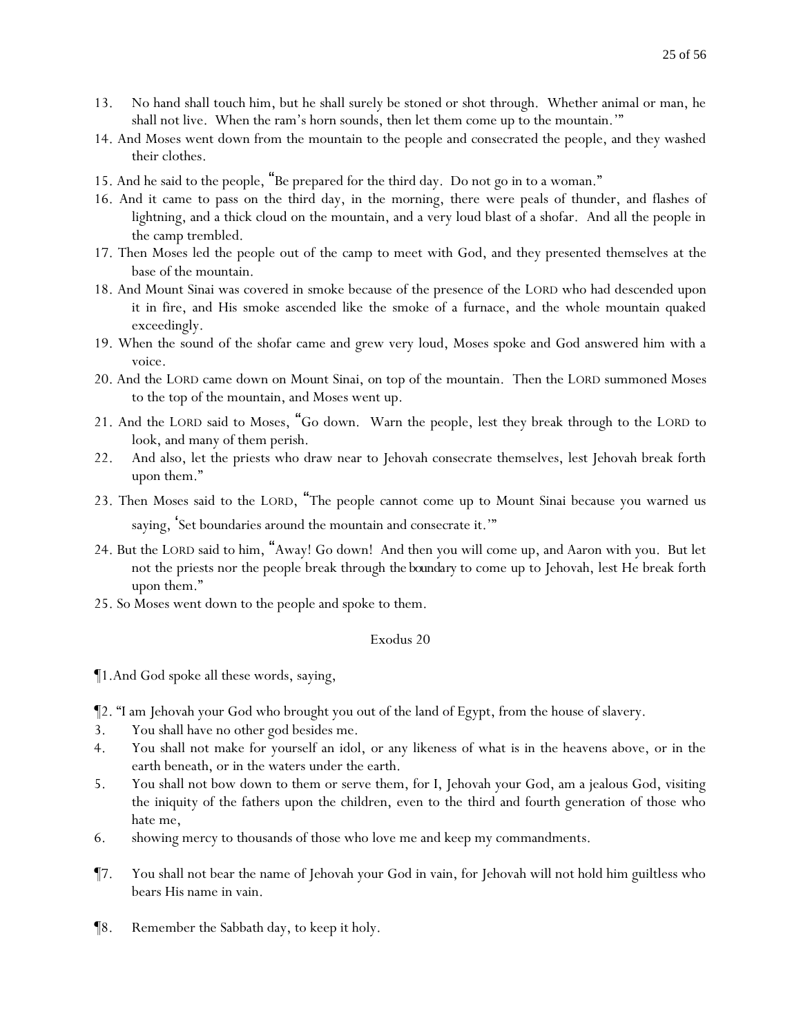13. No hand shall touch him, but he shall surely be stoned or shot through. Whether animal or man, he shall not live. When the ram's horn sounds, then let them come up to the mountain.'"

14. And Moses went down from the mountain to the people and consecrated the people, and they washed their clothes.

15. And he said to the people, "Be prepared for the third day. Do not go in to a woman."

16. And it came to pass on the third day, in the morning, there were peals of thunder, and flashes of lightning, and a thick cloud on the mountain, and a very loud blast of a shofar. And all the people in the camp trembled.

17. Then Moses led the people out of the camp to meet with God, and they presented themselves at the base of the mountain.

18. And Mount Sinai was covered in smoke because of the presence of the LORD who had descended upon it in fire, and His smoke ascended like the smoke of a furnace, and the whole mountain quaked exceedingly.

19. When the sound of the shofar came and grew very loud, Moses spoke and God answered him with a voice.

20. And the LORD came down on Mount Sinai, on top of the mountain. Then the LORD summoned Moses to the top of the mountain, and Moses went up.

21. And the LORD said to Moses, "Go down. Warn the people, lest they break through to the LORD to look, and many of them perish.

22. And also, let the priests who draw near to Jehovah consecrate themselves, lest Jehovah break forth upon them."

23. Then Moses said to the LORD, "The people cannot come up to Mount Sinai because you warned us saying, 'Set boundaries around the mountain and consecrate it.'"

24. But the LORD said to him, "Away! Go down! And then you will come up, and Aaron with you. But let not the priests nor the people break through *the boundary* to come up to Jehovah, lest He break forth upon them."

25. So Moses went down to the people and spoke to them.

## Exodus 20

¶1. And God spoke all these words, saying,

¶2. "I am Jehovah your God who brought you out of the land of Egypt, from the house of slavery.

3. You shall have no other god besides me.

4. You shall not make for yourself an idol, or any likeness of what is in the heavens above, or in the earth beneath, or in the waters under the earth.

5. You shall not bow down to them or serve them, for I, Jehovah your God, am a jealous God, visiting the iniquity of the fathers upon the children, even to the third and fourth generation of those who hate me,

6. showing mercy to thousands of those who love me and keep my commandments.

¶7. You shall not bear the name of Jehovah your God in vain, for Jehovah will not hold him guiltless who bears His name in vain.

¶8. Remember the Sabbath day, to keep it holy.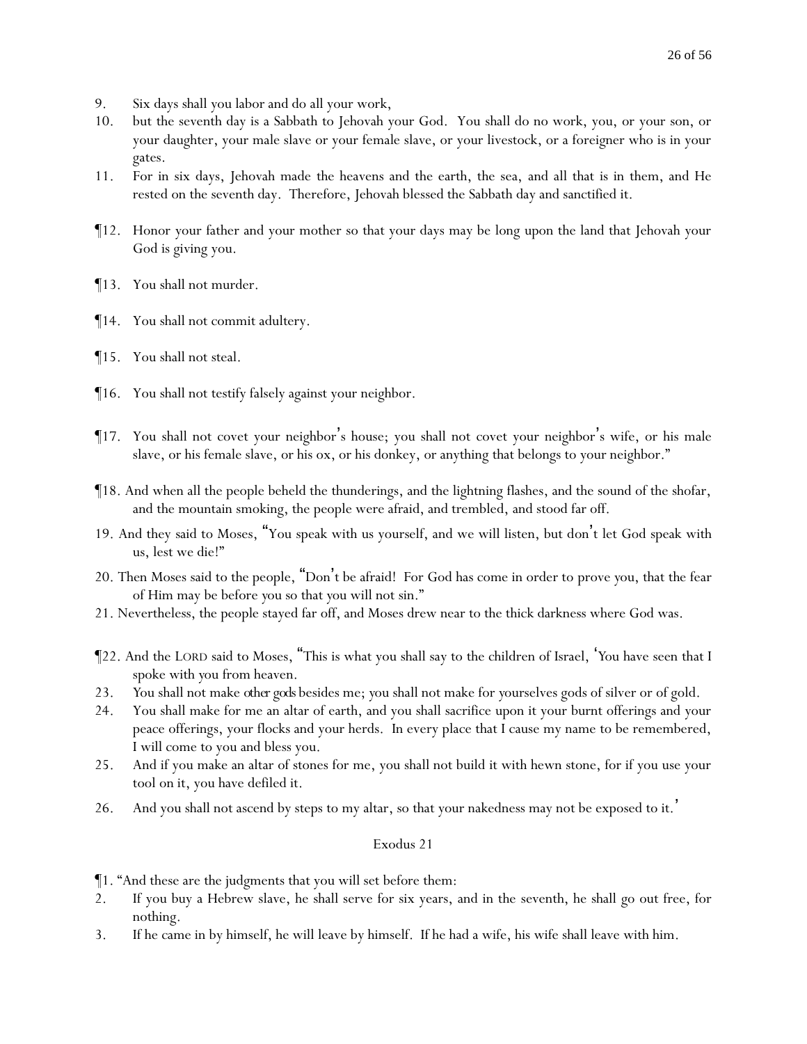9. Six days shall you labor and do all your work,
10. but the seventh day is a Sabbath to Jehovah your God. You shall do no work, you, or your son, or your daughter, your male slave or your female slave, or your livestock, or a foreigner who is in your gates.
11. For in six days, Jehovah made the heavens and the earth, the sea, and all that is in them, and He rested on the seventh day. Therefore, Jehovah blessed the Sabbath day and sanctified it.

¶12. Honor your father and your mother so that your days may be long upon the land that Jehovah your God is giving you.

¶13. You shall not murder.

¶14. You shall not commit adultery.

¶15. You shall not steal.

¶16. You shall not testify falsely against your neighbor.

¶17. You shall not covet your neighbor's house; you shall not covet your neighbor's wife, or his male slave, or his female slave, or his ox, or his donkey, or anything that belongs to your neighbor."

¶18. And when all the people beheld the thunderings, and the lightning flashes, and the sound of the shofar, and the mountain smoking, the people were afraid, and trembled, and stood far off.
19. And they said to Moses, "You speak with us yourself, and we will listen, but don't let God speak with us, lest we die!"
20. Then Moses said to the people, "Don't be afraid! For God has come in order to prove you, that the fear of Him may be before you so that you will not sin."
21. Nevertheless, the people stayed far off, and Moses drew near to the thick darkness where God was.

¶22. And the LORD said to Moses, "This is what you shall say to the children of Israel, 'You have seen that I spoke with you from heaven.
23. You shall not make *other gods* besides me; you shall not make for yourselves gods of silver or of gold.
24. You shall make for me an altar of earth, and you shall sacrifice upon it your burnt offerings and your peace offerings, your flocks and your herds. In every place that I cause my name to be remembered, I will come to you and bless you.
25. And if you make an altar of stones for me, you shall not build it with hewn stone, for if you use your tool on it, you have defiled it.
26. And you shall not ascend by steps to my altar, so that your nakedness may not be exposed to it.'

## Exodus 21

¶1. "And these are the judgments that you will set before them:
2. If you buy a Hebrew slave, he shall serve for six years, and in the seventh, he shall go out free, for nothing.
3. If he came in by himself, he will leave by himself. If he had a wife, his wife shall leave with him.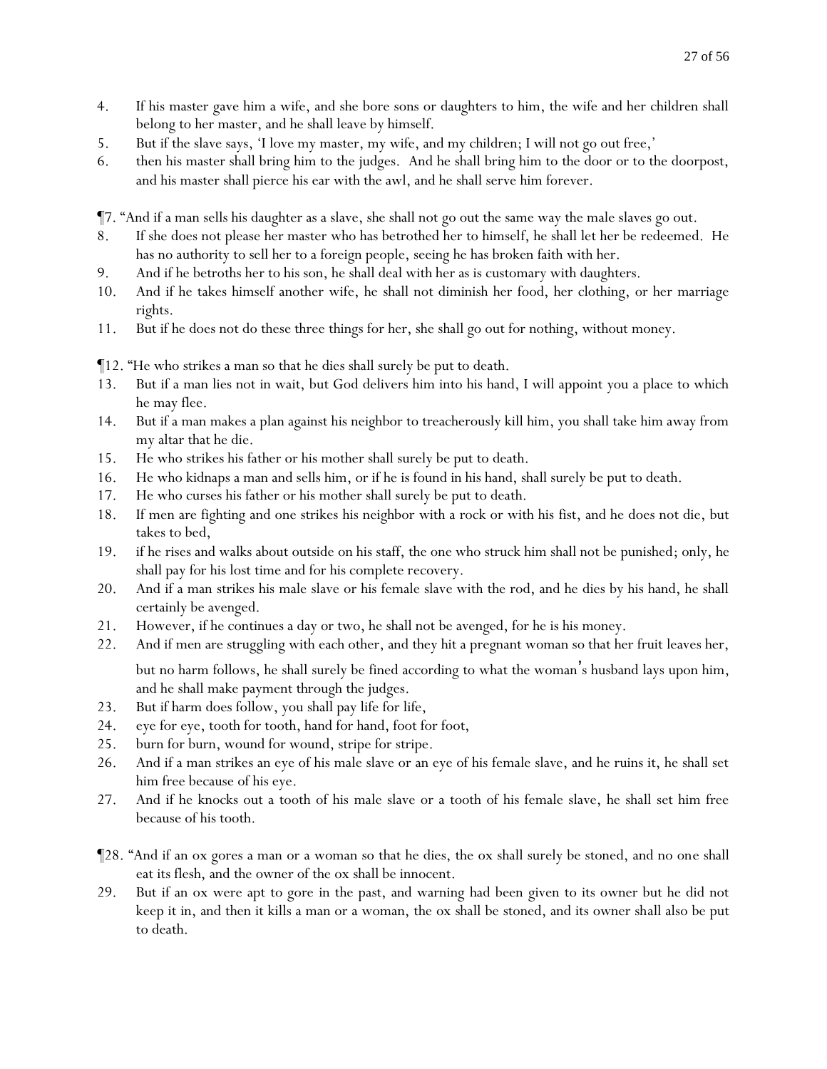4. If his master gave him a wife, and she bore sons or daughters to him, the wife and her children shall belong to her master, and he shall leave by himself.
5. But if the slave says, 'I love my master, my wife, and my children; I will not go out free,'
6. then his master shall bring him to the judges. And he shall bring him to the door or to the doorpost, and his master shall pierce his ear with the awl, and he shall serve him forever.

¶7. "And if a man sells his daughter as a slave, she shall not go out the same way the male slaves go out.
8. If she does not please her master who has betrothed her to himself, he shall let her be redeemed. He has no authority to sell her to a foreign people, seeing he has broken faith with her.
9. And if he betroths her to his son, he shall deal with her as is customary with daughters.
10. And if he takes himself another wife, he shall not diminish her food, her clothing, or her marriage rights.
11. But if he does not do these three things for her, she shall go out for nothing, without money.

¶12. "He who strikes a man so that he dies shall surely be put to death.
13. But if a man lies not in wait, but God delivers him into his hand, I will appoint you a place to which he may flee.
14. But if a man makes a plan against his neighbor to treacherously kill him, you shall take him away from my altar that he die.
15. He who strikes his father or his mother shall surely be put to death.
16. He who kidnaps a man and sells him, or if he is found in his hand, shall surely be put to death.
17. He who curses his father or his mother shall surely be put to death.
18. If men are fighting and one strikes his neighbor with a rock or with his fist, and he does not die, but takes to bed,
19. if he rises and walks about outside on his staff, the one who struck him shall not be punished; only, he shall pay for his lost time and for his complete recovery.
20. And if a man strikes his male slave or his female slave with the rod, and he dies by his hand, he shall certainly be avenged.
21. However, if he continues a day or two, he shall not be avenged, for he is his money.
22. And if men are struggling with each other, and they hit a pregnant woman so that her fruit leaves her, but no harm follows, he shall surely be fined according to what the woman's husband lays upon him, and he shall make payment through the judges.
23. But if harm does follow, you shall pay life for life,
24. eye for eye, tooth for tooth, hand for hand, foot for foot,
25. burn for burn, wound for wound, stripe for stripe.
26. And if a man strikes an eye of his male slave or an eye of his female slave, and he ruins it, he shall set him free because of his eye.
27. And if he knocks out a tooth of his male slave or a tooth of his female slave, he shall set him free because of his tooth.

¶28. "And if an ox gores a man or a woman so that he dies, the ox shall surely be stoned, and no one shall eat its flesh, and the owner of the ox shall be innocent.
29. But if an ox were apt to gore in the past, and warning had been given to its owner but he did not keep it in, and then it kills a man or a woman, the ox shall be stoned, and its owner shall also be put to death.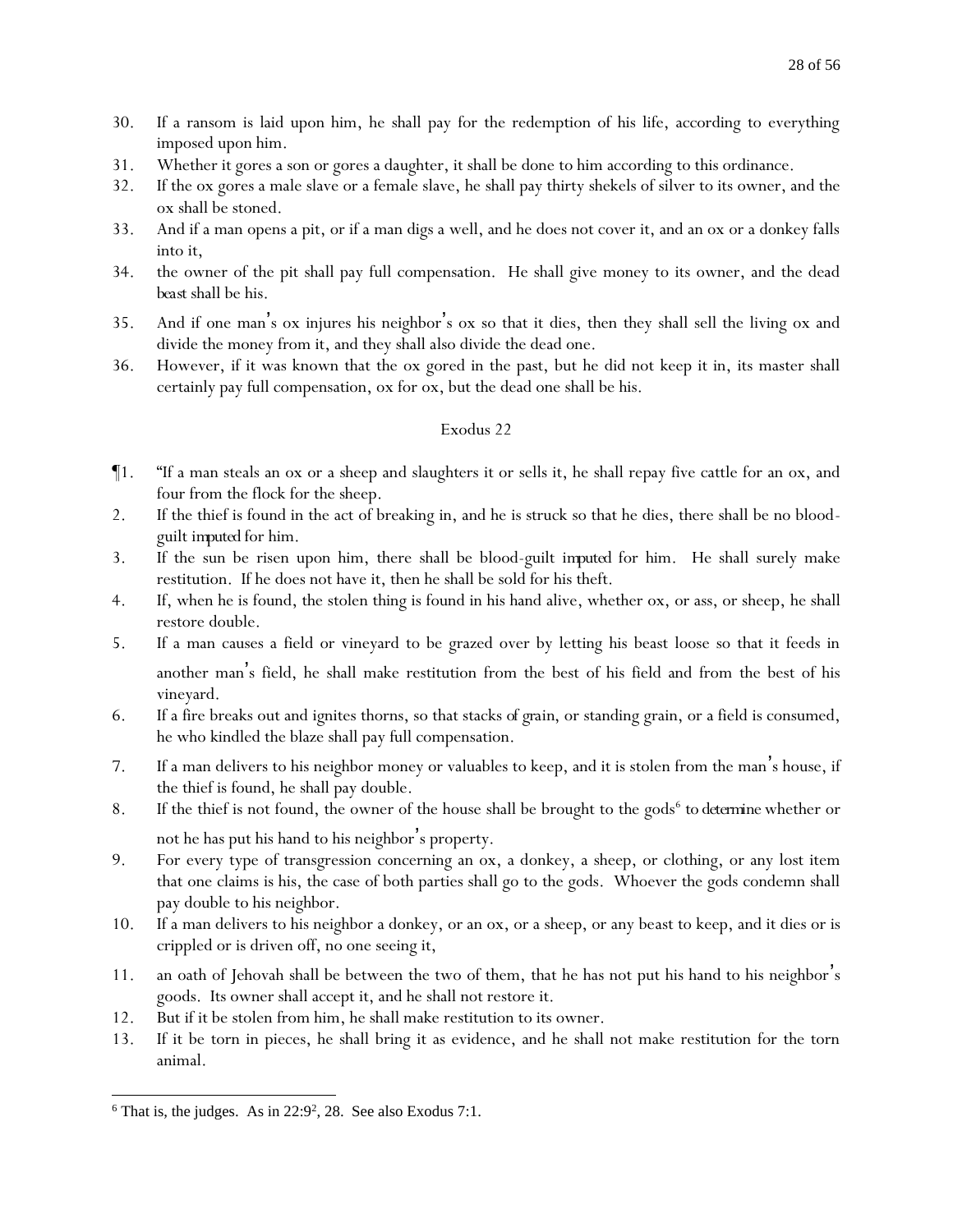30. If a ransom is laid upon him, he shall pay for the redemption of his life, according to everything imposed upon him.
31. Whether it gores a son or gores a daughter, it shall be done to him according to this ordinance.
32. If the ox gores a male slave or a female slave, he shall pay thirty shekels of silver to its owner, and the ox shall be stoned.
33. And if a man opens a pit, or if a man digs a well, and he does not cover it, and an ox or a donkey falls into it,
34. the owner of the pit shall pay full compensation. He shall give money to its owner, and the dead *beast* shall be his.
35. And if one man's ox injures his neighbor's ox so that it dies, then they shall sell the living ox and divide the money from it, and they shall also divide the dead one.
36. However, if it was known that the ox gored in the past, but he did not keep it in, its master shall certainly pay full compensation, ox for ox, but the dead one shall be his.

## Exodus 22

¶1. "If a man steals an ox or a sheep and slaughters it or sells it, he shall repay five cattle for an ox, and four from the flock for the sheep.
2. If the thief is found in the act of breaking in, and he is struck so that he dies, there shall be no blood-guilt *imputed* for him.
3. If the sun be risen upon him, there shall be blood-guilt *imputed* for him. He shall surely make restitution. If he does not have it, then he shall be sold for his theft.
4. If, when he is found, the stolen thing is found in his hand alive, whether ox, or ass, or sheep, he shall restore double.
5. If a man causes a field or vineyard to be grazed over by letting his beast loose so that it feeds in another man's field, he shall make restitution from the best of his field and from the best of his vineyard.
6. If a fire breaks out and ignites thorns, so that stacks *of grain*, or standing grain, or a field is consumed, he who kindled the blaze shall pay full compensation.
7. If a man delivers to his neighbor money or valuables to keep, and it is stolen from the man's house, if the thief is found, he shall pay double.
8. If the thief is not found, the owner of the house shall be brought to the gods[6] *to determine* whether or not he has put his hand to his neighbor's property.
9. For every type of transgression concerning an ox, a donkey, a sheep, or clothing, or any lost item that one claims is his, the case of both parties shall go to the gods. Whoever the gods condemn shall pay double to his neighbor.
10. If a man delivers to his neighbor a donkey, or an ox, or a sheep, or any beast to keep, and it dies or is crippled or is driven off, no one seeing it,
11. an oath of Jehovah shall be between the two of them, that he has not put his hand to his neighbor's goods. Its owner shall accept it, and he shall not restore it.
12. But if it be stolen from him, he shall make restitution to its owner.
13. If it be torn in pieces, he shall bring it as evidence, and he shall not make restitution for the torn animal.

---

[6] That is, the judges. As in 22:9[2], 28. See also Exodus 7:1.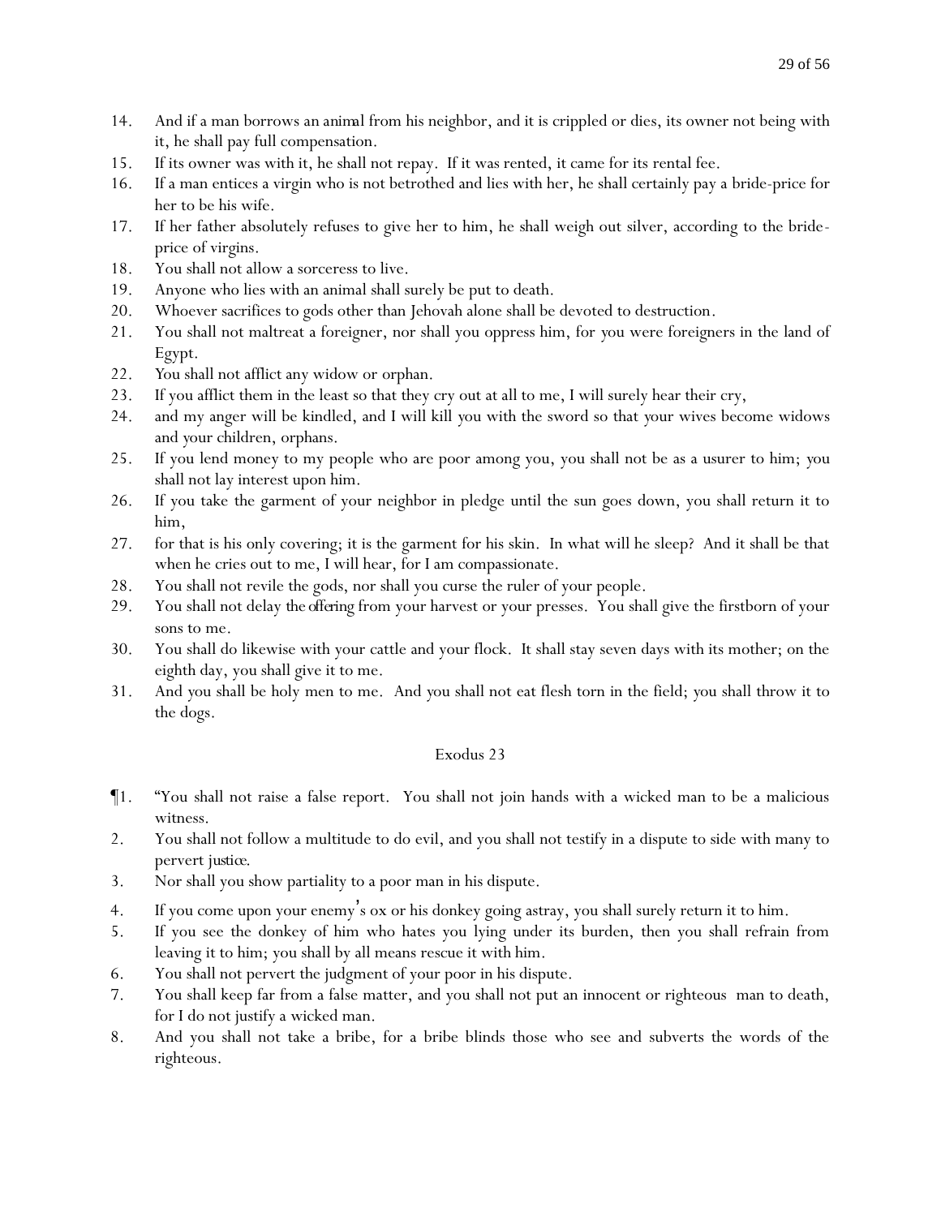14. And if a man borrows an *animal* from his neighbor, and it is crippled or dies, its owner not being with it, he shall pay full compensation.
15. If its owner was with it, he shall not repay. If it was rented, it came for its rental fee.
16. If a man entices a virgin who is not betrothed and lies with her, he shall certainly pay a bride-price for her to be his wife.
17. If her father absolutely refuses to give her to him, he shall weigh out silver, according to the bride-price of virgins.
18. You shall not allow a sorceress to live.
19. Anyone who lies with an animal shall surely be put to death.
20. Whoever sacrifices to gods other than Jehovah alone shall be devoted to destruction.
21. You shall not maltreat a foreigner, nor shall you oppress him, for you were foreigners in the land of Egypt.
22. You shall not afflict any widow or orphan.
23. If you afflict them in the least so that they cry out at all to me, I will surely hear their cry,
24. and my anger will be kindled, and I will kill you with the sword so that your wives become widows and your children, orphans.
25. If you lend money to my people who are poor among you, you shall not be as a usurer to him; you shall not lay interest upon him.
26. If you take the garment of your neighbor in pledge until the sun goes down, you shall return it to him,
27. for that is his only covering; it is the garment for his skin. In what will he sleep? And it shall be that when he cries out to me, I will hear, for I am compassionate.
28. You shall not revile the gods, nor shall you curse the ruler of your people.
29. You shall not delay *the offering* from your harvest or your presses. You shall give the firstborn of your sons to me.
30. You shall do likewise with your cattle and your flock. It shall stay seven days with its mother; on the eighth day, you shall give it to me.
31. And you shall be holy men to me. And you shall not eat flesh torn in the field; you shall throw it to the dogs.

## Exodus 23

¶1. "You shall not raise a false report. You shall not join hands with a wicked man to be a malicious witness.
2. You shall not follow a multitude to do evil, and you shall not testify in a dispute to side with many to pervert *justice*.
3. Nor shall you show partiality to a poor man in his dispute.
4. If you come upon your enemy's ox or his donkey going astray, you shall surely return it to him.
5. If you see the donkey of him who hates you lying under its burden, then you shall refrain from leaving it to him; you shall by all means rescue it with him.
6. You shall not pervert the judgment of your poor in his dispute.
7. You shall keep far from a false matter, and you shall not put an innocent or righteous man to death, for I do not justify a wicked man.
8. And you shall not take a bribe, for a bribe blinds those who see and subverts the words of the righteous.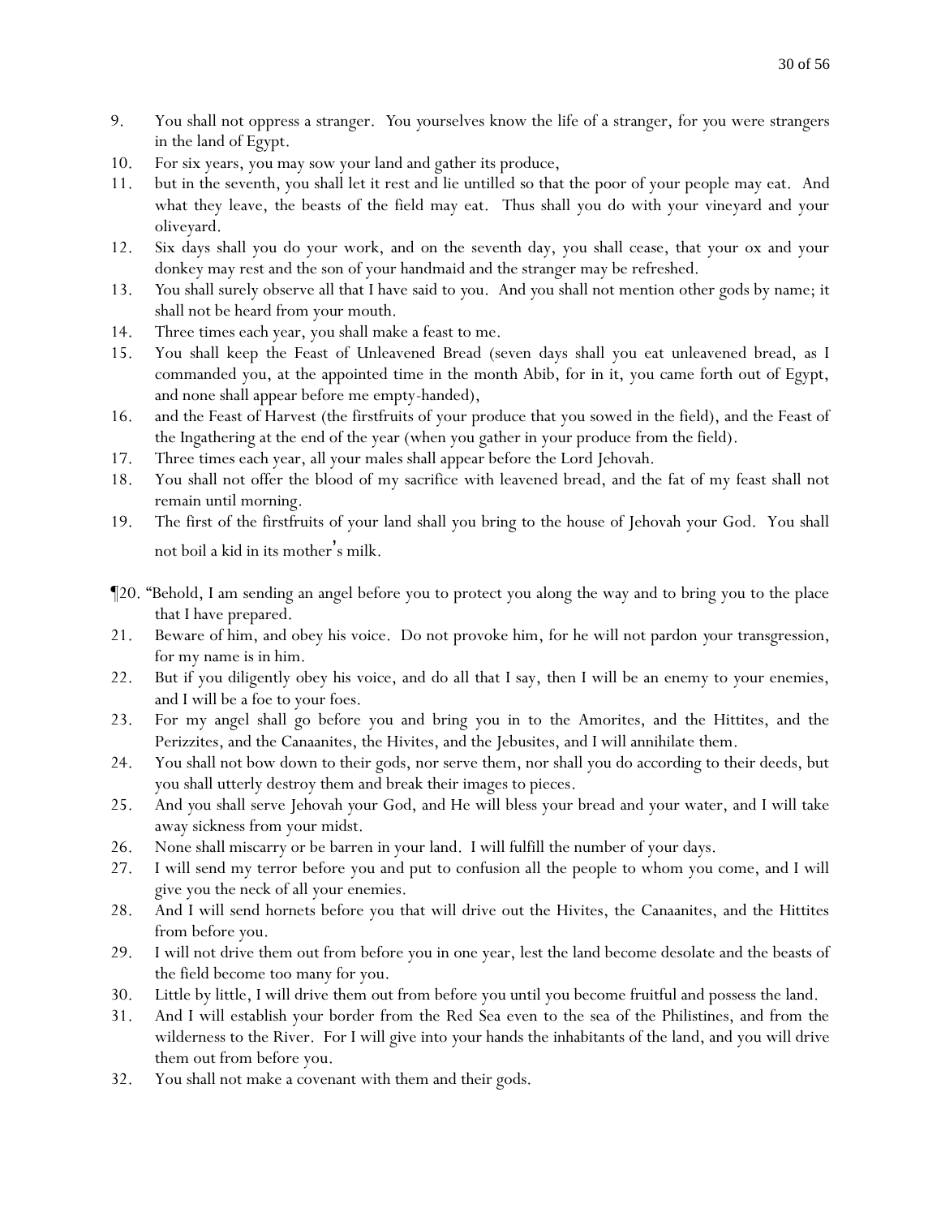9. You shall not oppress a stranger. You yourselves know the life of a stranger, for you were strangers in the land of Egypt.
10. For six years, you may sow your land and gather its produce,
11. but in the seventh, you shall let it rest and lie untilled so that the poor of your people may eat. And what they leave, the beasts of the field may eat. Thus shall you do with your vineyard and your oliveyard.
12. Six days shall you do your work, and on the seventh day, you shall cease, that your ox and your donkey may rest and the son of your handmaid and the stranger may be refreshed.
13. You shall surely observe all that I have said to you. And you shall not mention other gods by name; it shall not be heard from your mouth.
14. Three times each year, you shall make a feast to me.
15. You shall keep the Feast of Unleavened Bread (seven days shall you eat unleavened bread, as I commanded you, at the appointed time in the month Abib, for in it, you came forth out of Egypt, and none shall appear before me empty-handed),
16. and the Feast of Harvest (the firstfruits of your produce that you sowed in the field), and the Feast of the Ingathering at the end of the year (when you gather in your produce from the field).
17. Three times each year, all your males shall appear before the Lord Jehovah.
18. You shall not offer the blood of my sacrifice with leavened bread, and the fat of my feast shall not remain until morning.
19. The first of the firstfruits of your land shall you bring to the house of Jehovah your God. You shall not boil a kid in its mother's milk.

¶20. "Behold, I am sending an angel before you to protect you along the way and to bring you to the place that I have prepared.
21. Beware of him, and obey his voice. Do not provoke him, for he will not pardon your transgression, for my name is in him.
22. But if you diligently obey his voice, and do all that I say, then I will be an enemy to your enemies, and I will be a foe to your foes.
23. For my angel shall go before you and bring you in to the Amorites, and the Hittites, and the Perizzites, and the Canaanites, the Hivites, and the Jebusites, and I will annihilate them.
24. You shall not bow down to their gods, nor serve them, nor shall you do according to their deeds, but you shall utterly destroy them and break their images to pieces.
25. And you shall serve Jehovah your God, and He will bless your bread and your water, and I will take away sickness from your midst.
26. None shall miscarry or be barren in your land. I will fulfill the number of your days.
27. I will send my terror before you and put to confusion all the people to whom you come, and I will give you the neck of all your enemies.
28. And I will send hornets before you that will drive out the Hivites, the Canaanites, and the Hittites from before you.
29. I will not drive them out from before you in one year, lest the land become desolate and the beasts of the field become too many for you.
30. Little by little, I will drive them out from before you until you become fruitful and possess the land.
31. And I will establish your border from the Red Sea even to the sea of the Philistines, and from the wilderness to the River. For I will give into your hands the inhabitants of the land, and you will drive them out from before you.
32. You shall not make a covenant with them and their gods.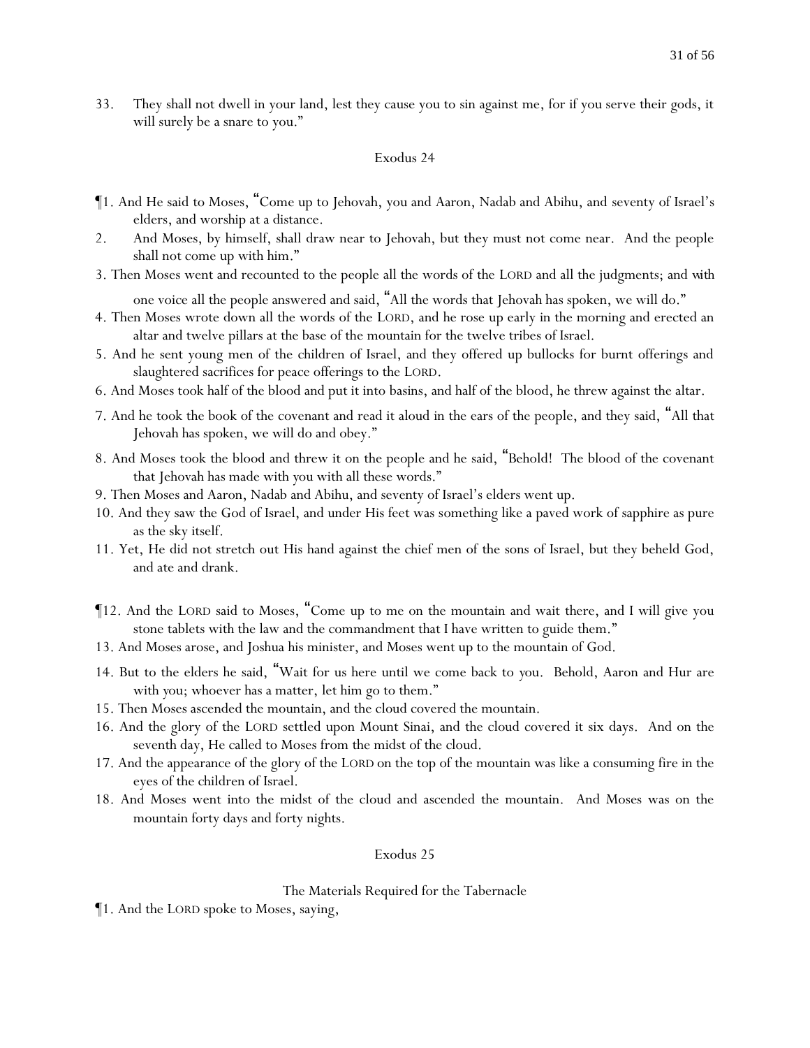33. They shall not dwell in your land, lest they cause you to sin against me, for if you serve their gods, it will surely be a snare to you."

## Exodus 24

¶1. And He said to Moses, "Come up to Jehovah, you and Aaron, Nadab and Abihu, and seventy of Israel's elders, and worship at a distance.

2. And Moses, by himself, shall draw near to Jehovah, but they must not come near. And the people shall not come up with him."

3. Then Moses went and recounted to the people all the words of the LORD and all the judgments; and with one voice all the people answered and said, "All the words that Jehovah has spoken, we will do."

4. Then Moses wrote down all the words of the LORD, and he rose up early in the morning and erected an altar and twelve pillars at the base of the mountain for the twelve tribes of Israel.

5. And he sent young men of the children of Israel, and they offered up bullocks for burnt offerings and slaughtered sacrifices for peace offerings to the LORD.

6. And Moses took half of the blood and put it into basins, and half of the blood, he threw against the altar.

7. And he took the book of the covenant and read it aloud in the ears of the people, and they said, "All that Jehovah has spoken, we will do and obey."

8. And Moses took the blood and threw it on the people and he said, "Behold! The blood of the covenant that Jehovah has made with you with all these words."

9. Then Moses and Aaron, Nadab and Abihu, and seventy of Israel's elders went up.

10. And they saw the God of Israel, and under His feet was something like a paved work of sapphire as pure as the sky itself.

11. Yet, He did not stretch out His hand against the chief men of the sons of Israel, but they beheld God, and ate and drank.

¶12. And the LORD said to Moses, "Come up to me on the mountain and wait there, and I will give you stone tablets with the law and the commandment that I have written to guide them."

13. And Moses arose, and Joshua his minister, and Moses went up to the mountain of God.

14. But to the elders he said, "Wait for us here until we come back to you. Behold, Aaron and Hur are with you; whoever has a matter, let him go to them."

15. Then Moses ascended the mountain, and the cloud covered the mountain.

16. And the glory of the LORD settled upon Mount Sinai, and the cloud covered it six days. And on the seventh day, He called to Moses from the midst of the cloud.

17. And the appearance of the glory of the LORD on the top of the mountain was like a consuming fire in the eyes of the children of Israel.

18. And Moses went into the midst of the cloud and ascended the mountain. And Moses was on the mountain forty days and forty nights.

## Exodus 25

### The Materials Required for the Tabernacle

¶1. And the LORD spoke to Moses, saying,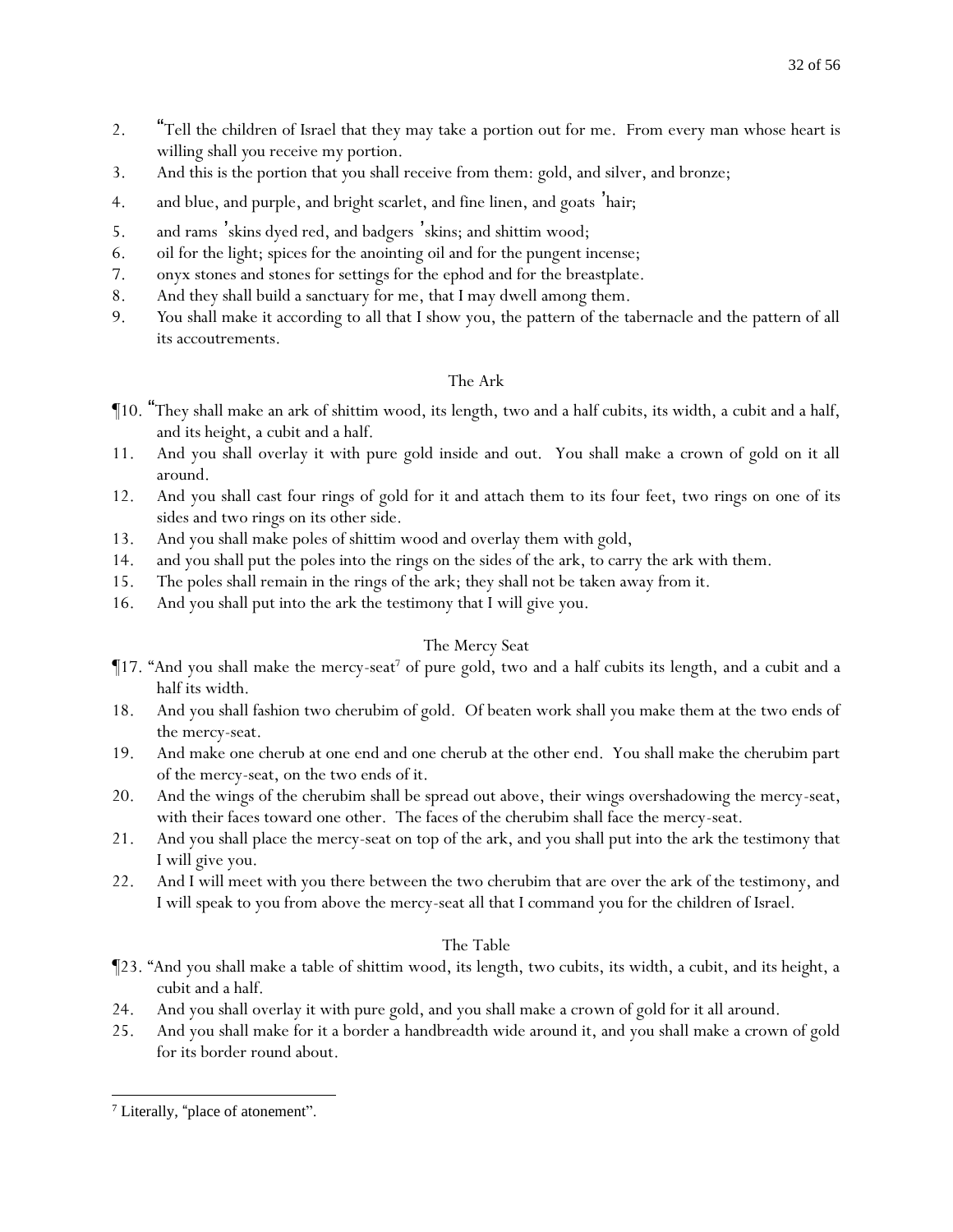2. “Tell the children of Israel that they may take a portion out for me. From every man whose heart is willing shall you receive my portion.
3. And this is the portion that you shall receive from them: gold, and silver, and bronze;
4. and blue, and purple, and bright scarlet, and fine linen, and goats ’hair;
5. and rams ’skins dyed red, and badgers ’skins; and shittim wood;
6. oil for the light; spices for the anointing oil and for the pungent incense;
7. onyx stones and stones for settings for the ephod and for the breastplate.
8. And they shall build a sanctuary for me, that I may dwell among them.
9. You shall make it according to all that I show you, the pattern of the tabernacle and the pattern of all its accoutrements.

The Ark

¶10. “They shall make an ark of shittim wood, its length, two and a half cubits, its width, a cubit and a half, and its height, a cubit and a half.
11. And you shall overlay it with pure gold inside and out. You shall make a crown of gold on it all around.
12. And you shall cast four rings of gold for it and attach them to its four feet, two rings on one of its sides and two rings on its other side.
13. And you shall make poles of shittim wood and overlay them with gold,
14. and you shall put the poles into the rings on the sides of the ark, to carry the ark with them.
15. The poles shall remain in the rings of the ark; they shall not be taken away from it.
16. And you shall put into the ark the testimony that I will give you.

The Mercy Seat

¶17. “And you shall make the mercy-seat[7] of pure gold, two and a half cubits its length, and a cubit and a half its width.
18. And you shall fashion two cherubim of gold. Of beaten work shall you make them at the two ends of the mercy-seat.
19. And make one cherub at one end and one cherub at the other end. You shall make the cherubim part of the mercy-seat, on the two ends of it.
20. And the wings of the cherubim shall be spread out above, their wings overshadowing the mercy-seat, with their faces toward one other. The faces of the cherubim shall face the mercy-seat.
21. And you shall place the mercy-seat on top of the ark, and you shall put into the ark the testimony that I will give you.
22. And I will meet with you there between the two cherubim that are over the ark of the testimony, and I will speak to you from above the mercy-seat all that I command you for the children of Israel.

The Table

¶23. “And you shall make a table of shittim wood, its length, two cubits, its width, a cubit, and its height, a cubit and a half.
24. And you shall overlay it with pure gold, and you shall make a crown of gold for it all around.
25. And you shall make for it a border a handbreadth wide around it, and you shall make a crown of gold for its border round about.

---

[7] Literally, “place of atonement”.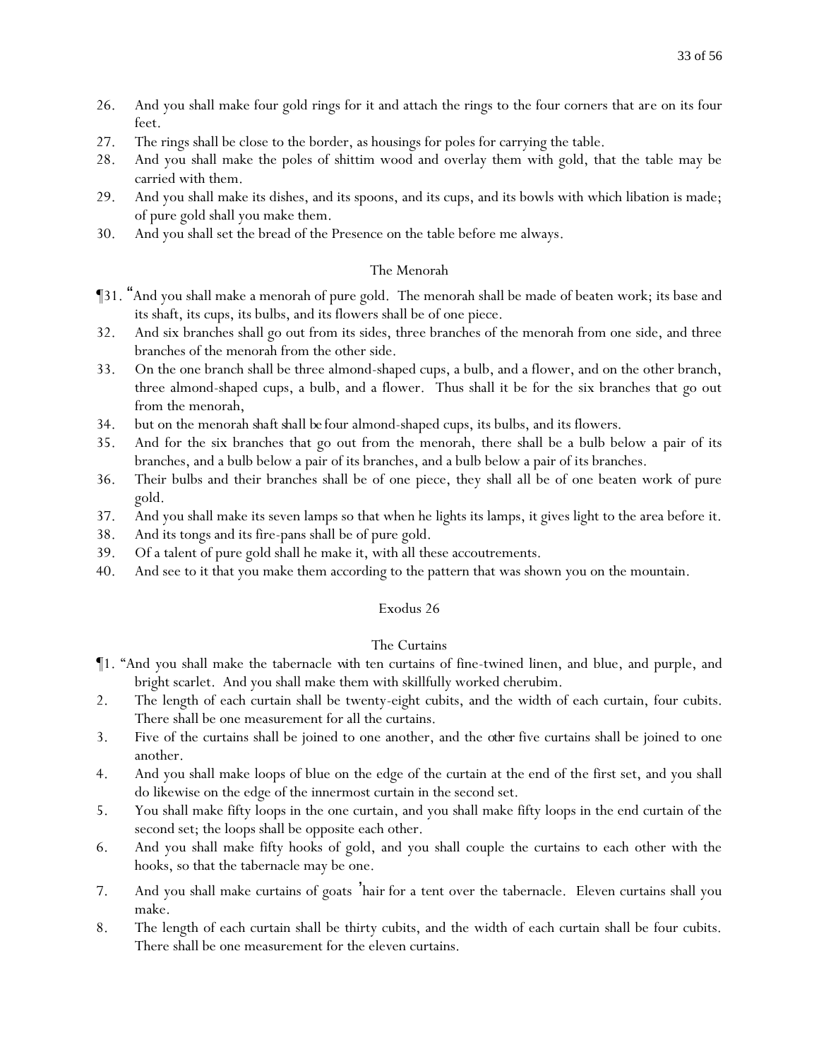26. And you shall make four gold rings for it and attach the rings to the four corners that are on its four feet.
27. The rings shall be close to the border, as housings for poles for carrying the table.
28. And you shall make the poles of shittim wood and overlay them with gold, that the table may be carried with them.
29. And you shall make its dishes, and its spoons, and its cups, and its bowls with which libation is made; of pure gold shall you make them.
30. And you shall set the bread of the Presence on the table before me always.

### The Menorah

¶31. "And you shall make a menorah of pure gold. The menorah shall be made of beaten work; its base and its shaft, its cups, its bulbs, and its flowers shall be of one piece.
32. And six branches shall go out from its sides, three branches of the menorah from one side, and three branches of the menorah from the other side.
33. On the one branch shall be three almond-shaped cups, a bulb, and a flower, and on the other branch, three almond-shaped cups, a bulb, and a flower. Thus shall it be for the six branches that go out from the menorah,
34. but on the menorah *shaft shall be* four almond-shaped cups, its bulbs, and its flowers.
35. And for the six branches that go out from the menorah, there shall be a bulb below a pair of its branches, and a bulb below a pair of its branches, and a bulb below a pair of its branches.
36. Their bulbs and their branches shall be of one piece, they shall all be of one beaten work of pure gold.
37. And you shall make its seven lamps so that when he lights its lamps, it gives light to the area before it.
38. And its tongs and its fire-pans shall be of pure gold.
39. Of a talent of pure gold shall he make it, with all these accoutrements.
40. And see to it that you make them according to the pattern that was shown you on the mountain.

## Exodus 26

### The Curtains

¶1. "And you shall make the tabernacle *with* ten curtains of fine-twined linen, and blue, and purple, and bright scarlet. And you shall make them with skillfully worked cherubim.
2. The length of each curtain shall be twenty-eight cubits, and the width of each curtain, four cubits. There shall be one measurement for all the curtains.
3. Five of the curtains shall be joined to one another, and the *other* five curtains shall be joined to one another.
4. And you shall make loops of blue on the edge of the curtain at the end of the first set, and you shall do likewise on the edge of the innermost curtain in the second set.
5. You shall make fifty loops in the one curtain, and you shall make fifty loops in the end curtain of the second set; the loops shall be opposite each other.
6. And you shall make fifty hooks of gold, and you shall couple the curtains to each other with the hooks, so that the tabernacle may be one.
7. And you shall make curtains of goats' hair for a tent over the tabernacle. Eleven curtains shall you make.
8. The length of each curtain shall be thirty cubits, and the width of each curtain shall be four cubits. There shall be one measurement for the eleven curtains.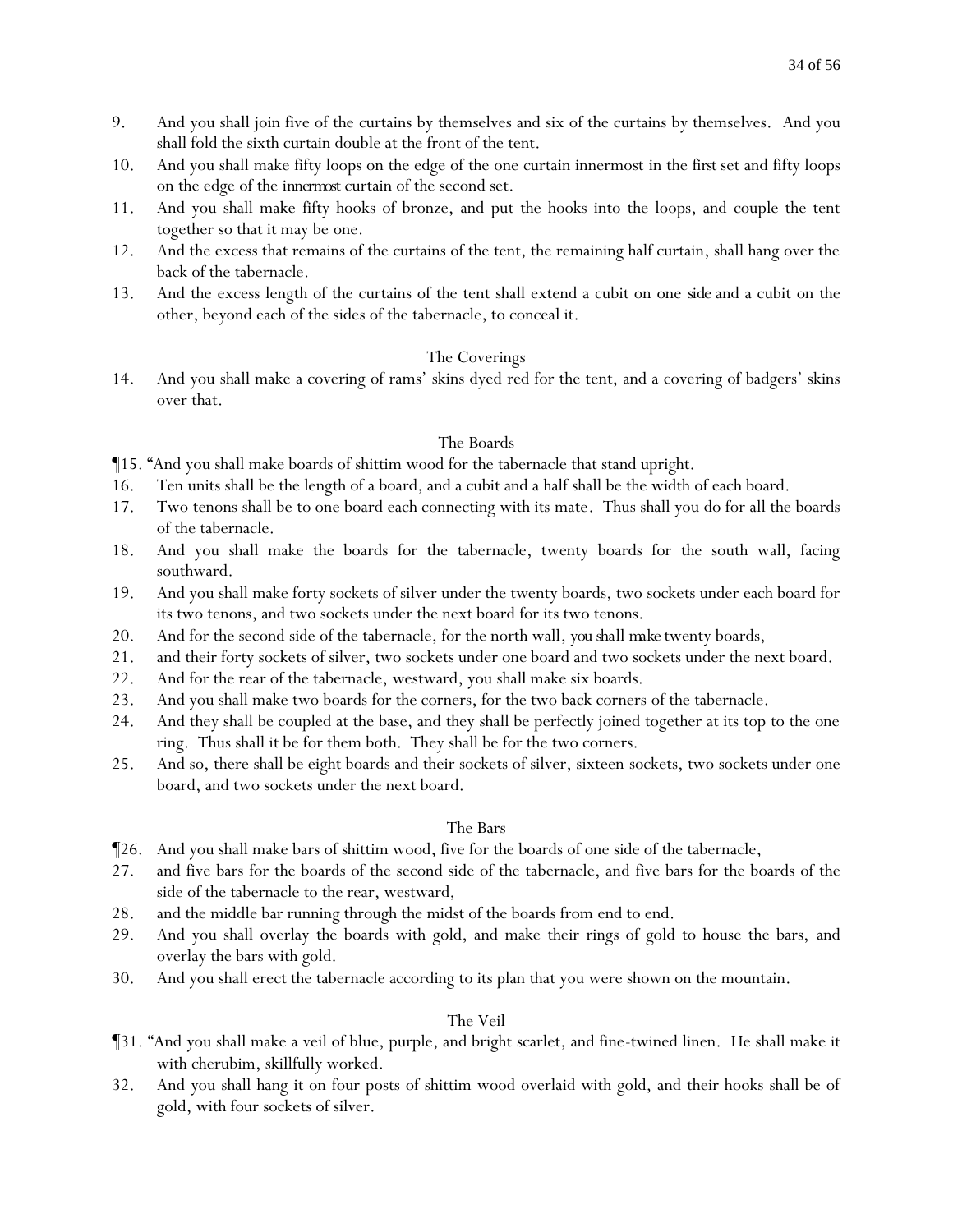9. And you shall join five of the curtains by themselves and six of the curtains by themselves. And you shall fold the sixth curtain double at the front of the tent.
10. And you shall make fifty loops on the edge of the one curtain innermost in the first set and fifty loops on the edge of the *innermost* curtain of the second set.
11. And you shall make fifty hooks of bronze, and put the hooks into the loops, and couple the tent together so that it may be one.
12. And the excess that remains of the curtains of the tent, the remaining half curtain, shall hang over the back of the tabernacle.
13. And the excess length of the curtains of the tent shall extend a cubit on one *side* and a cubit on the other, beyond each of the sides of the tabernacle, to conceal it.

### The Coverings

14. And you shall make a covering of rams' skins dyed red for the tent, and a covering of badgers' skins over that.

### The Boards

¶15. "And you shall make boards of shittim wood for the tabernacle that stand upright.
16. Ten units shall be the length of a board, and a cubit and a half shall be the width of each board.
17. Two tenons shall be to one board each connecting with its mate. Thus shall you do for all the boards of the tabernacle.
18. And you shall make the boards for the tabernacle, twenty boards for the south wall, facing southward.
19. And you shall make forty sockets of silver under the twenty boards, two sockets under each board for its two tenons, and two sockets under the next board for its two tenons.
20. And for the second side of the tabernacle, for the north wall, *you shall make* twenty boards,
21. and their forty sockets of silver, two sockets under one board and two sockets under the next board.
22. And for the rear of the tabernacle, westward, you shall make six boards.
23. And you shall make two boards for the corners, for the two back corners of the tabernacle.
24. And they shall be coupled at the base, and they shall be perfectly joined together at its top to the one ring. Thus shall it be for them both. They shall be for the two corners.
25. And so, there shall be eight boards and their sockets of silver, sixteen sockets, two sockets under one board, and two sockets under the next board.

### The Bars

¶26. And you shall make bars of shittim wood, five for the boards of one side of the tabernacle,
27. and five bars for the boards of the second side of the tabernacle, and five bars for the boards of the side of the tabernacle to the rear, westward,
28. and the middle bar running through the midst of the boards from end to end.
29. And you shall overlay the boards with gold, and make their rings of gold to house the bars, and overlay the bars with gold.
30. And you shall erect the tabernacle according to its plan that you were shown on the mountain.

### The Veil

¶31. "And you shall make a veil of blue, purple, and bright scarlet, and fine-twined linen. He shall make it with cherubim, skillfully worked.
32. And you shall hang it on four posts of shittim wood overlaid with gold, and their hooks shall be of gold, with four sockets of silver.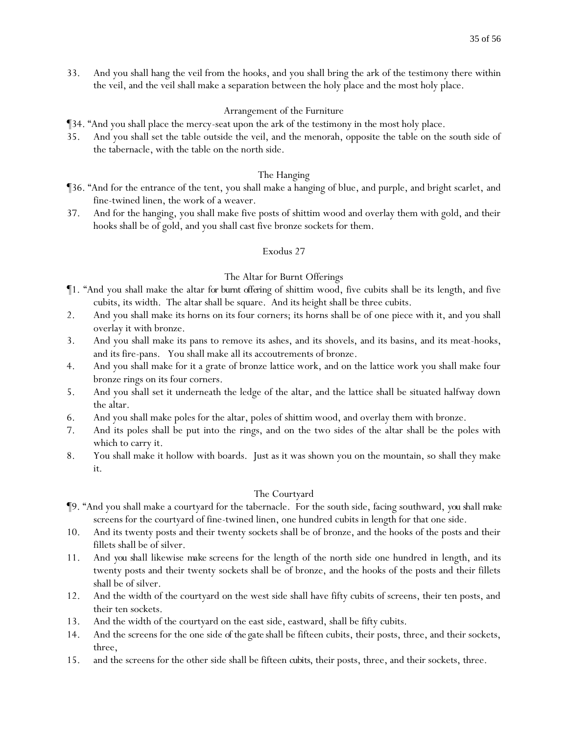33. And you shall hang the veil from the hooks, and you shall bring the ark of the testimony there within the veil, and the veil shall make a separation between the holy place and the most holy place.

### Arrangement of the Furniture

¶34. "And you shall place the mercy-seat upon the ark of the testimony in the most holy place.

35. And you shall set the table outside the veil, and the menorah, opposite the table on the south side of the tabernacle, with the table on the north side.

### The Hanging

¶36. "And for the entrance of the tent, you shall make a hanging of blue, and purple, and bright scarlet, and fine-twined linen, the work of a weaver.

37. And for the hanging, you shall make five posts of shittim wood and overlay them with gold, and their hooks shall be of gold, and you shall cast five bronze sockets for them.

## Exodus 27

### The Altar for Burnt Offerings

¶1. "And you shall make the altar *for burnt offering* of shittim wood, five cubits shall be its length, and five cubits, its width. The altar shall be square. And its height shall be three cubits.

2. And you shall make its horns on its four corners; its horns shall be of one piece with it, and you shall overlay it with bronze.

3. And you shall make its pans to remove its ashes, and its shovels, and its basins, and its meat-hooks, and its fire-pans. You shall make all its accoutrements of bronze.

4. And you shall make for it a grate of bronze lattice work, and on the lattice work you shall make four bronze rings on its four corners.

5. And you shall set it underneath the ledge of the altar, and the lattice shall be situated halfway down the altar.

6. And you shall make poles for the altar, poles of shittim wood, and overlay them with bronze.

7. And its poles shall be put into the rings, and on the two sides of the altar shall be the poles with which to carry it.

8. You shall make it hollow with boards. Just as it was shown you on the mountain, so shall they make it.

### The Courtyard

¶9. "And you shall make a courtyard for the tabernacle. For the south side, facing southward, *you shall make* screens for the courtyard of fine-twined linen, one hundred cubits in length for that one side.

10. And its twenty posts and their twenty sockets shall be of bronze, and the hooks of the posts and their fillets shall be of silver.

11. And *you shall* likewise *make* screens for the length of the north side one hundred in length, and its twenty posts and their twenty sockets shall be of bronze, and the hooks of the posts and their fillets shall be of silver.

12. And the width of the courtyard on the west side shall have fifty cubits of screens, their ten posts, and their ten sockets.

13. And the width of the courtyard on the east side, eastward, shall be fifty cubits.

14. And the screens for the one side *of the gate* shall be fifteen cubits, their posts, three, and their sockets, three,

15. and the screens for the other side shall be fifteen *cubits*, their posts, three, and their sockets, three.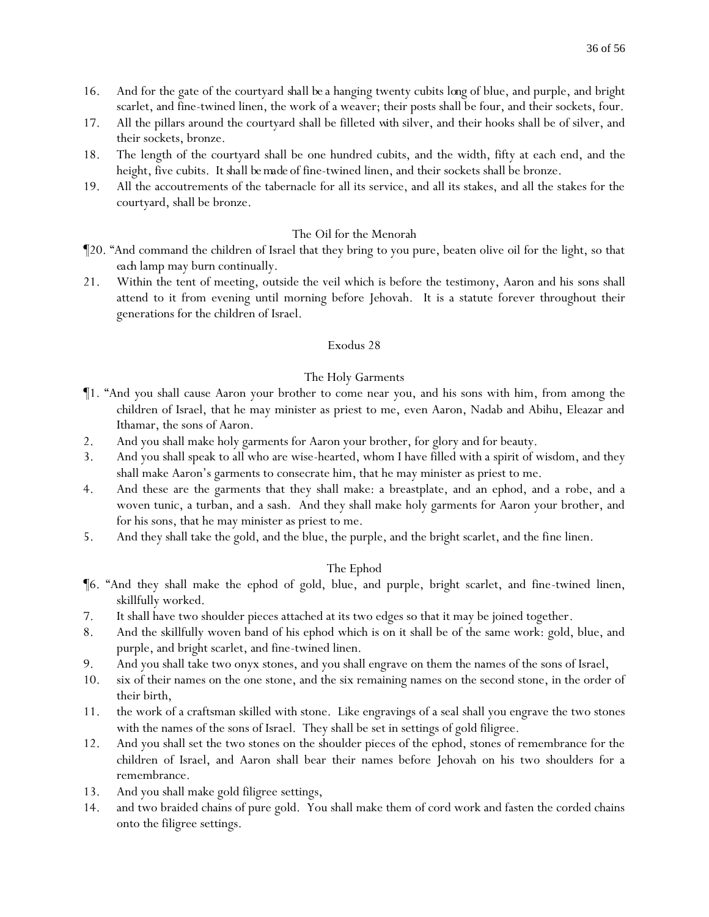16. And for the gate of the courtyard shall be a hanging twenty cubits long of blue, and purple, and bright scarlet, and fine-twined linen, the work of a weaver; their posts shall be four, and their sockets, four.
17. All the pillars around the courtyard shall be filleted with silver, and their hooks shall be of silver, and their sockets, bronze.
18. The length of the courtyard shall be one hundred cubits, and the width, fifty at each end, and the height, five cubits. It shall be made of fine-twined linen, and their sockets shall be bronze.
19. All the accoutrements of the tabernacle for all its service, and all its stakes, and all the stakes for the courtyard, shall be bronze.

### The Oil for the Menorah

¶20. "And command the children of Israel that they bring to you pure, beaten olive oil for the light, so that each lamp may burn continually.
21. Within the tent of meeting, outside the veil which is before the testimony, Aaron and his sons shall attend to it from evening until morning before Jehovah. It is a statute forever throughout their generations for the children of Israel.

## Exodus 28

### The Holy Garments

¶1. "And you shall cause Aaron your brother to come near you, and his sons with him, from among the children of Israel, that he may minister as priest to me, even Aaron, Nadab and Abihu, Eleazar and Ithamar, the sons of Aaron.
2. And you shall make holy garments for Aaron your brother, for glory and for beauty.
3. And you shall speak to all who are wise-hearted, whom I have filled with a spirit of wisdom, and they shall make Aaron's garments to consecrate him, that he may minister as priest to me.
4. And these are the garments that they shall make: a breastplate, and an ephod, and a robe, and a woven tunic, a turban, and a sash. And they shall make holy garments for Aaron your brother, and for his sons, that he may minister as priest to me.
5. And they shall take the gold, and the blue, the purple, and the bright scarlet, and the fine linen.

### The Ephod

¶6. "And they shall make the ephod of gold, blue, and purple, bright scarlet, and fine-twined linen, skillfully worked.
7. It shall have two shoulder pieces attached at its two edges so that it may be joined together.
8. And the skillfully woven band of his ephod which is on it shall be of the same work: gold, blue, and purple, and bright scarlet, and fine-twined linen.
9. And you shall take two onyx stones, and you shall engrave on them the names of the sons of Israel,
10. six of their names on the one stone, and the six remaining names on the second stone, in the order of their birth,
11. the work of a craftsman skilled with stone. Like engravings of a seal shall you engrave the two stones with the names of the sons of Israel. They shall be set in settings of gold filigree.
12. And you shall set the two stones on the shoulder pieces of the ephod, stones of remembrance for the children of Israel, and Aaron shall bear their names before Jehovah on his two shoulders for a remembrance.
13. And you shall make gold filigree settings,
14. and two braided chains of pure gold. You shall make them of cord work and fasten the corded chains onto the filigree settings.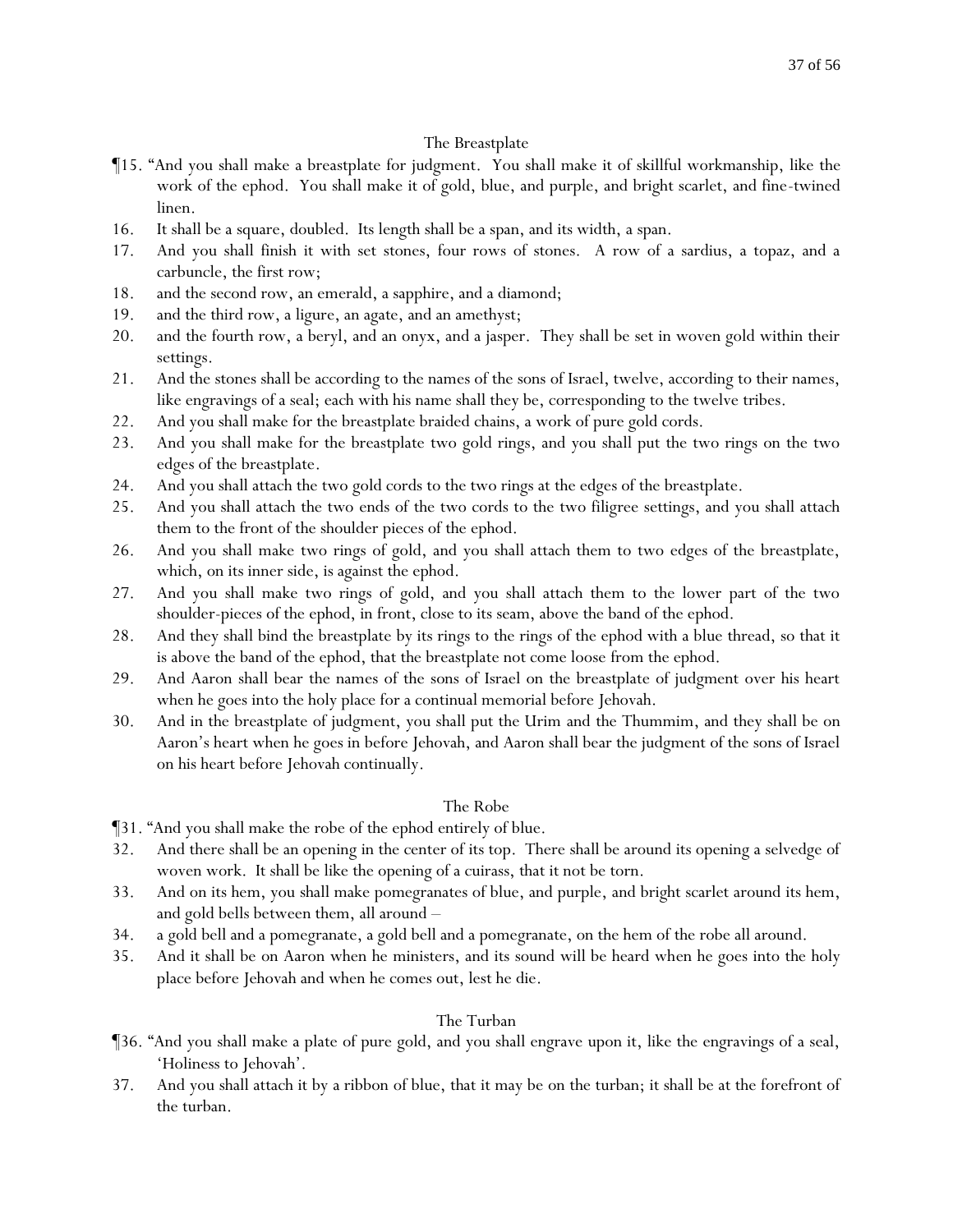### The Breastplate

¶15. "And you shall make a breastplate for judgment. You shall make it of skillful workmanship, like the work of the ephod. You shall make it of gold, blue, and purple, and bright scarlet, and fine-twined linen.

16. It shall be a square, doubled. Its length shall be a span, and its width, a span.

17. And you shall finish it with set stones, four rows of stones. A row of a sardius, a topaz, and a carbuncle, the first row;

18. and the second row, an emerald, a sapphire, and a diamond;

19. and the third row, a ligure, an agate, and an amethyst;

20. and the fourth row, a beryl, and an onyx, and a jasper. They shall be set in woven gold within their settings.

21. And the stones shall be according to the names of the sons of Israel, twelve, according to their names, like engravings of a seal; each with his name shall they be, corresponding to the twelve tribes.

22. And you shall make for the breastplate braided chains, a work of pure gold cords.

23. And you shall make for the breastplate two gold rings, and you shall put the two rings on the two edges of the breastplate.

24. And you shall attach the two gold cords to the two rings at the edges of the breastplate.

25. And you shall attach the two ends of the two cords to the two filigree settings, and you shall attach them to the front of the shoulder pieces of the ephod.

26. And you shall make two rings of gold, and you shall attach them to two edges of the breastplate, which, on its inner side, is against the ephod.

27. And you shall make two rings of gold, and you shall attach them to the lower part of the two shoulder-pieces of the ephod, in front, close to its seam, above the band of the ephod.

28. And they shall bind the breastplate by its rings to the rings of the ephod with a blue thread, so that it is above the band of the ephod, that the breastplate not come loose from the ephod.

29. And Aaron shall bear the names of the sons of Israel on the breastplate of judgment over his heart when he goes into the holy place for a continual memorial before Jehovah.

30. And in the breastplate of judgment, you shall put the Urim and the Thummim, and they shall be on Aaron's heart when he goes in before Jehovah, and Aaron shall bear the judgment of the sons of Israel on his heart before Jehovah continually.

### The Robe

¶31. "And you shall make the robe of the ephod entirely of blue.

32. And there shall be an opening in the center of its top. There shall be around its opening a selvedge of woven work. It shall be like the opening of a cuirass, that it not be torn.

33. And on its hem, you shall make pomegranates of blue, and purple, and bright scarlet around its hem, and gold bells between them, all around –

34. a gold bell and a pomegranate, a gold bell and a pomegranate, on the hem of the robe all around.

35. And it shall be on Aaron when he ministers, and its sound will be heard when he goes into the holy place before Jehovah and when he comes out, lest he die.

### The Turban

¶36. "And you shall make a plate of pure gold, and you shall engrave upon it, like the engravings of a seal, 'Holiness to Jehovah'.

37. And you shall attach it by a ribbon of blue, that it may be on the turban; it shall be at the forefront of the turban.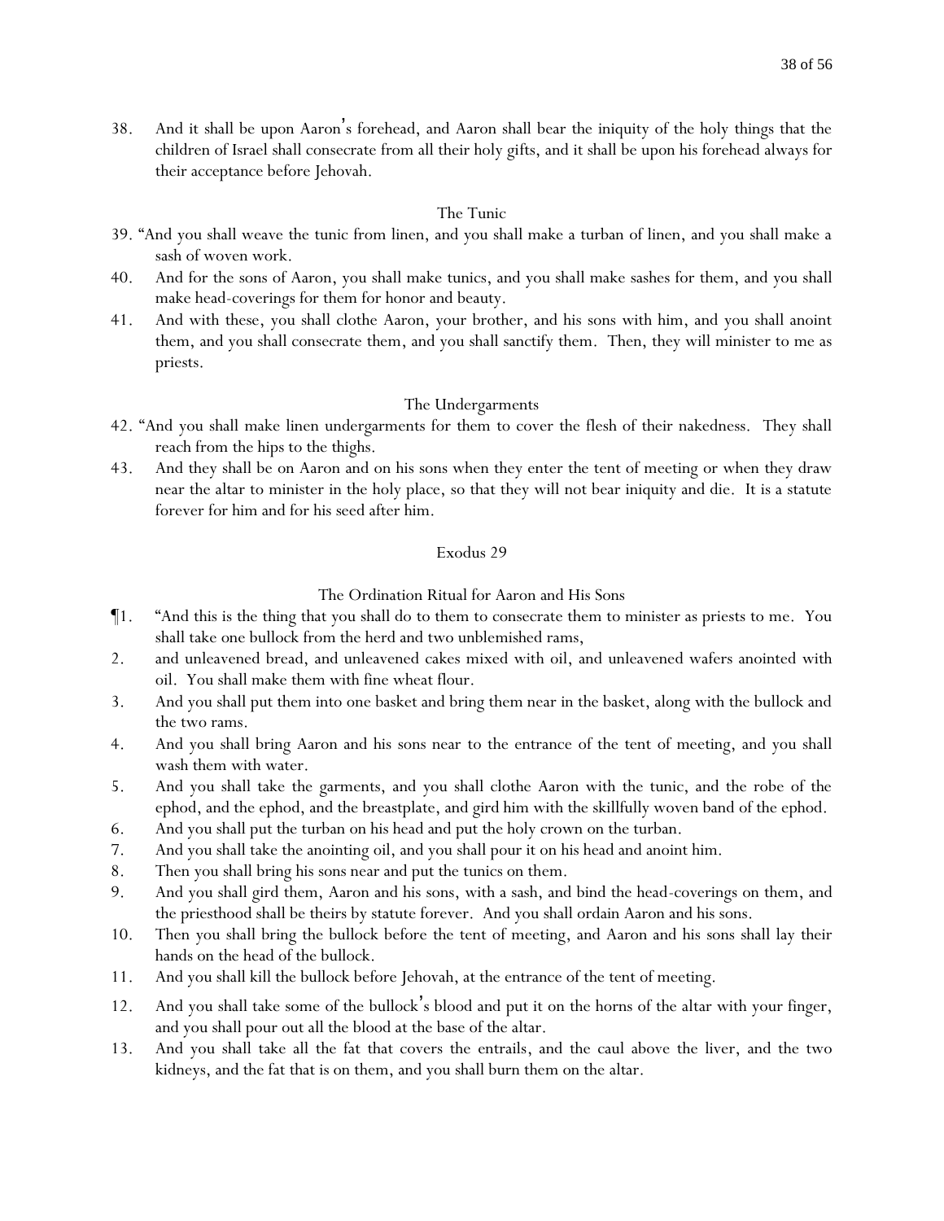38. And it shall be upon Aaron's forehead, and Aaron shall bear the iniquity of the holy things that the children of Israel shall consecrate from all their holy gifts, and it shall be upon his forehead always for their acceptance before Jehovah.

### The Tunic

39. "And you shall weave the tunic from linen, and you shall make a turban of linen, and you shall make a sash of woven work.

40. And for the sons of Aaron, you shall make tunics, and you shall make sashes for them, and you shall make head-coverings for them for honor and beauty.

41. And with these, you shall clothe Aaron, your brother, and his sons with him, and you shall anoint them, and you shall consecrate them, and you shall sanctify them. Then, they will minister to me as priests.

### The Undergarments

42. "And you shall make linen undergarments for them to cover the flesh of their nakedness. They shall reach from the hips to the thighs.

43. And they shall be on Aaron and on his sons when they enter the tent of meeting or when they draw near the altar to minister in the holy place, so that they will not bear iniquity and die. It is a statute forever for him and for his seed after him.

## Exodus 29

### The Ordination Ritual for Aaron and His Sons

¶1. "And this is the thing that you shall do to them to consecrate them to minister as priests to me. You shall take one bullock from the herd and two unblemished rams,

2. and unleavened bread, and unleavened cakes mixed with oil, and unleavened wafers anointed with oil. You shall make them with fine wheat flour.

3. And you shall put them into one basket and bring them near in the basket, along with the bullock and the two rams.

4. And you shall bring Aaron and his sons near to the entrance of the tent of meeting, and you shall wash them with water.

5. And you shall take the garments, and you shall clothe Aaron with the tunic, and the robe of the ephod, and the ephod, and the breastplate, and gird him with the skillfully woven band of the ephod.

6. And you shall put the turban on his head and put the holy crown on the turban.

7. And you shall take the anointing oil, and you shall pour it on his head and anoint him.

8. Then you shall bring his sons near and put the tunics on them.

9. And you shall gird them, Aaron and his sons, with a sash, and bind the head-coverings on them, and the priesthood shall be theirs by statute forever. And you shall ordain Aaron and his sons.

10. Then you shall bring the bullock before the tent of meeting, and Aaron and his sons shall lay their hands on the head of the bullock.

11. And you shall kill the bullock before Jehovah, at the entrance of the tent of meeting.

12. And you shall take some of the bullock's blood and put it on the horns of the altar with your finger, and you shall pour out all the blood at the base of the altar.

13. And you shall take all the fat that covers the entrails, and the caul above the liver, and the two kidneys, and the fat that is on them, and you shall burn them on the altar.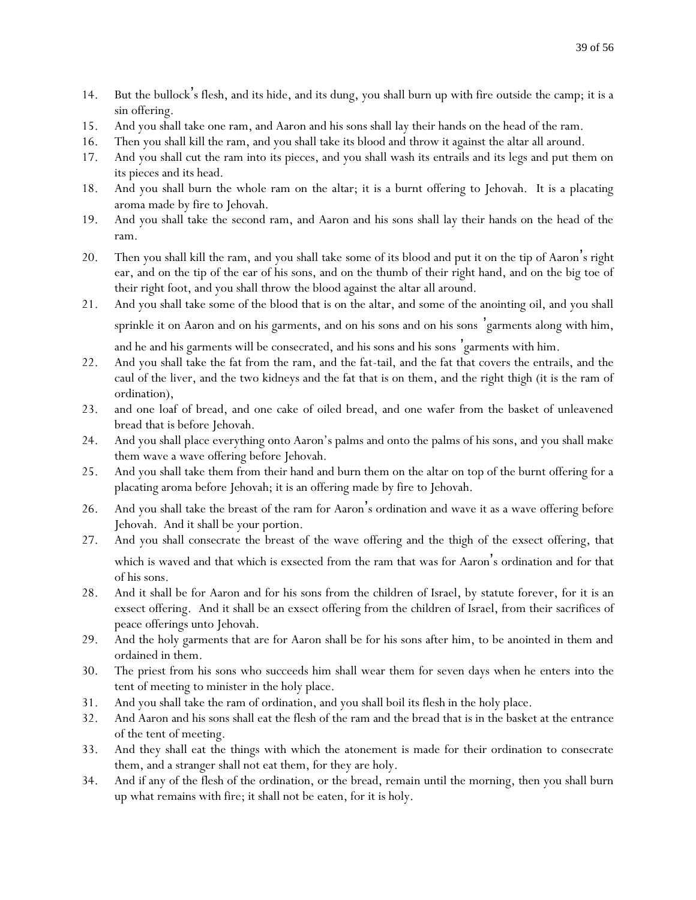14. But the bullock's flesh, and its hide, and its dung, you shall burn up with fire outside the camp; it is a sin offering.
15. And you shall take one ram, and Aaron and his sons shall lay their hands on the head of the ram.
16. Then you shall kill the ram, and you shall take its blood and throw it against the altar all around.
17. And you shall cut the ram into its pieces, and you shall wash its entrails and its legs and put them on its pieces and its head.
18. And you shall burn the whole ram on the altar; it is a burnt offering to Jehovah. It is a placating aroma made by fire to Jehovah.
19. And you shall take the second ram, and Aaron and his sons shall lay their hands on the head of the ram.
20. Then you shall kill the ram, and you shall take some of its blood and put it on the tip of Aaron's right ear, and on the tip of the ear of his sons, and on the thumb of their right hand, and on the big toe of their right foot, and you shall throw the blood against the altar all around.
21. And you shall take some of the blood that is on the altar, and some of the anointing oil, and you shall sprinkle it on Aaron and on his garments, and on his sons and on his sons' garments along with him, and he and his garments will be consecrated, and his sons and his sons' garments with him.
22. And you shall take the fat from the ram, and the fat-tail, and the fat that covers the entrails, and the caul of the liver, and the two kidneys and the fat that is on them, and the right thigh (it is the ram of ordination),
23. and one loaf of bread, and one cake of oiled bread, and one wafer from the basket of unleavened bread that is before Jehovah.
24. And you shall place everything onto Aaron's palms and onto the palms of his sons, and you shall make them wave a wave offering before Jehovah.
25. And you shall take them from their hand and burn them on the altar on top of the burnt offering for a placating aroma before Jehovah; it is an offering made by fire to Jehovah.
26. And you shall take the breast of the ram for Aaron's ordination and wave it as a wave offering before Jehovah. And it shall be your portion.
27. And you shall consecrate the breast of the wave offering and the thigh of the exsect offering, that which is waved and that which is exsected from the ram that was for Aaron's ordination and for that of his sons.
28. And it shall be for Aaron and for his sons from the children of Israel, by statute forever, for it is an exsect offering. And it shall be an exsect offering from the children of Israel, from their sacrifices of peace offerings unto Jehovah.
29. And the holy garments that are for Aaron shall be for his sons after him, to be anointed in them and ordained in them.
30. The priest from his sons who succeeds him shall wear them for seven days when he enters into the tent of meeting to minister in the holy place.
31. And you shall take the ram of ordination, and you shall boil its flesh in the holy place.
32. And Aaron and his sons shall eat the flesh of the ram and the bread that is in the basket at the entrance of the tent of meeting.
33. And they shall eat the things with which the atonement is made for their ordination to consecrate them, and a stranger shall not eat them, for they are holy.
34. And if any of the flesh of the ordination, or the bread, remain until the morning, then you shall burn up what remains with fire; it shall not be eaten, for it is holy.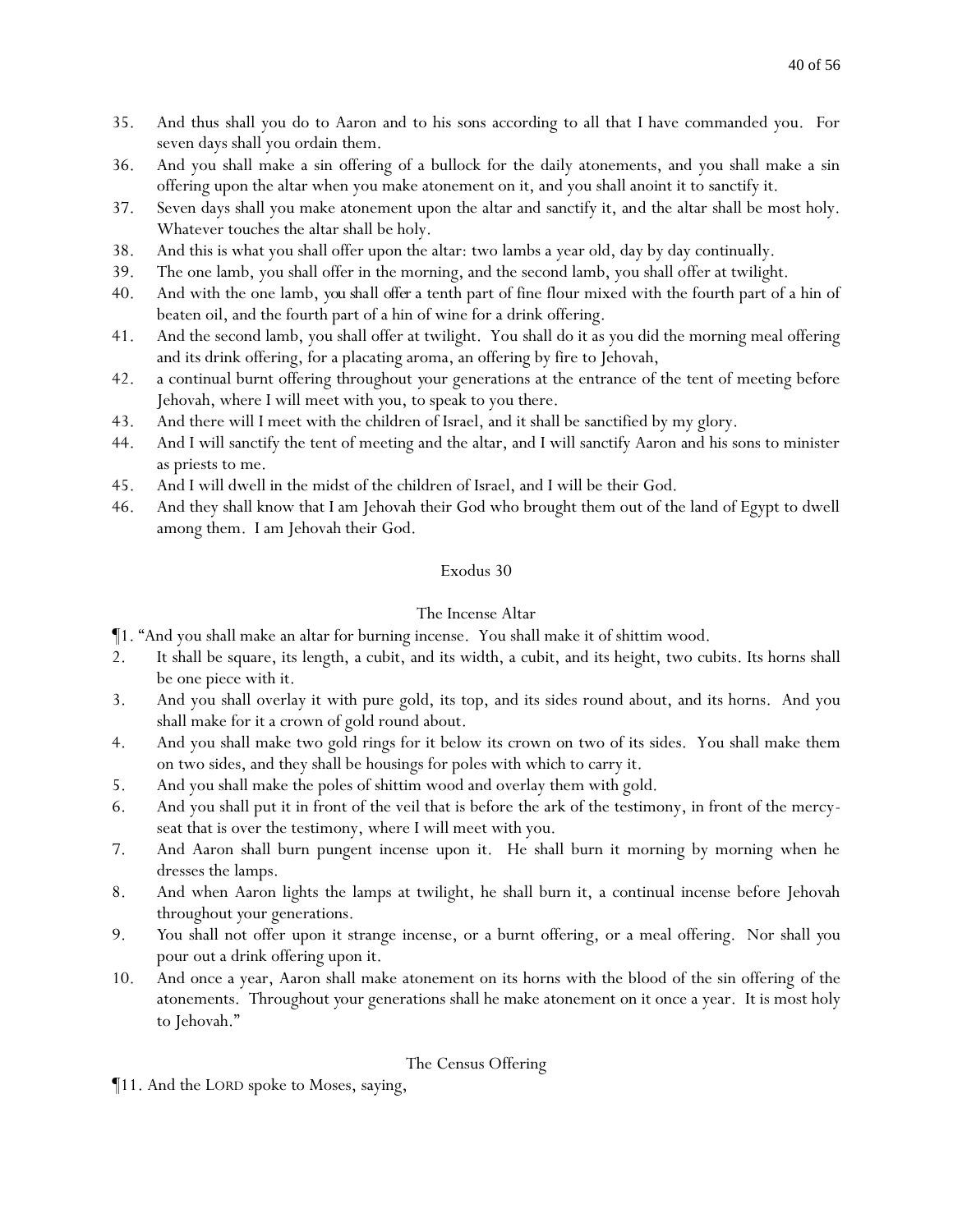35. And thus shall you do to Aaron and to his sons according to all that I have commanded you. For seven days shall you ordain them.
36. And you shall make a sin offering of a bullock for the daily atonements, and you shall make a sin offering upon the altar when you make atonement on it, and you shall anoint it to sanctify it.
37. Seven days shall you make atonement upon the altar and sanctify it, and the altar shall be most holy. Whatever touches the altar shall be holy.
38. And this is what you shall offer upon the altar: two lambs a year old, day by day continually.
39. The one lamb, you shall offer in the morning, and the second lamb, you shall offer at twilight.
40. And with the one lamb, *you shall offer* a tenth part of fine flour mixed with the fourth part of a hin of beaten oil, and the fourth part of a hin of wine for a drink offering.
41. And the second lamb, you shall offer at twilight. You shall do it as you did the morning meal offering and its drink offering, for a placating aroma, an offering by fire to Jehovah,
42. a continual burnt offering throughout your generations at the entrance of the tent of meeting before Jehovah, where I will meet with you, to speak to you there.
43. And there will I meet with the children of Israel, and it shall be sanctified by my glory.
44. And I will sanctify the tent of meeting and the altar, and I will sanctify Aaron and his sons to minister as priests to me.
45. And I will dwell in the midst of the children of Israel, and I will be their God.
46. And they shall know that I am Jehovah their God who brought them out of the land of Egypt to dwell among them. I am Jehovah their God.

## Exodus 30

### The Incense Altar

¶1. "And you shall make an altar for burning incense. You shall make it of shittim wood.
2. It shall be square, its length, a cubit, and its width, a cubit, and its height, two cubits. Its horns shall be one piece with it.
3. And you shall overlay it with pure gold, its top, and its sides round about, and its horns. And you shall make for it a crown of gold round about.
4. And you shall make two gold rings for it below its crown on two of its sides. You shall make them on two sides, and they shall be housings for poles with which to carry it.
5. And you shall make the poles of shittim wood and overlay them with gold.
6. And you shall put it in front of the veil that is before the ark of the testimony, in front of the mercy-seat that is over the testimony, where I will meet with you.
7. And Aaron shall burn pungent incense upon it. He shall burn it morning by morning when he dresses the lamps.
8. And when Aaron lights the lamps at twilight, he shall burn it, a continual incense before Jehovah throughout your generations.
9. You shall not offer upon it strange incense, or a burnt offering, or a meal offering. Nor shall you pour out a drink offering upon it.
10. And once a year, Aaron shall make atonement on its horns with the blood of the sin offering of the atonements. Throughout your generations shall he make atonement on it once a year. It is most holy to Jehovah."

### The Census Offering

¶11. And the LORD spoke to Moses, saying,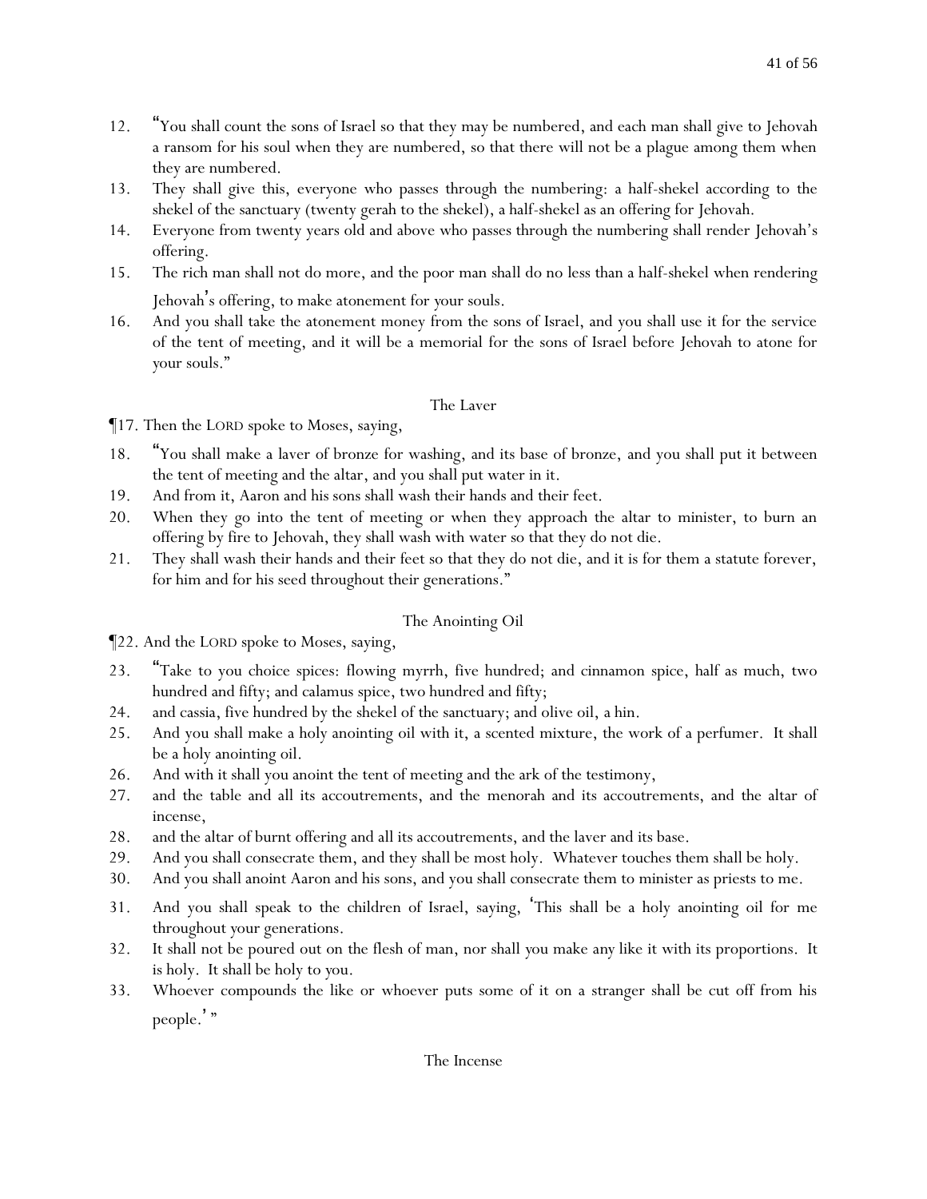12. "You shall count the sons of Israel so that they may be numbered, and each man shall give to Jehovah a ransom for his soul when they are numbered, so that there will not be a plague among them when they are numbered.
13. They shall give this, everyone who passes through the numbering: a half-shekel according to the shekel of the sanctuary (twenty gerah to the shekel), a half-shekel as an offering for Jehovah.
14. Everyone from twenty years old and above who passes through the numbering shall render Jehovah's offering.
15. The rich man shall not do more, and the poor man shall do no less than a half-shekel when rendering Jehovah's offering, to make atonement for your souls.
16. And you shall take the atonement money from the sons of Israel, and you shall use it for the service of the tent of meeting, and it will be a memorial for the sons of Israel before Jehovah to atone for your souls."

### The Laver

¶17. Then the LORD spoke to Moses, saying,

18. "You shall make a laver of bronze for washing, and its base of bronze, and you shall put it between the tent of meeting and the altar, and you shall put water in it.
19. And from it, Aaron and his sons shall wash their hands and their feet.
20. When they go into the tent of meeting or when they approach the altar to minister, to burn an offering by fire to Jehovah, they shall wash with water so that they do not die.
21. They shall wash their hands and their feet so that they do not die, and it is for them a statute forever, for him and for his seed throughout their generations."

### The Anointing Oil

¶22. And the LORD spoke to Moses, saying,

23. "Take to you choice spices: flowing myrrh, five hundred; and cinnamon spice, half as much, two hundred and fifty; and calamus spice, two hundred and fifty;
24. and cassia, five hundred by the shekel of the sanctuary; and olive oil, a hin.
25. And you shall make a holy anointing oil with it, a scented mixture, the work of a perfumer. It shall be a holy anointing oil.
26. And with it shall you anoint the tent of meeting and the ark of the testimony,
27. and the table and all its accoutrements, and the menorah and its accoutrements, and the altar of incense,
28. and the altar of burnt offering and all its accoutrements, and the laver and its base.
29. And you shall consecrate them, and they shall be most holy. Whatever touches them shall be holy.
30. And you shall anoint Aaron and his sons, and you shall consecrate them to minister as priests to me.
31. And you shall speak to the children of Israel, saying, 'This shall be a holy anointing oil for me throughout your generations.
32. It shall not be poured out on the flesh of man, nor shall you make any like it with its proportions. It is holy. It shall be holy to you.
33. Whoever compounds the like or whoever puts some of it on a stranger shall be cut off from his people.' "

### The Incense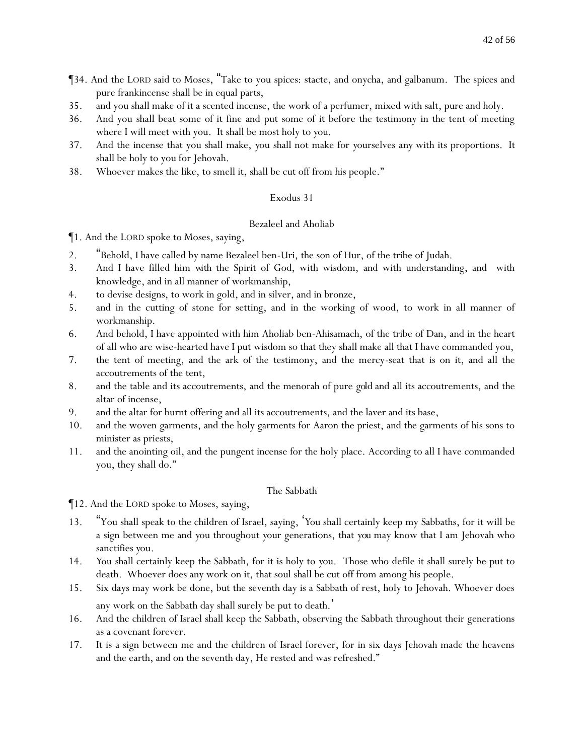¶34. And the LORD said to Moses, "Take to you spices: stacte, and onycha, and galbanum. The spices and pure frankincense shall be in equal parts,

35. and you shall make of it a scented incense, the work of a perfumer, mixed with salt, pure and holy.

36. And you shall beat some of it fine and put some of it before the testimony in the tent of meeting where I will meet with you. It shall be most holy to you.

37. And the incense that you shall make, you shall not make for yourselves any with its proportions. It shall be holy to you for Jehovah.

38. Whoever makes the like, to smell it, shall be cut off from his people."

## Exodus 31

### Bezaleel and Aholiab

¶1. And the LORD spoke to Moses, saying,

2. "Behold, I have called by name Bezaleel ben-Uri, the son of Hur, of the tribe of Judah.

3. And I have filled him with the Spirit of God, with wisdom, and with understanding, and with knowledge, and in all manner of workmanship,

4. to devise designs, to work in gold, and in silver, and in bronze,

5. and in the cutting of stone for setting, and in the working of wood, to work in all manner of workmanship.

6. And behold, I have appointed with him Aholiab ben-Ahisamach, of the tribe of Dan, and in the heart of all who are wise-hearted have I put wisdom so that they shall make all that I have commanded you,

7. the tent of meeting, and the ark of the testimony, and the mercy-seat that is on it, and all the accoutrements of the tent,

8. and the table and its accoutrements, and the menorah of pure gold and all its accoutrements, and the altar of incense,

9. and the altar for burnt offering and all its accoutrements, and the laver and its base,

10. and the woven garments, and the holy garments for Aaron the priest, and the garments of his sons to minister as priests,

11. and the anointing oil, and the pungent incense for the holy place. According to all I have commanded you, they shall do."

### The Sabbath

¶12. And the LORD spoke to Moses, saying,

13. "You shall speak to the children of Israel, saying, 'You shall certainly keep my Sabbaths, for it will be a sign between me and you throughout your generations, that you may know that I am Jehovah who sanctifies you.

14. You shall certainly keep the Sabbath, for it is holy to you. Those who defile it shall surely be put to death. Whoever does any work on it, that soul shall be cut off from among his people.

15. Six days may work be done, but the seventh day is a Sabbath of rest, holy to Jehovah. Whoever does any work on the Sabbath day shall surely be put to death.'

16. And the children of Israel shall keep the Sabbath, observing the Sabbath throughout their generations as a covenant forever.

17. It is a sign between me and the children of Israel forever, for in six days Jehovah made the heavens and the earth, and on the seventh day, He rested and was refreshed."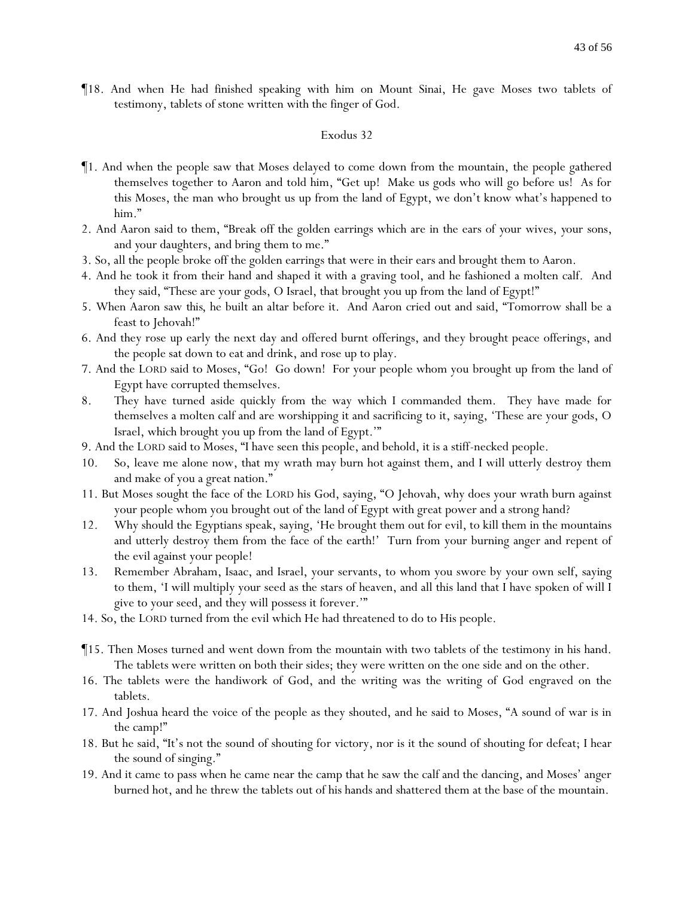¶18. And when He had finished speaking with him on Mount Sinai, He gave Moses two tablets of testimony, tablets of stone written with the finger of God.

## Exodus 32

¶1. And when the people saw that Moses delayed to come down from the mountain, the people gathered themselves together to Aaron and told him, "Get up! Make us gods who will go before us! As for this Moses, the man who brought us up from the land of Egypt, we don't know what's happened to him."

2. And Aaron said to them, "Break off the golden earrings which are in the ears of your wives, your sons, and your daughters, and bring them to me."

3. So, all the people broke off the golden earrings that were in their ears and brought them to Aaron.

4. And he took it from their hand and shaped it with a graving tool, and he fashioned a molten calf. And they said, "These are your gods, O Israel, that brought you up from the land of Egypt!"

5. When Aaron saw this, he built an altar before it. And Aaron cried out and said, "Tomorrow shall be a feast to Jehovah!"

6. And they rose up early the next day and offered burnt offerings, and they brought peace offerings, and the people sat down to eat and drink, and rose up to play.

7. And the LORD said to Moses, "Go! Go down! For your people whom you brought up from the land of Egypt have corrupted themselves.

8. They have turned aside quickly from the way which I commanded them. They have made for themselves a molten calf and are worshipping it and sacrificing to it, saying, 'These are your gods, O Israel, which brought you up from the land of Egypt.'"

9. And the LORD said to Moses, "I have seen this people, and behold, it is a stiff-necked people.

10. So, leave me alone now, that my wrath may burn hot against them, and I will utterly destroy them and make of you a great nation."

11. But Moses sought the face of the LORD his God, saying, "O Jehovah, why does your wrath burn against your people whom you brought out of the land of Egypt with great power and a strong hand?

12. Why should the Egyptians speak, saying, 'He brought them out for evil, to kill them in the mountains and utterly destroy them from the face of the earth!' Turn from your burning anger and repent of the evil against your people!

13. Remember Abraham, Isaac, and Israel, your servants, to whom you swore by your own self, saying to them, 'I will multiply your seed as the stars of heaven, and all this land that I have spoken of will I give to your seed, and they will possess it forever.'"

14. So, the LORD turned from the evil which He had threatened to do to His people.

¶15. Then Moses turned and went down from the mountain with two tablets of the testimony in his hand. The tablets were written on both their sides; they were written on the one side and on the other.

16. The tablets were the handiwork of God, and the writing was the writing of God engraved on the tablets.

17. And Joshua heard the voice of the people as they shouted, and he said to Moses, "A sound of war is in the camp!"

18. But he said, "It's not the sound of shouting for victory, nor is it the sound of shouting for defeat; I hear the sound of singing."

19. And it came to pass when he came near the camp that he saw the calf and the dancing, and Moses' anger burned hot, and he threw the tablets out of his hands and shattered them at the base of the mountain.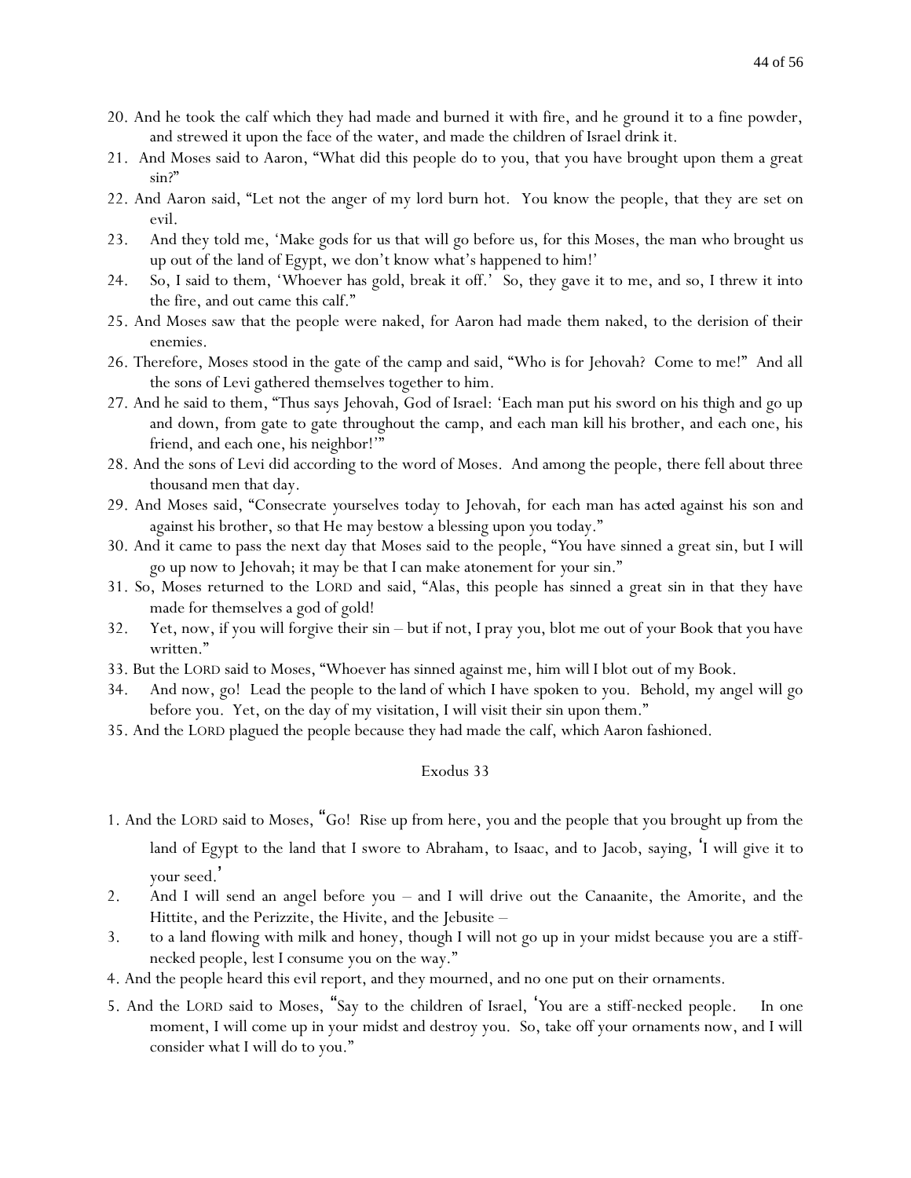20. And he took the calf which they had made and burned it with fire, and he ground it to a fine powder, and strewed it upon the face of the water, and made the children of Israel drink it.

21. And Moses said to Aaron, "What did this people do to you, that you have brought upon them a great sin?"

22. And Aaron said, "Let not the anger of my lord burn hot. You know the people, that they are set on evil.

23. And they told me, 'Make gods for us that will go before us, for this Moses, the man who brought us up out of the land of Egypt, we don't know what's happened to him!'

24. So, I said to them, 'Whoever has gold, break it off.' So, they gave it to me, and so, I threw it into the fire, and out came this calf."

25. And Moses saw that the people were naked, for Aaron had made them naked, to the derision of their enemies.

26. Therefore, Moses stood in the gate of the camp and said, "Who is for Jehovah? Come to me!" And all the sons of Levi gathered themselves together to him.

27. And he said to them, "Thus says Jehovah, God of Israel: 'Each man put his sword on his thigh and go up and down, from gate to gate throughout the camp, and each man kill his brother, and each one, his friend, and each one, his neighbor!'"

28. And the sons of Levi did according to the word of Moses. And among the people, there fell about three thousand men that day.

29. And Moses said, "Consecrate yourselves today to Jehovah, for each man has acted against his son and against his brother, so that He may bestow a blessing upon you today."

30. And it came to pass the next day that Moses said to the people, "You have sinned a great sin, but I will go up now to Jehovah; it may be that I can make atonement for your sin."

31. So, Moses returned to the LORD and said, "Alas, this people has sinned a great sin in that they have made for themselves a god of gold!

32. Yet, now, if you will forgive their sin – but if not, I pray you, blot me out of your Book that you have written."

33. But the LORD said to Moses, "Whoever has sinned against me, him will I blot out of my Book.

34. And now, go! Lead the people to the land of which I have spoken to you. Behold, my angel will go before you. Yet, on the day of my visitation, I will visit their sin upon them."

35. And the LORD plagued the people because they had made the calf, which Aaron fashioned.

## Exodus 33

1. And the LORD said to Moses, "Go! Rise up from here, you and the people that you brought up from the land of Egypt to the land that I swore to Abraham, to Isaac, and to Jacob, saying, 'I will give it to your seed.'

2. And I will send an angel before you – and I will drive out the Canaanite, the Amorite, and the Hittite, and the Perizzite, the Hivite, and the Jebusite –

3. to a land flowing with milk and honey, though I will not go up in your midst because you are a stiff-necked people, lest I consume you on the way."

4. And the people heard this evil report, and they mourned, and no one put on their ornaments.

5. And the LORD said to Moses, "Say to the children of Israel, 'You are a stiff-necked people. In one moment, I will come up in your midst and destroy you. So, take off your ornaments now, and I will consider what I will do to you."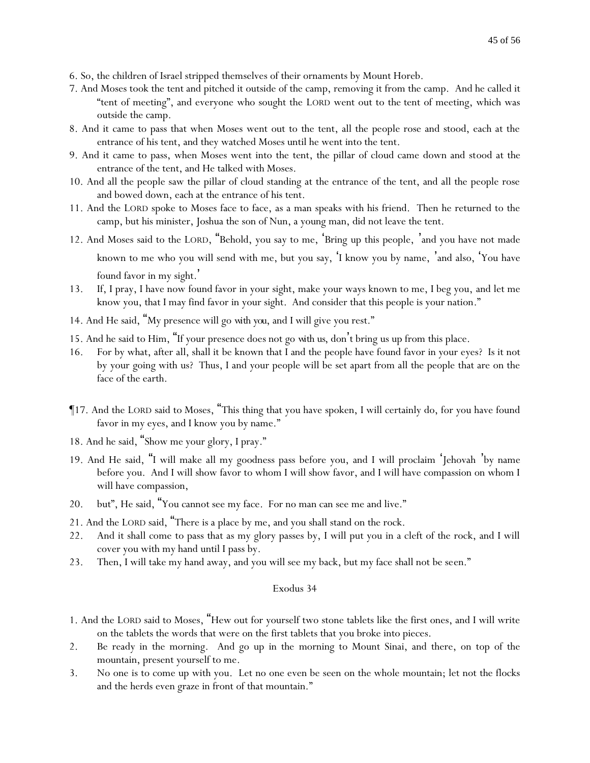6. So, the children of Israel stripped themselves of their ornaments by Mount Horeb.

7. And Moses took the tent and pitched it outside of the camp, removing it from the camp. And he called it "tent of meeting", and everyone who sought the LORD went out to the tent of meeting, which was outside the camp.

8. And it came to pass that when Moses went out to the tent, all the people rose and stood, each at the entrance of his tent, and they watched Moses until he went into the tent.

9. And it came to pass, when Moses went into the tent, the pillar of cloud came down and stood at the entrance of the tent, and He talked with Moses.

10. And all the people saw the pillar of cloud standing at the entrance of the tent, and all the people rose and bowed down, each at the entrance of his tent.

11. And the LORD spoke to Moses face to face, as a man speaks with his friend. Then he returned to the camp, but his minister, Joshua the son of Nun, a young man, did not leave the tent.

12. And Moses said to the LORD, "Behold, you say to me, 'Bring up this people,' and you have not made known to me who you will send with me, but you say, 'I know you by name,' and also, 'You have found favor in my sight.'

13. If, I pray, I have now found favor in your sight, make your ways known to me, I beg you, and let me know you, that I may find favor in your sight. And consider that this people is your nation."

14. And He said, "My presence will go *with you*, and I will give you rest."

15. And he said to Him, "If your presence does not go *with us*, don't bring us up from this place.

16. For by what, after all, shall it be known that I and the people have found favor in your eyes? Is it not by your going with us? Thus, I and your people will be set apart from all the people that are on the face of the earth.

¶17. And the LORD said to Moses, "This thing that you have spoken, I will certainly do, for you have found favor in my eyes, and I know you by name."

18. And he said, "Show me your glory, I pray."

19. And He said, "I will make all my goodness pass before you, and I will proclaim 'Jehovah' by name before you. And I will show favor to whom I will show favor, and I will have compassion on whom I will have compassion,

20. but", He said, "You cannot see my face. For no man can see me and live."

21. And the LORD said, "There is a place by me, and you shall stand on the rock.

22. And it shall come to pass that as my glory passes by, I will put you in a cleft of the rock, and I will cover you with my hand until I pass by.

23. Then, I will take my hand away, and you will see my back, but my face shall not be seen."

## Exodus 34

1. And the LORD said to Moses, "Hew out for yourself two stone tablets like the first ones, and I will write on the tablets the words that were on the first tablets that you broke into pieces.

2. Be ready in the morning. And go up in the morning to Mount Sinai, and there, on top of the mountain, present yourself to me.

3. No one is to come up with you. Let no one even be seen on the whole mountain; let not the flocks and the herds even graze in front of that mountain."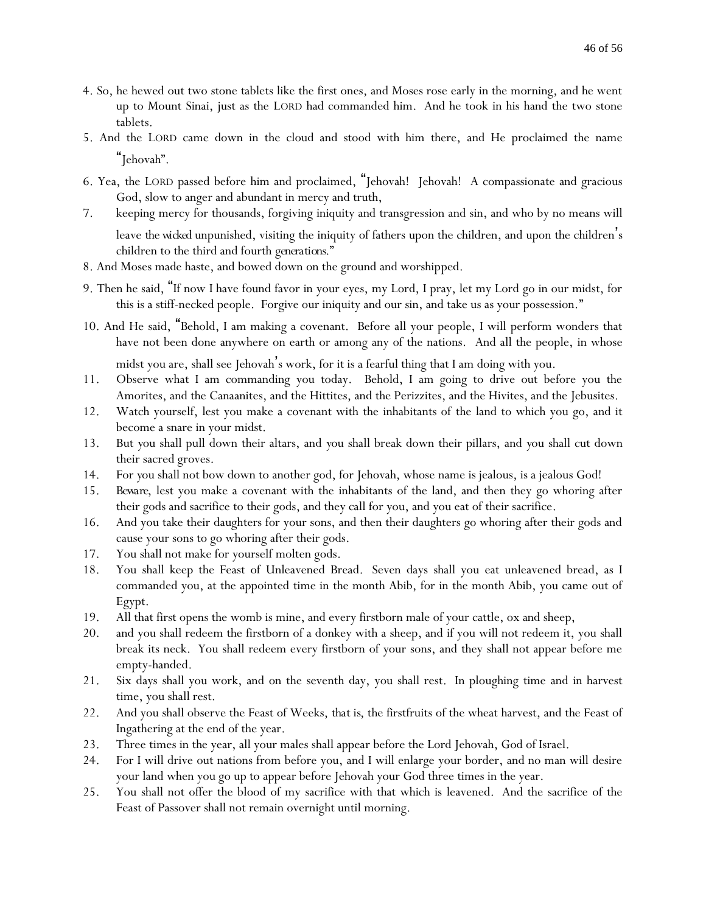4. So, he hewed out two stone tablets like the first ones, and Moses rose early in the morning, and he went up to Mount Sinai, just as the LORD had commanded him. And he took in his hand the two stone tablets.
5. And the LORD came down in the cloud and stood with him there, and He proclaimed the name "Jehovah".
6. Yea, the LORD passed before him and proclaimed, "Jehovah! Jehovah! A compassionate and gracious God, slow to anger and abundant in mercy and truth,
7. keeping mercy for thousands, forgiving iniquity and transgression and sin, and who by no means will leave *the wicked* unpunished, visiting the iniquity of fathers upon the children, and upon the children's children to the third and fourth *generations*."
8. And Moses made haste, and bowed down on the ground and worshipped.
9. Then he said, "If now I have found favor in your eyes, my Lord, I pray, let my Lord go in our midst, for this is a stiff-necked people. Forgive our iniquity and our sin, and take us as your possession."
10. And He said, "Behold, I am making a covenant. Before all your people, I will perform wonders that have not been done anywhere on earth or among any of the nations. And all the people, in whose midst you are, shall see Jehovah's work, for it is a fearful thing that I am doing with you.
11. Observe what I am commanding you today. Behold, I am going to drive out before you the Amorites, and the Canaanites, and the Hittites, and the Perizzites, and the Hivites, and the Jebusites.
12. Watch yourself, lest you make a covenant with the inhabitants of the land to which you go, and it become a snare in your midst.
13. But you shall pull down their altars, and you shall break down their pillars, and you shall cut down their sacred groves.
14. For you shall not bow down to another god, for Jehovah, whose name is jealous, is a jealous God!
15. *Beware*, lest you make a covenant with the inhabitants of the land, and then they go whoring after their gods and sacrifice to their gods, and they call for you, and you eat of their sacrifice.
16. And you take their daughters for your sons, and then their daughters go whoring after their gods and cause your sons to go whoring after their gods.
17. You shall not make for yourself molten gods.
18. You shall keep the Feast of Unleavened Bread. Seven days shall you eat unleavened bread, as I commanded you, at the appointed time in the month Abib, for in the month Abib, you came out of Egypt.
19. All that first opens the womb is mine, and every firstborn male of your cattle, ox and sheep,
20. and you shall redeem the firstborn of a donkey with a sheep, and if you will not redeem it, you shall break its neck. You shall redeem every firstborn of your sons, and they shall not appear before me empty-handed.
21. Six days shall you work, and on the seventh day, you shall rest. In ploughing time and in harvest time, you shall rest.
22. And you shall observe the Feast of Weeks, *that is*, the firstfruits of the wheat harvest, and the Feast of Ingathering at the end of the year.
23. Three times in the year, all your males shall appear before the Lord Jehovah, God of Israel.
24. For I will drive out nations from before you, and I will enlarge your border, and no man will desire your land when you go up to appear before Jehovah your God three times in the year.
25. You shall not offer the blood of my sacrifice with that which is leavened. And the sacrifice of the Feast of Passover shall not remain overnight until morning.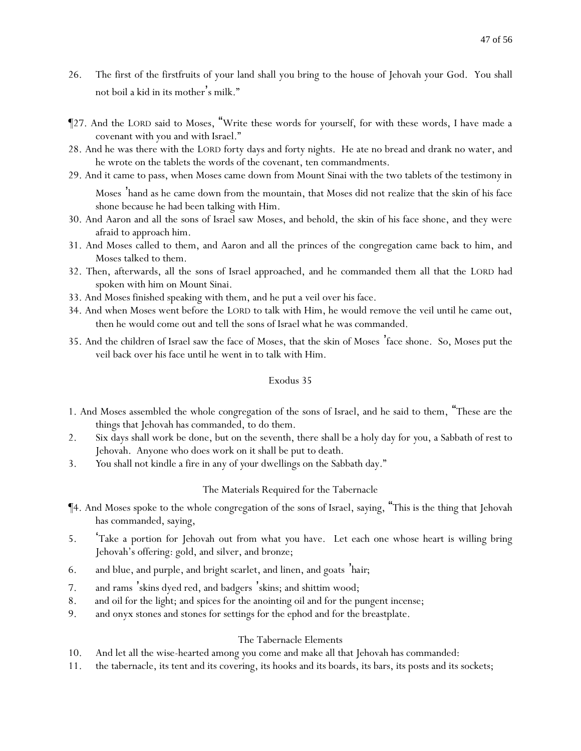26. The first of the firstfruits of your land shall you bring to the house of Jehovah your God. You shall not boil a kid in its mother's milk."

¶27. And the LORD said to Moses, "Write these words for yourself, for with these words, I have made a covenant with you and with Israel."

28. And he was there with the LORD forty days and forty nights. He ate no bread and drank no water, and he wrote on the tablets the words of the covenant, ten commandments.

29. And it came to pass, when Moses came down from Mount Sinai with the two tablets of the testimony in Moses' hand as he came down from the mountain, that Moses did not realize that the skin of his face shone because he had been talking with Him.

30. And Aaron and all the sons of Israel saw Moses, and behold, the skin of his face shone, and they were afraid to approach him.

31. And Moses called to them, and Aaron and all the princes of the congregation came back to him, and Moses talked to them.

32. Then, afterwards, all the sons of Israel approached, and he commanded them all that the LORD had spoken with him on Mount Sinai.

33. And Moses finished speaking with them, and he put a veil over his face.

34. And when Moses went before the LORD to talk with Him, he would remove the veil until he came out, then he would come out and tell the sons of Israel what he was commanded.

35. And the children of Israel saw the face of Moses, that the skin of Moses' face shone. So, Moses put the veil back over his face until he went in to talk with Him.

## Exodus 35

1. And Moses assembled the whole congregation of the sons of Israel, and he said to them, "These are the things that Jehovah has commanded, to do them.

2. Six days shall work be done, but on the seventh, there shall be a holy day for you, a Sabbath of rest to Jehovah. Anyone who does work on it shall be put to death.

3. You shall not kindle a fire in any of your dwellings on the Sabbath day."

### The Materials Required for the Tabernacle

¶4. And Moses spoke to the whole congregation of the sons of Israel, saying, "This is the thing that Jehovah has commanded, saying,

5. 'Take a portion for Jehovah out from what you have. Let each one whose heart is willing bring Jehovah's offering: gold, and silver, and bronze;

6. and blue, and purple, and bright scarlet, and linen, and goats' hair;

7. and rams' skins dyed red, and badgers' skins; and shittim wood;

8. and oil for the light; and spices for the anointing oil and for the pungent incense;

9. and onyx stones and stones for settings for the ephod and for the breastplate.

### The Tabernacle Elements

10. And let all the wise-hearted among you come and make all that Jehovah has commanded:

11. the tabernacle, its tent and its covering, its hooks and its boards, its bars, its posts and its sockets;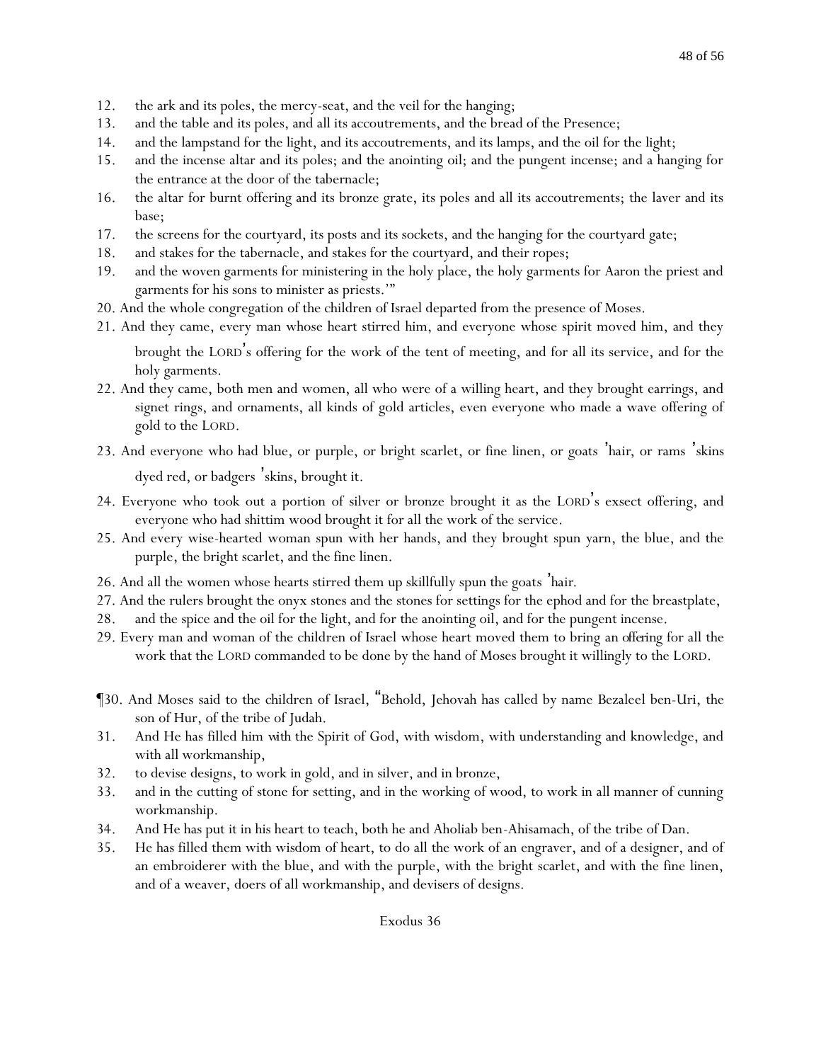12. the ark and its poles, the mercy-seat, and the veil for the hanging;
13. and the table and its poles, and all its accoutrements, and the bread of the Presence;
14. and the lampstand for the light, and its accoutrements, and its lamps, and the oil for the light;
15. and the incense altar and its poles; and the anointing oil; and the pungent incense; and a hanging for the entrance at the door of the tabernacle;
16. the altar for burnt offering and its bronze grate, its poles and all its accoutrements; the laver and its base;
17. the screens for the courtyard, its posts and its sockets, and the hanging for the courtyard gate;
18. and stakes for the tabernacle, and stakes for the courtyard, and their ropes;
19. and the woven garments for ministering in the holy place, the holy garments for Aaron the priest and garments for his sons to minister as priests.'"
20. And the whole congregation of the children of Israel departed from the presence of Moses.
21. And they came, every man whose heart stirred him, and everyone whose spirit moved him, and they brought the LORD's offering for the work of the tent of meeting, and for all its service, and for the holy garments.
22. And they came, both men and women, all who were of a willing heart, and they brought earrings, and signet rings, and ornaments, all kinds of gold articles, even everyone who made a wave offering of gold to the LORD.
23. And everyone who had blue, or purple, or bright scarlet, or fine linen, or goats 'hair, or rams 'skins dyed red, or badgers 'skins, brought it.
24. Everyone who took out a portion of silver or bronze brought it as the LORD's exsect offering, and everyone who had shittim wood brought it for all the work of the service.
25. And every wise-hearted woman spun with her hands, and they brought spun yarn, the blue, and the purple, the bright scarlet, and the fine linen.
26. And all the women whose hearts stirred them up skillfully spun the goats 'hair.
27. And the rulers brought the onyx stones and the stones for settings for the ephod and for the breastplate,
28. and the spice and the oil for the light, and for the anointing oil, and for the pungent incense.
29. Every man and woman of the children of Israel whose heart moved them to bring an offering for all the work that the LORD commanded to be done by the hand of Moses brought it willingly to the LORD.

¶30. And Moses said to the children of Israel, "Behold, Jehovah has called by name Bezaleel ben-Uri, the son of Hur, of the tribe of Judah.
31. And He has filled him with the Spirit of God, with wisdom, with understanding and knowledge, and with all workmanship,
32. to devise designs, to work in gold, and in silver, and in bronze,
33. and in the cutting of stone for setting, and in the working of wood, to work in all manner of cunning workmanship.
34. And He has put it in his heart to teach, both he and Aholiab ben-Ahisamach, of the tribe of Dan.
35. He has filled them with wisdom of heart, to do all the work of an engraver, and of a designer, and of an embroiderer with the blue, and with the purple, with the bright scarlet, and with the fine linen, and of a weaver, doers of all workmanship, and devisers of designs.

Exodus 36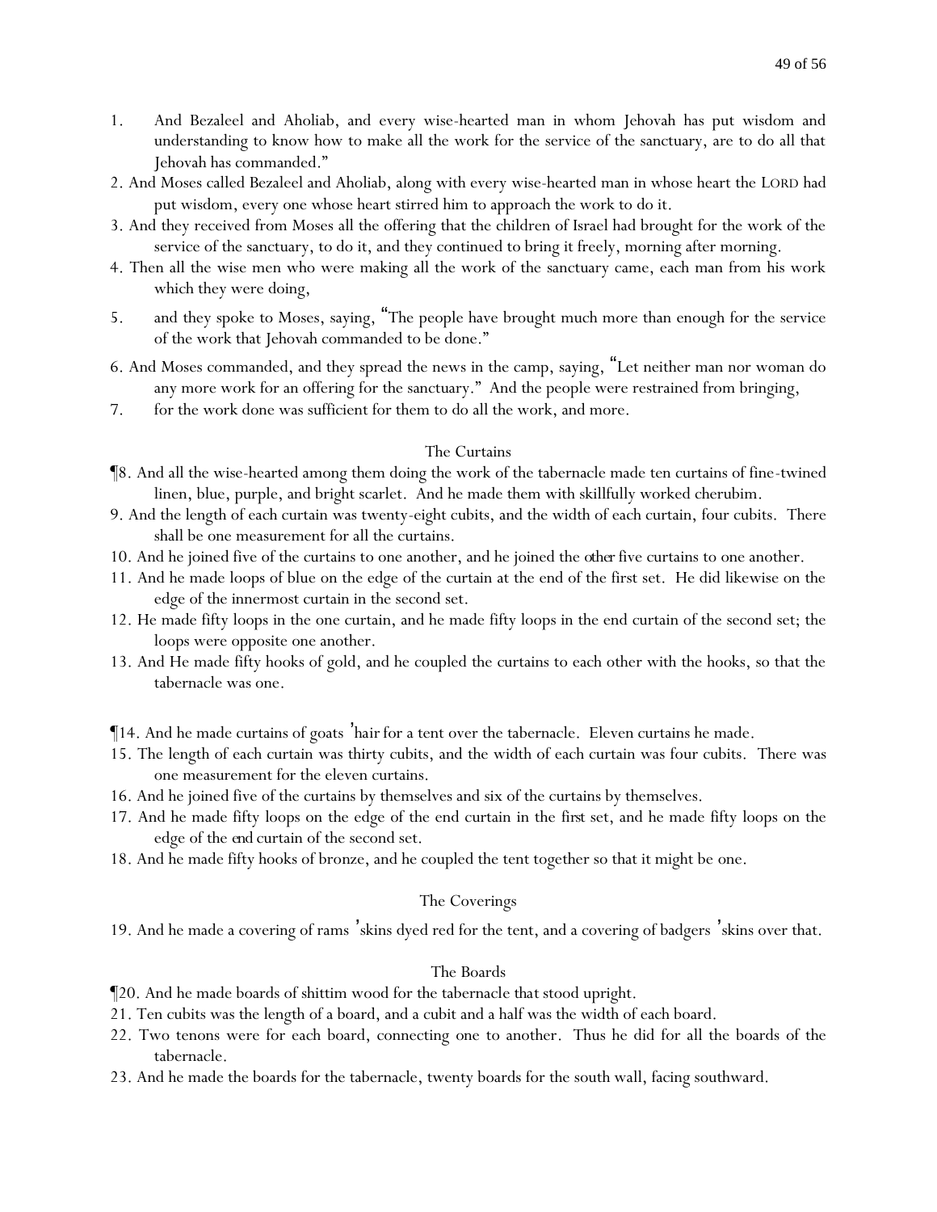1. And Bezaleel and Aholiab, and every wise-hearted man in whom Jehovah has put wisdom and understanding to know how to make all the work for the service of the sanctuary, are to do all that Jehovah has commanded."

2. And Moses called Bezaleel and Aholiab, along with every wise-hearted man in whose heart the LORD had put wisdom, every one whose heart stirred him to approach the work to do it.

3. And they received from Moses all the offering that the children of Israel had brought for the work of the service of the sanctuary, to do it, and they continued to bring it freely, morning after morning.

4. Then all the wise men who were making all the work of the sanctuary came, each man from his work which they were doing,

5. and they spoke to Moses, saying, "The people have brought much more than enough for the service of the work that Jehovah commanded to be done."

6. And Moses commanded, and they spread the news in the camp, saying, "Let neither man nor woman do any more work for an offering for the sanctuary." And the people were restrained from bringing,

7. for the work done was sufficient for them to do all the work, and more.

### The Curtains

¶8. And all the wise-hearted among them doing the work of the tabernacle made ten curtains of fine-twined linen, blue, purple, and bright scarlet. And he made them with skillfully worked cherubim.

9. And the length of each curtain was twenty-eight cubits, and the width of each curtain, four cubits. There shall be one measurement for all the curtains.

10. And he joined five of the curtains to one another, and he joined the *other* five curtains to one another.

11. And he made loops of blue on the edge of the curtain at the end of the first set. He did likewise on the edge of the innermost curtain in the second set.

12. He made fifty loops in the one curtain, and he made fifty loops in the end curtain of the second set; the loops were opposite one another.

13. And He made fifty hooks of gold, and he coupled the curtains to each other with the hooks, so that the tabernacle was one.

¶14. And he made curtains of goats' hair for a tent over the tabernacle. Eleven curtains he made.

15. The length of each curtain was thirty cubits, and the width of each curtain was four cubits. There was one measurement for the eleven curtains.

16. And he joined five of the curtains by themselves and six of the curtains by themselves.

17. And he made fifty loops on the edge of the end curtain in the first set, and he made fifty loops on the edge of the *end* curtain of the second set.

18. And he made fifty hooks of bronze, and he coupled the tent together so that it might be one.

### The Coverings

19. And he made a covering of rams' skins dyed red for the tent, and a covering of badgers' skins over that.

### The Boards

¶20. And he made boards of shittim wood for the tabernacle that stood upright.

21. Ten cubits was the length of a board, and a cubit and a half was the width of each board.

22. Two tenons were for each board, connecting one to another. Thus he did for all the boards of the tabernacle.

23. And he made the boards for the tabernacle, twenty boards for the south wall, facing southward.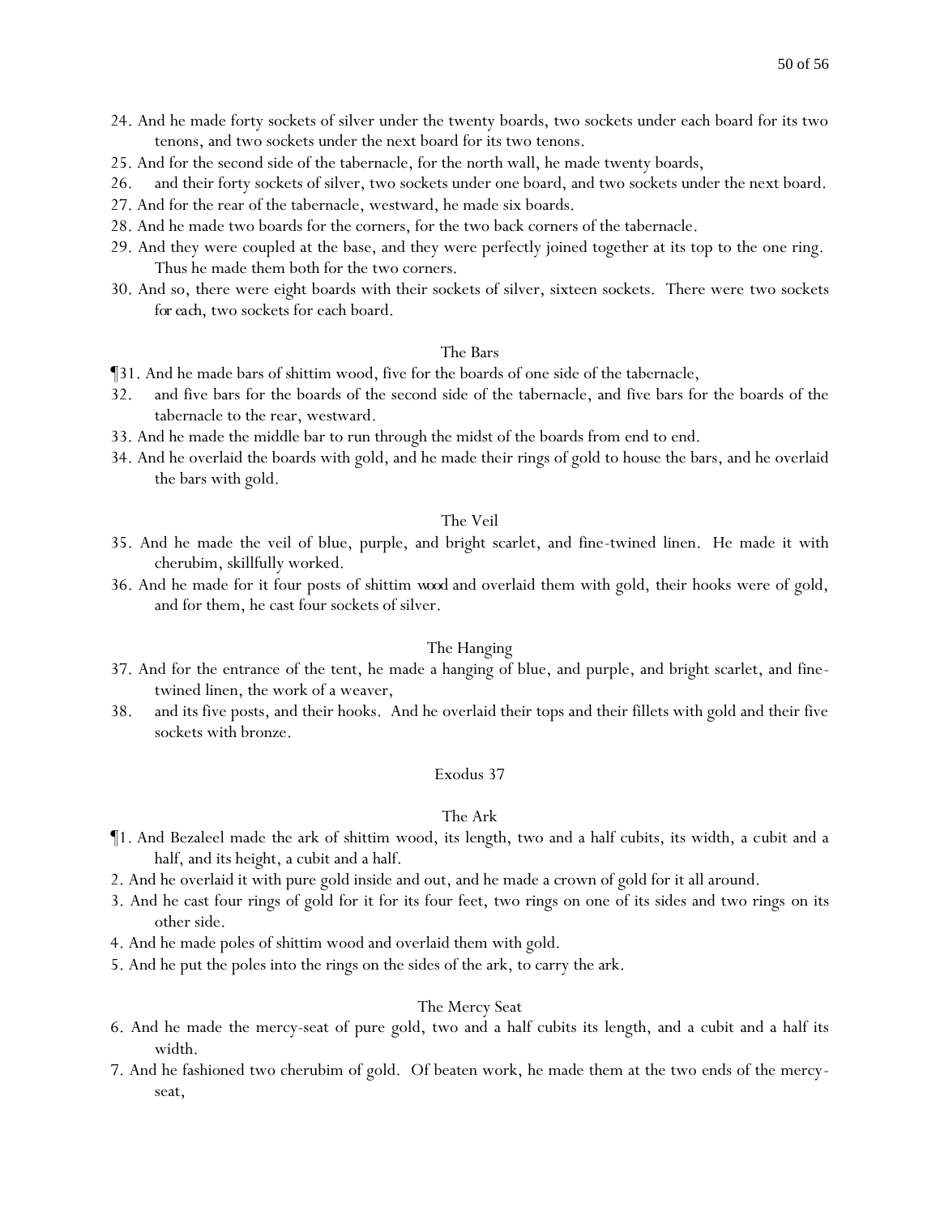24. And he made forty sockets of silver under the twenty boards, two sockets under each board for its two tenons, and two sockets under the next board for its two tenons.
25. And for the second side of the tabernacle, for the north wall, he made twenty boards,
26. and their forty sockets of silver, two sockets under one board, and two sockets under the next board.
27. And for the rear of the tabernacle, westward, he made six boards.
28. And he made two boards for the corners, for the two back corners of the tabernacle.
29. And they were coupled at the base, and they were perfectly joined together at its top to the one ring. Thus he made them both for the two corners.
30. And so, there were eight boards with their sockets of silver, sixteen sockets. There were two sockets *for each*, two sockets for each board.

### The Bars

¶31. And he made bars of shittim wood, five for the boards of one side of the tabernacle,
32. and five bars for the boards of the second side of the tabernacle, and five bars for the boards of the tabernacle to the rear, westward.
33. And he made the middle bar to run through the midst of the boards from end to end.
34. And he overlaid the boards with gold, and he made their rings of gold to house the bars, and he overlaid the bars with gold.

### The Veil

35. And he made the veil of blue, purple, and bright scarlet, and fine-twined linen. He made it with cherubim, skillfully worked.
36. And he made for it four posts of shittim *wood* and overlaid them with gold, their hooks were of gold, and for them, he cast four sockets of silver.

### The Hanging

37. And for the entrance of the tent, he made a hanging of blue, and purple, and bright scarlet, and fine-twined linen, the work of a weaver,
38. and its five posts, and their hooks. And he overlaid their tops and their fillets with gold and their five sockets with bronze.

## Exodus 37

### The Ark

¶1. And Bezaleel made the ark of shittim wood, its length, two and a half cubits, its width, a cubit and a half, and its height, a cubit and a half.
2. And he overlaid it with pure gold inside and out, and he made a crown of gold for it all around.
3. And he cast four rings of gold for it for its four feet, two rings on one of its sides and two rings on its other side.
4. And he made poles of shittim wood and overlaid them with gold.
5. And he put the poles into the rings on the sides of the ark, to carry the ark.

### The Mercy Seat

6. And he made the mercy-seat of pure gold, two and a half cubits its length, and a cubit and a half its width.
7. And he fashioned two cherubim of gold. Of beaten work, he made them at the two ends of the mercy-seat,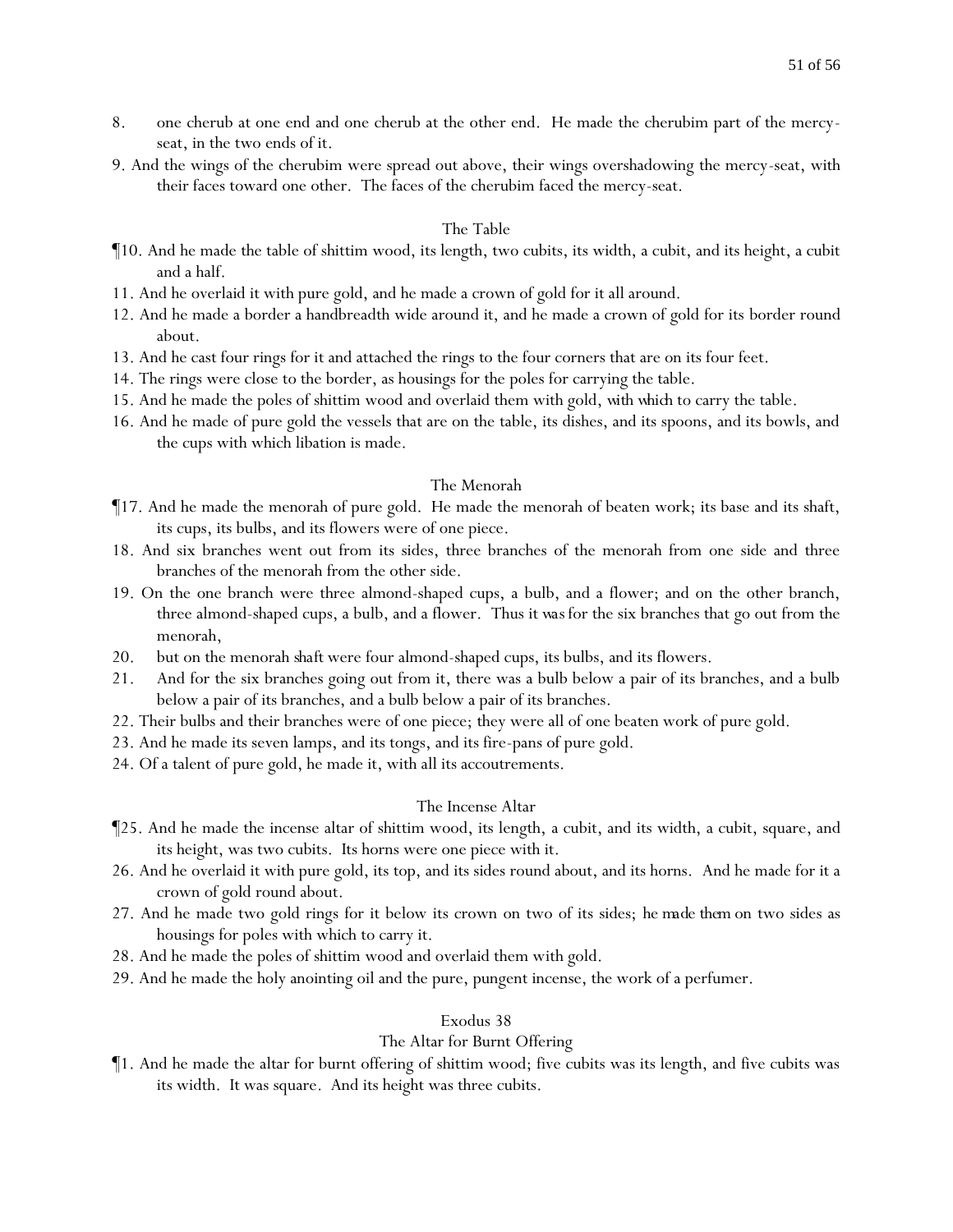8. one cherub at one end and one cherub at the other end. He made the cherubim part of the mercy-seat, in the two ends of it.

9. And the wings of the cherubim were spread out above, their wings overshadowing the mercy-seat, with their faces toward one other. The faces of the cherubim faced the mercy-seat.

### The Table

¶10. And he made the table of shittim wood, its length, two cubits, its width, a cubit, and its height, a cubit and a half.

11. And he overlaid it with pure gold, and he made a crown of gold for it all around.

12. And he made a border a handbreadth wide around it, and he made a crown of gold for its border round about.

13. And he cast four rings for it and attached the rings to the four corners that are on its four feet.

14. The rings were close to the border, as housings for the poles for carrying the table.

15. And he made the poles of shittim wood and overlaid them with gold, *with which* to carry the table.

16. And he made of pure gold the vessels that are on the table, its dishes, and its spoons, and its bowls, and the cups with which libation is made.

### The Menorah

¶17. And he made the menorah of pure gold. He made the menorah of beaten work; its base and its shaft, its cups, its bulbs, and its flowers were of one piece.

18. And six branches went out from its sides, three branches of the menorah from one side and three branches of the menorah from the other side.

19. On the one branch were three almond-shaped cups, a bulb, and a flower; and on the other branch, three almond-shaped cups, a bulb, and a flower. Thus it *was* for the six branches that go out from the menorah,

20. but on the menorah *shaft* were four almond-shaped cups, its bulbs, and its flowers.

21. And for the six branches going out from it, there was a bulb below a pair of its branches, and a bulb below a pair of its branches, and a bulb below a pair of its branches.

22. Their bulbs and their branches were of one piece; they were all of one beaten work of pure gold.

23. And he made its seven lamps, and its tongs, and its fire-pans of pure gold.

24. Of a talent of pure gold, he made it, with all its accoutrements.

### The Incense Altar

¶25. And he made the incense altar of shittim wood, its length, a cubit, and its width, a cubit, square, and its height, was two cubits. Its horns were one piece with it.

26. And he overlaid it with pure gold, its top, and its sides round about, and its horns. And he made for it a crown of gold round about.

27. And he made two gold rings for it below its crown on two of its sides; *he made them* on two sides as housings for poles with which to carry it.

28. And he made the poles of shittim wood and overlaid them with gold.

29. And he made the holy anointing oil and the pure, pungent incense, the work of a perfumer.

## Exodus 38

### The Altar for Burnt Offering

¶1. And he made the altar for burnt offering of shittim wood; five cubits was its length, and five cubits was its width. It was square. And its height was three cubits.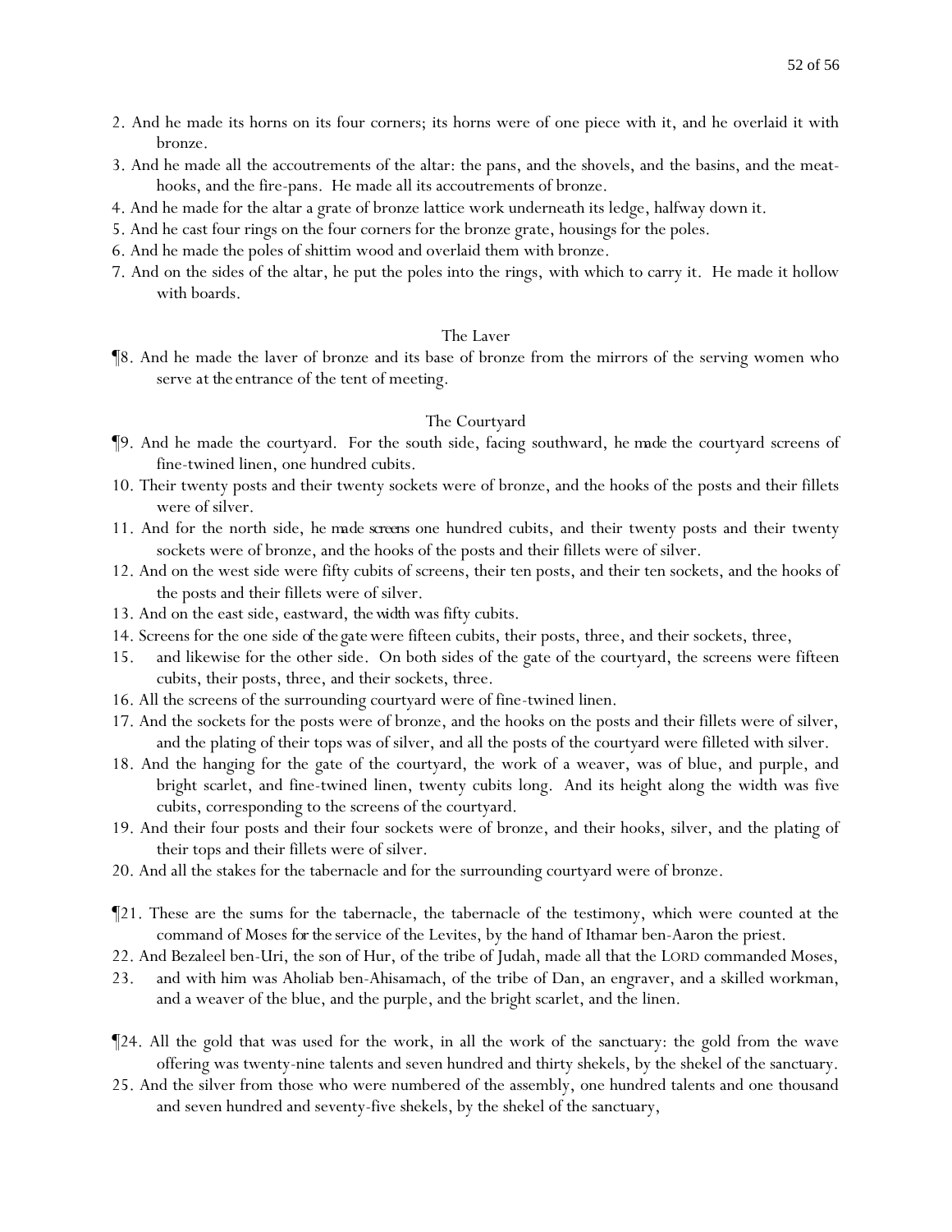2. And he made its horns on its four corners; its horns were of one piece with it, and he overlaid it with bronze.

3. And he made all the accoutrements of the altar: the pans, and the shovels, and the basins, and the meat-hooks, and the fire-pans. He made all its accoutrements of bronze.

4. And he made for the altar a grate of bronze lattice work underneath its ledge, halfway down it.

5. And he cast four rings on the four corners for the bronze grate, housings for the poles.

6. And he made the poles of shittim wood and overlaid them with bronze.

7. And on the sides of the altar, he put the poles into the rings, with which to carry it. He made it hollow with boards.

### The Laver

¶8. And he made the laver of bronze and its base of bronze from the mirrors of the serving women who serve at *the* entrance of the tent of meeting.

### The Courtyard

¶9. And he made the courtyard. For the south side, facing southward, *he made* the courtyard screens of fine-twined linen, one hundred cubits.

10. Their twenty posts and their twenty sockets were of bronze, and the hooks of the posts and their fillets were of silver.

11. And for the north side, *he made screens* one hundred cubits, and their twenty posts and their twenty sockets were of bronze, and the hooks of the posts and their fillets were of silver.

12. And on the west side were fifty cubits of screens, their ten posts, and their ten sockets, and the hooks of the posts and their fillets were of silver.

13. And on the east side, eastward, *the width* was fifty cubits.

14. Screens for the one side *of the gate* were fifteen cubits, their posts, three, and their sockets, three,

15. and likewise for the other side. On both sides of the gate of the courtyard, the screens were fifteen cubits, their posts, three, and their sockets, three.

16. All the screens of the surrounding courtyard were of fine-twined linen.

17. And the sockets for the posts were of bronze, and the hooks on the posts and their fillets were of silver, and the plating of their tops was of silver, and all the posts of the courtyard were filleted with silver.

18. And the hanging for the gate of the courtyard, the work of a weaver, was of blue, and purple, and bright scarlet, and fine-twined linen, twenty cubits long. And its height along the width was five cubits, corresponding to the screens of the courtyard.

19. And their four posts and their four sockets were of bronze, and their hooks, silver, and the plating of their tops and their fillets were of silver.

20. And all the stakes for the tabernacle and for the surrounding courtyard were of bronze.

¶21. These are the sums for the tabernacle, the tabernacle of the testimony, which were counted at the command of Moses *for the* service of the Levites, by the hand of Ithamar ben-Aaron the priest.

22. And Bezaleel ben-Uri, the son of Hur, of the tribe of Judah, made all that the LORD commanded Moses,

23. and with him was Aholiab ben-Ahisamach, of the tribe of Dan, an engraver, and a skilled workman, and a weaver of the blue, and the purple, and the bright scarlet, and the linen.

¶24. All the gold that was used for the work, in all the work of the sanctuary: the gold from the wave offering was twenty-nine talents and seven hundred and thirty shekels, by the shekel of the sanctuary.

25. And the silver from those who were numbered of the assembly, one hundred talents and one thousand and seven hundred and seventy-five shekels, by the shekel of the sanctuary,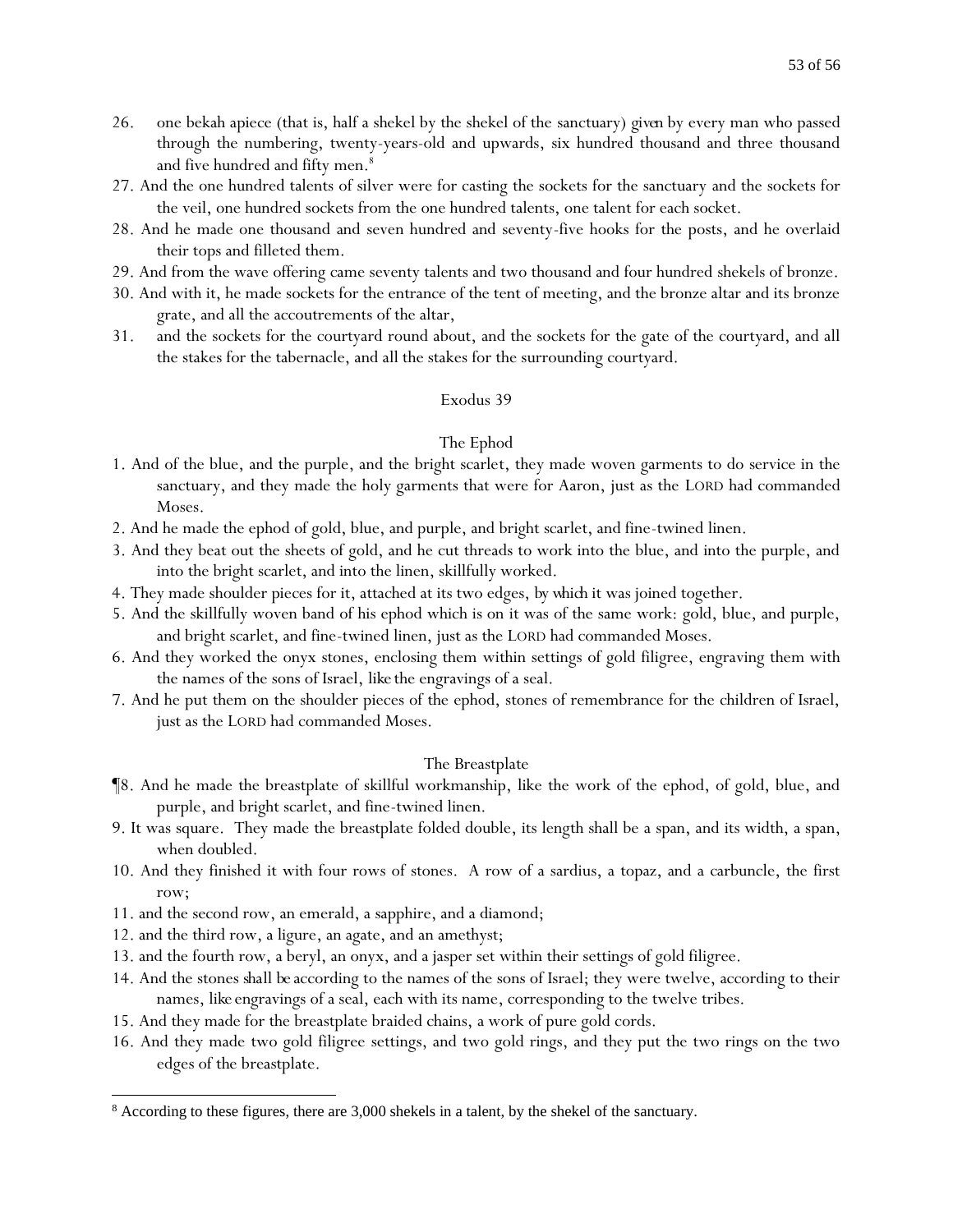26. one bekah apiece (that is, half a shekel by the shekel of the sanctuary) *given* by every man who passed through the numbering, twenty-years-old and upwards, six hundred thousand and three thousand and five hundred and fifty men.[8]

27. And the one hundred talents of silver were for casting the sockets for the sanctuary and the sockets for the veil, one hundred sockets from the one hundred talents, one talent for each socket.

28. And he made one thousand and seven hundred and seventy-five hooks for the posts, and he overlaid their tops and filleted them.

29. And from the wave offering came seventy talents and two thousand and four hundred shekels of bronze.

30. And with it, he made sockets for the entrance of the tent of meeting, and the bronze altar and its bronze grate, and all the accoutrements of the altar,

31. and the sockets for the courtyard round about, and the sockets for the gate of the courtyard, and all the stakes for the tabernacle, and all the stakes for the surrounding courtyard.

## Exodus 39

### The Ephod

1. And of the blue, and the purple, and the bright scarlet, they made woven garments to do service in the sanctuary, and they made the holy garments that were for Aaron, just as the LORD had commanded Moses.

2. And he made the ephod of gold, blue, and purple, and bright scarlet, and fine-twined linen.

3. And they beat out the sheets of gold, and he cut threads to work into the blue, and into the purple, and into the bright scarlet, and into the linen, skillfully worked.

4. They made shoulder pieces for it, attached at its two edges, *by which* it was joined together.

5. And the skillfully woven band of his ephod which is on it was of the same work: gold, blue, and purple, and bright scarlet, and fine-twined linen, just as the LORD had commanded Moses.

6. And they worked the onyx stones, enclosing them within settings of gold filigree, engraving them with the names of the sons of Israel, *like* the engravings of a seal.

7. And he put them on the shoulder pieces of the ephod, stones of remembrance for the children of Israel, just as the LORD had commanded Moses.

### The Breastplate

¶8. And he made the breastplate of skillful workmanship, like the work of the ephod, of gold, blue, and purple, and bright scarlet, and fine-twined linen.

9. It was square. They made the breastplate folded double, its length shall be a span, and its width, a span, when doubled.

10. And they finished it with four rows of stones. A row of a sardius, a topaz, and a carbuncle, the first row;

11. and the second row, an emerald, a sapphire, and a diamond;

12. and the third row, a ligure, an agate, and an amethyst;

13. and the fourth row, a beryl, an onyx, and a jasper set within their settings of gold filigree.

14. And the stones *shall be* according to the names of the sons of Israel; they were twelve, according to their names, *like* engravings of a seal, each with its name, corresponding to the twelve tribes.

15. And they made for the breastplate braided chains, a work of pure gold cords.

16. And they made two gold filigree settings, and two gold rings, and they put the two rings on the two edges of the breastplate.

---

[8] According to these figures, there are 3,000 shekels in a talent, by the shekel of the sanctuary.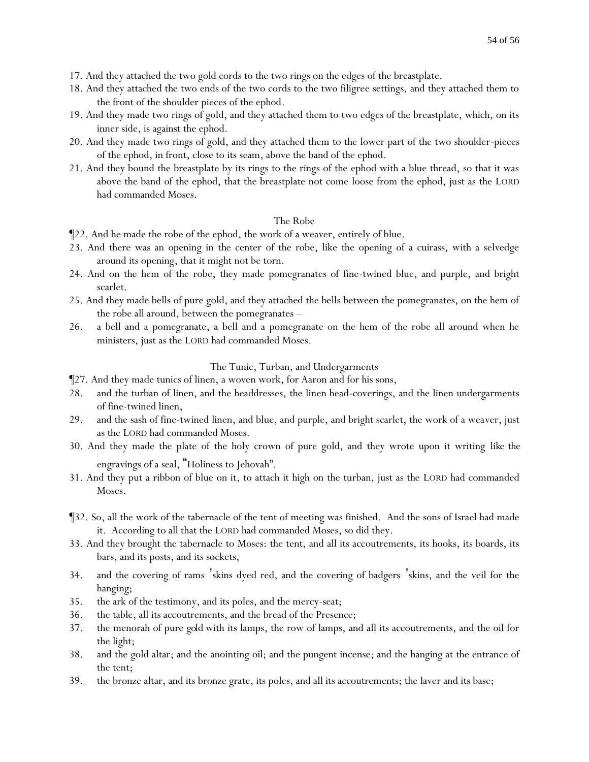17. And they attached the two gold cords to the two rings on the edges of the breastplate.
18. And they attached the two ends of the two cords to the two filigree settings, and they attached them to the front of the shoulder pieces of the ephod.
19. And they made two rings of gold, and they attached them to two edges of the breastplate, which, on its inner side, is against the ephod.
20. And they made two rings of gold, and they attached them to the lower part of the two shoulder-pieces of the ephod, in front, close to its seam, above the band of the ephod.
21. And they bound the breastplate by its rings to the rings of the ephod with a blue thread, so that it was above the band of the ephod, that the breastplate not come loose from the ephod, just as the LORD had commanded Moses.

### The Robe

¶22. And he made the robe of the ephod, the work of a weaver, entirely of blue.
23. And there was an opening in the center of the robe, like the opening of a cuirass, with a selvedge around its opening, that it might not be torn.
24. And on the hem of the robe, they made pomegranates of fine-twined blue, and purple, and bright scarlet.
25. And they made bells of pure gold, and they attached the bells between the pomegranates, on the hem of the robe all around, between the pomegranates –
26. a bell and a pomegranate, a bell and a pomegranate on the hem of the robe all around when he ministers, just as the LORD had commanded Moses.

### The Tunic, Turban, and Undergarments

¶27. And they made tunics of linen, a woven work, for Aaron and for his sons,
28. and the turban of linen, and the headdresses, the linen head-coverings, and the linen undergarments of fine-twined linen,
29. and the sash of fine-twined linen, and blue, and purple, and bright scarlet, the work of a weaver, just as the LORD had commanded Moses.
30. And they made the plate of the holy crown of pure gold, and they wrote upon it writing like the engravings of a seal, "Holiness to Jehovah".
31. And they put a ribbon of blue on it, to attach it high on the turban, just as the LORD had commanded Moses.

¶32. So, all the work of the tabernacle of the tent of meeting was finished. And the sons of Israel had made it. According to all that the LORD had commanded Moses, so did they.
33. And they brought the tabernacle to Moses: the tent, and all its accoutrements, its hooks, its boards, its bars, and its posts, and its sockets,
34. and the covering of rams' skins dyed red, and the covering of badgers' skins, and the veil for the hanging;
35. the ark of the testimony, and its poles, and the mercy-seat;
36. the table, all its accoutrements, and the bread of the Presence;
37. the menorah of pure gold with its lamps, the row of lamps, and all its accoutrements, and the oil for the light;
38. and the gold altar; and the anointing oil; and the pungent incense; and the hanging at the entrance of the tent;
39. the bronze altar, and its bronze grate, its poles, and all its accoutrements; the laver and its base;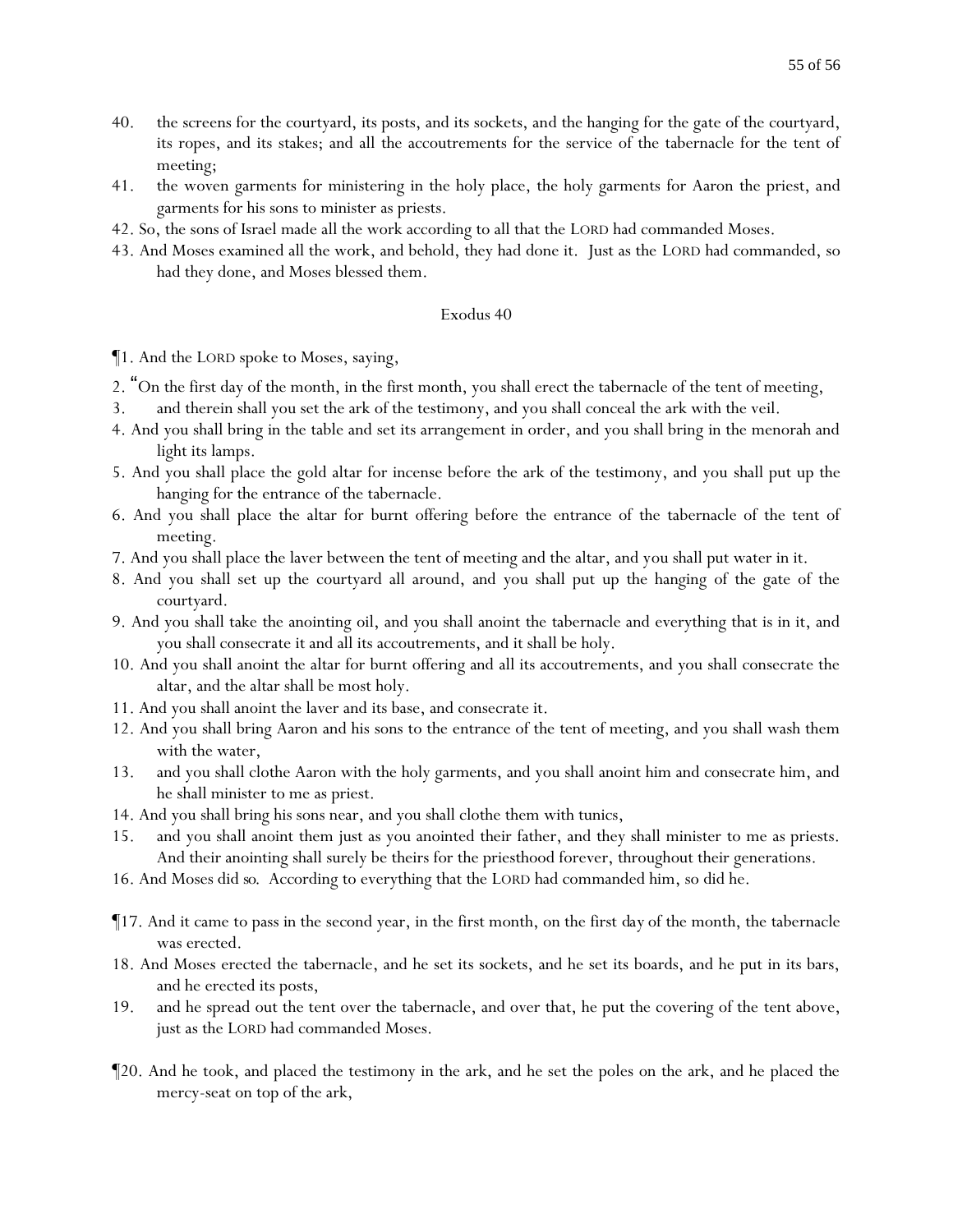40. the screens for the courtyard, its posts, and its sockets, and the hanging for the gate of the courtyard, its ropes, and its stakes; and all the accoutrements for the service of the tabernacle for the tent of meeting;
41. the woven garments for ministering in the holy place, the holy garments for Aaron the priest, and garments for his sons to minister as priests.
42. So, the sons of Israel made all the work according to all that the LORD had commanded Moses.
43. And Moses examined all the work, and behold, they had done it. Just as the LORD had commanded, so had they done, and Moses blessed them.

## Exodus 40

¶1. And the LORD spoke to Moses, saying,

2. "On the first day of the month, in the first month, you shall erect the tabernacle of the tent of meeting,
3. and therein shall you set the ark of the testimony, and you shall conceal the ark with the veil.
4. And you shall bring in the table and set its arrangement in order, and you shall bring in the menorah and light its lamps.
5. And you shall place the gold altar for incense before the ark of the testimony, and you shall put up the hanging for the entrance of the tabernacle.
6. And you shall place the altar for burnt offering before the entrance of the tabernacle of the tent of meeting.
7. And you shall place the laver between the tent of meeting and the altar, and you shall put water in it.
8. And you shall set up the courtyard all around, and you shall put up the hanging of the gate of the courtyard.
9. And you shall take the anointing oil, and you shall anoint the tabernacle and everything that is in it, and you shall consecrate it and all its accoutrements, and it shall be holy.
10. And you shall anoint the altar for burnt offering and all its accoutrements, and you shall consecrate the altar, and the altar shall be most holy.
11. And you shall anoint the laver and its base, and consecrate it.
12. And you shall bring Aaron and his sons to the entrance of the tent of meeting, and you shall wash them with the water,
13. and you shall clothe Aaron with the holy garments, and you shall anoint him and consecrate him, and he shall minister to me as priest.
14. And you shall bring his sons near, and you shall clothe them with tunics,
15. and you shall anoint them just as you anointed their father, and they shall minister to me as priests. And their anointing shall surely be theirs for the priesthood forever, throughout their generations.
16. And Moses did *so*. According to everything that the LORD had commanded him, so did he.

¶17. And it came to pass in the second year, in the first month, on the first day of the month, the tabernacle was erected.
18. And Moses erected the tabernacle, and he set its sockets, and he set its boards, and he put in its bars, and he erected its posts,
19. and he spread out the tent over the tabernacle, and over that, he put the covering of the tent above, just as the LORD had commanded Moses.

¶20. And he took, and placed the testimony in the ark, and he set the poles on the ark, and he placed the mercy-seat on top of the ark,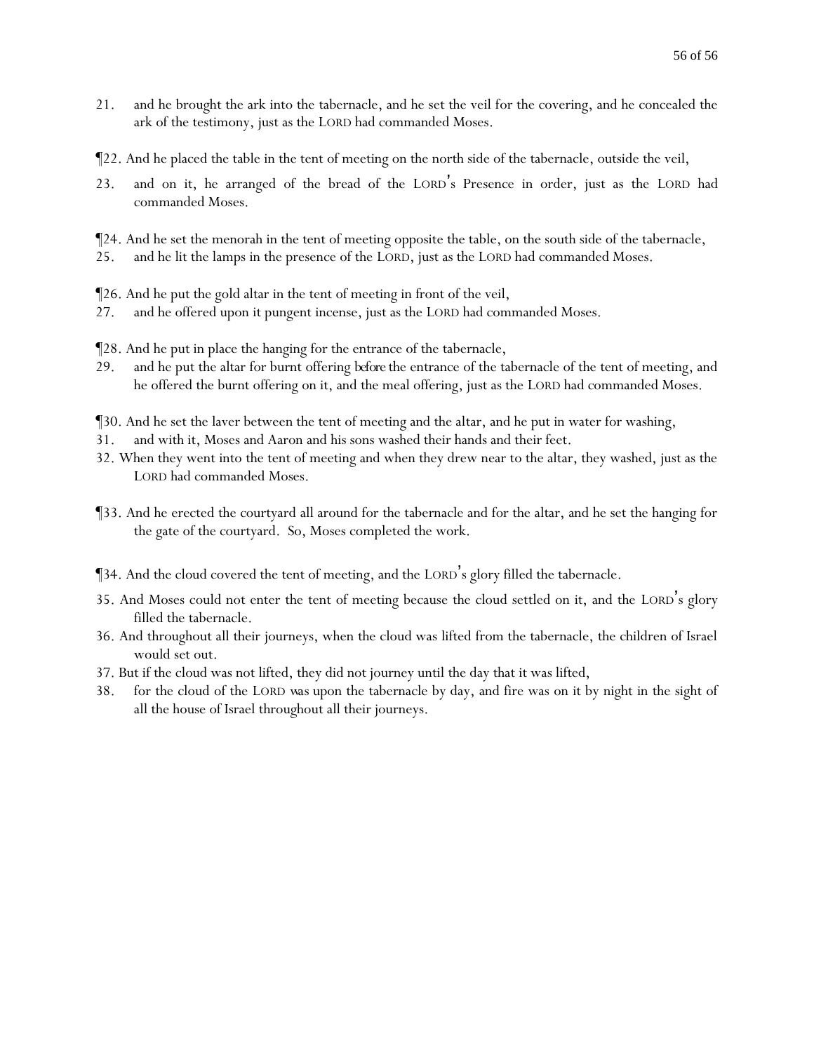21. and he brought the ark into the tabernacle, and he set the veil for the covering, and he concealed the ark of the testimony, just as the LORD had commanded Moses.

¶22. And he placed the table in the tent of meeting on the north side of the tabernacle, outside the veil,

23. and on it, he arranged of the bread of the LORD's Presence in order, just as the LORD had commanded Moses.

¶24. And he set the menorah in the tent of meeting opposite the table, on the south side of the tabernacle,

25. and he lit the lamps in the presence of the LORD, just as the LORD had commanded Moses.

¶26. And he put the gold altar in the tent of meeting in front of the veil,

27. and he offered upon it pungent incense, just as the LORD had commanded Moses.

¶28. And he put in place the hanging for the entrance of the tabernacle,

29. and he put the altar for burnt offering *before* the entrance of the tabernacle of the tent of meeting, and he offered the burnt offering on it, and the meal offering, just as the LORD had commanded Moses.

¶30. And he set the laver between the tent of meeting and the altar, and he put in water for washing,

31. and with it, Moses and Aaron and his sons washed their hands and their feet.

32. When they went into the tent of meeting and when they drew near to the altar, they washed, just as the LORD had commanded Moses.

¶33. And he erected the courtyard all around for the tabernacle and for the altar, and he set the hanging for the gate of the courtyard. So, Moses completed the work.

¶34. And the cloud covered the tent of meeting, and the LORD's glory filled the tabernacle.

35. And Moses could not enter the tent of meeting because the cloud settled on it, and the LORD's glory filled the tabernacle.

36. And throughout all their journeys, when the cloud was lifted from the tabernacle, the children of Israel would set out.

37. But if the cloud was not lifted, they did not journey until the day that it was lifted,

38. for the cloud of the LORD *was* upon the tabernacle by day, and fire was on it by night in the sight of all the house of Israel throughout all their journeys.